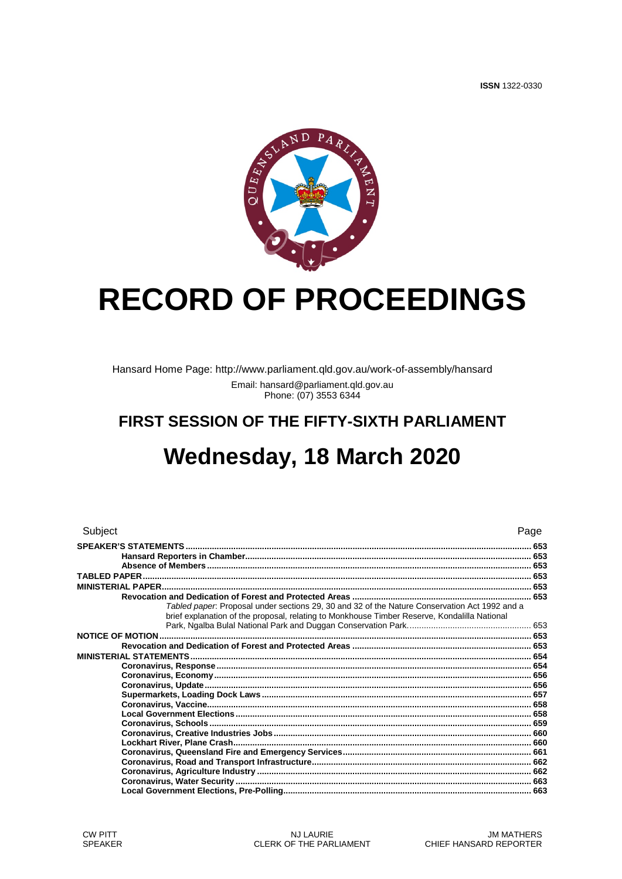**ISSN** 1322-0330

# RECORD OF PROCEEDINGS

Hansard Home Page: http://www.parliament.qld.gov.au/work-of-assembly/hansard

Email: hansard@parliament.qld.gov.au
Phone: (07) 3553 6344

## FIRST SESSION OF THE FIFTY-SIXTH PARLIAMENT

## Wednesday, 18 March 2020

| Subject | Page |
|---|---|
| **SPEAKER'S STATEMENTS** | **653** |
| **Hansard Reporters in Chamber** | **653** |
| **Absence of Members** | **653** |
| **TABLED PAPER** | **653** |
| **MINISTERIAL PAPER** | **653** |
| **Revocation and Dedication of Forest and Protected Areas** | **653** |
| *Tabled paper*: Proposal under sections 29, 30 and 32 of the Nature Conservation Act 1992 and a brief explanation of the proposal, relating to Monkhouse Timber Reserve, Kondalilla National Park, Ngalba Bulal National Park and Duggan Conservation Park. | 653 |
| **NOTICE OF MOTION** | **653** |
| **Revocation and Dedication of Forest and Protected Areas** | **653** |
| **MINISTERIAL STATEMENTS** | **654** |
| **Coronavirus, Response** | **654** |
| **Coronavirus, Economy** | **656** |
| **Coronavirus, Update** | **656** |
| **Supermarkets, Loading Dock Laws** | **657** |
| **Coronavirus, Vaccine** | **658** |
| **Local Government Elections** | **658** |
| **Coronavirus, Schools** | **659** |
| **Coronavirus, Creative Industries Jobs** | **660** |
| **Lockhart River, Plane Crash** | **660** |
| **Coronavirus, Queensland Fire and Emergency Services** | **661** |
| **Coronavirus, Road and Transport Infrastructure** | **662** |
| **Coronavirus, Agriculture Industry** | **662** |
| **Coronavirus, Water Security** | **663** |
| **Local Government Elections, Pre-Polling** | **663** |

CW PITT
SPEAKER

NJ LAURIE
CLERK OF THE PARLIAMENT

JM MATHERS
CHIEF HANSARD REPORTER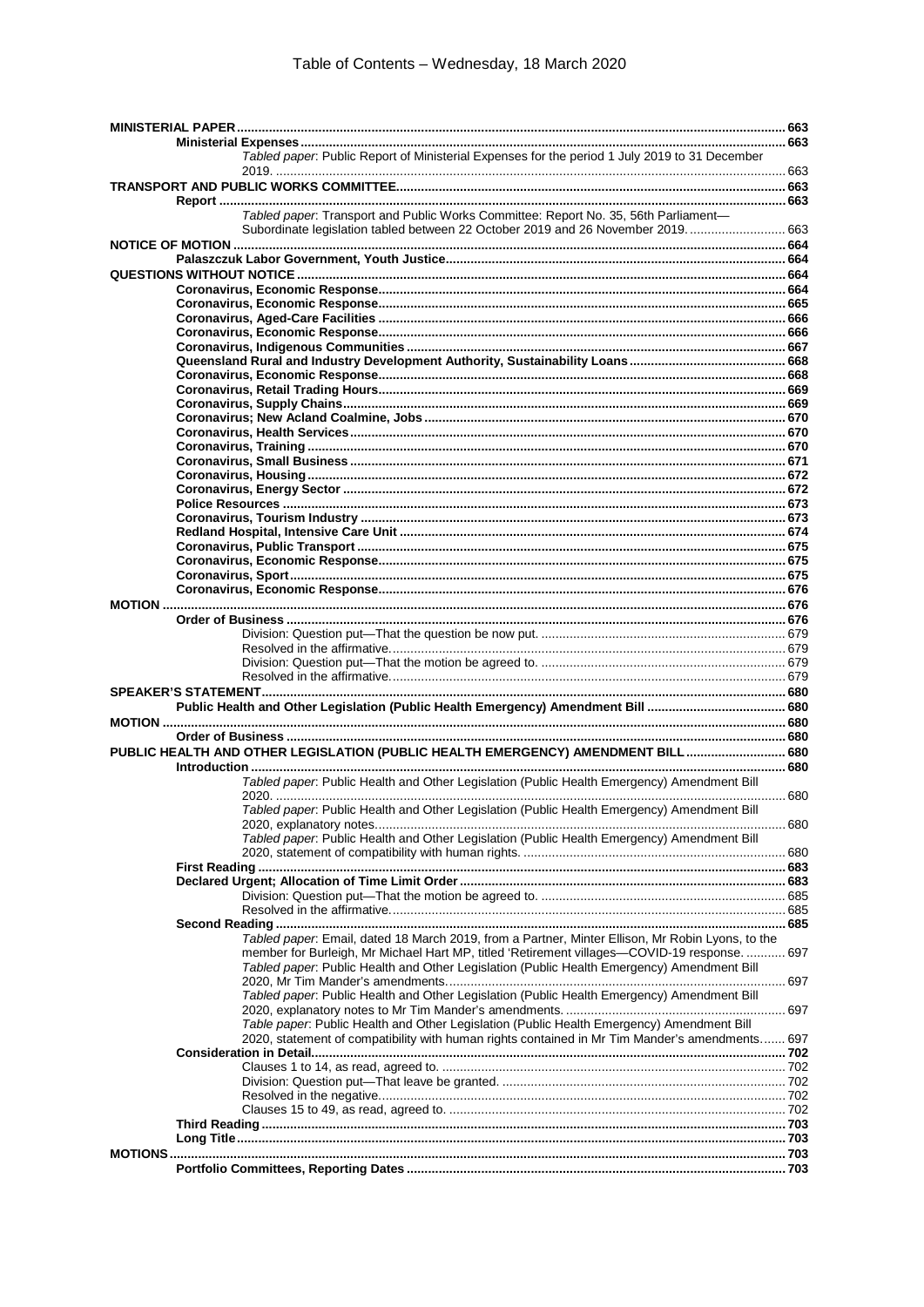# Table of Contents – Wednesday, 18 March 2020

| | |
|---|---|
| **MINISTERIAL PAPER** | **663** |
| **Ministerial Expenses** | **663** |
| *Tabled paper*: Public Report of Ministerial Expenses for the period 1 July 2019 to 31 December 2019. | 663 |
| **TRANSPORT AND PUBLIC WORKS COMMITTEE** | **663** |
| **Report** | **663** |
| *Tabled paper*: Transport and Public Works Committee: Report No. 35, 56th Parliament—Subordinate legislation tabled between 22 October 2019 and 26 November 2019. | 663 |
| **NOTICE OF MOTION** | **664** |
| **Palaszczuk Labor Government, Youth Justice** | **664** |
| **QUESTIONS WITHOUT NOTICE** | **664** |
| **Coronavirus, Economic Response** | **664** |
| **Coronavirus, Economic Response** | **665** |
| **Coronavirus, Aged-Care Facilities** | **666** |
| **Coronavirus, Economic Response** | **666** |
| **Coronavirus, Indigenous Communities** | **667** |
| **Queensland Rural and Industry Development Authority, Sustainability Loans** | **668** |
| **Coronavirus, Economic Response** | **668** |
| **Coronavirus, Retail Trading Hours** | **669** |
| **Coronavirus, Supply Chains** | **669** |
| **Coronavirus; New Acland Coalmine, Jobs** | **670** |
| **Coronavirus, Health Services** | **670** |
| **Coronavirus, Training** | **670** |
| **Coronavirus, Small Business** | **671** |
| **Coronavirus, Housing** | **672** |
| **Coronavirus, Energy Sector** | **672** |
| **Police Resources** | **673** |
| **Coronavirus, Tourism Industry** | **673** |
| **Redland Hospital, Intensive Care Unit** | **674** |
| **Coronavirus, Public Transport** | **675** |
| **Coronavirus, Economic Response** | **675** |
| **Coronavirus, Sport** | **675** |
| **Coronavirus, Economic Response** | **676** |
| **MOTION** | **676** |
| **Order of Business** | **676** |
| Division: Question put—That the question be now put. | 679 |
| Resolved in the affirmative. | 679 |
| Division: Question put—That the motion be agreed to. | 679 |
| Resolved in the affirmative. | 679 |
| **SPEAKER'S STATEMENT** | **680** |
| **Public Health and Other Legislation (Public Health Emergency) Amendment Bill** | **680** |
| **MOTION** | **680** |
| **Order of Business** | **680** |
| **PUBLIC HEALTH AND OTHER LEGISLATION (PUBLIC HEALTH EMERGENCY) AMENDMENT BILL** | **680** |
| **Introduction** | **680** |
| *Tabled paper*: Public Health and Other Legislation (Public Health Emergency) Amendment Bill 2020. | 680 |
| *Tabled paper*: Public Health and Other Legislation (Public Health Emergency) Amendment Bill 2020, explanatory notes. | 680 |
| *Tabled paper*: Public Health and Other Legislation (Public Health Emergency) Amendment Bill 2020, statement of compatibility with human rights. | 680 |
| **First Reading** | **683** |
| **Declared Urgent; Allocation of Time Limit Order** | **683** |
| Division: Question put—That the motion be agreed to. | 685 |
| Resolved in the affirmative. | 685 |
| **Second Reading** | **685** |
| *Tabled paper*: Email, dated 18 March 2019, from a Partner, Minter Ellison, Mr Robin Lyons, to the member for Burleigh, Mr Michael Hart MP, titled 'Retirement villages—COVID-19 response. | 697 |
| *Tabled paper*: Public Health and Other Legislation (Public Health Emergency) Amendment Bill 2020, Mr Tim Mander's amendments. | 697 |
| *Tabled paper*: Public Health and Other Legislation (Public Health Emergency) Amendment Bill 2020, explanatory notes to Mr Tim Mander's amendments. | 697 |
| *Table paper*: Public Health and Other Legislation (Public Health Emergency) Amendment Bill 2020, statement of compatibility with human rights contained in Mr Tim Mander's amendments. | 697 |
| **Consideration in Detail** | **702** |
| Clauses 1 to 14, as read, agreed to. | 702 |
| Division: Question put—That leave be granted. | 702 |
| Resolved in the negative. | 702 |
| Clauses 15 to 49, as read, agreed to. | 702 |
| **Third Reading** | **703** |
| **Long Title** | **703** |
| **MOTIONS** | **703** |
| **Portfolio Committees, Reporting Dates** | **703** |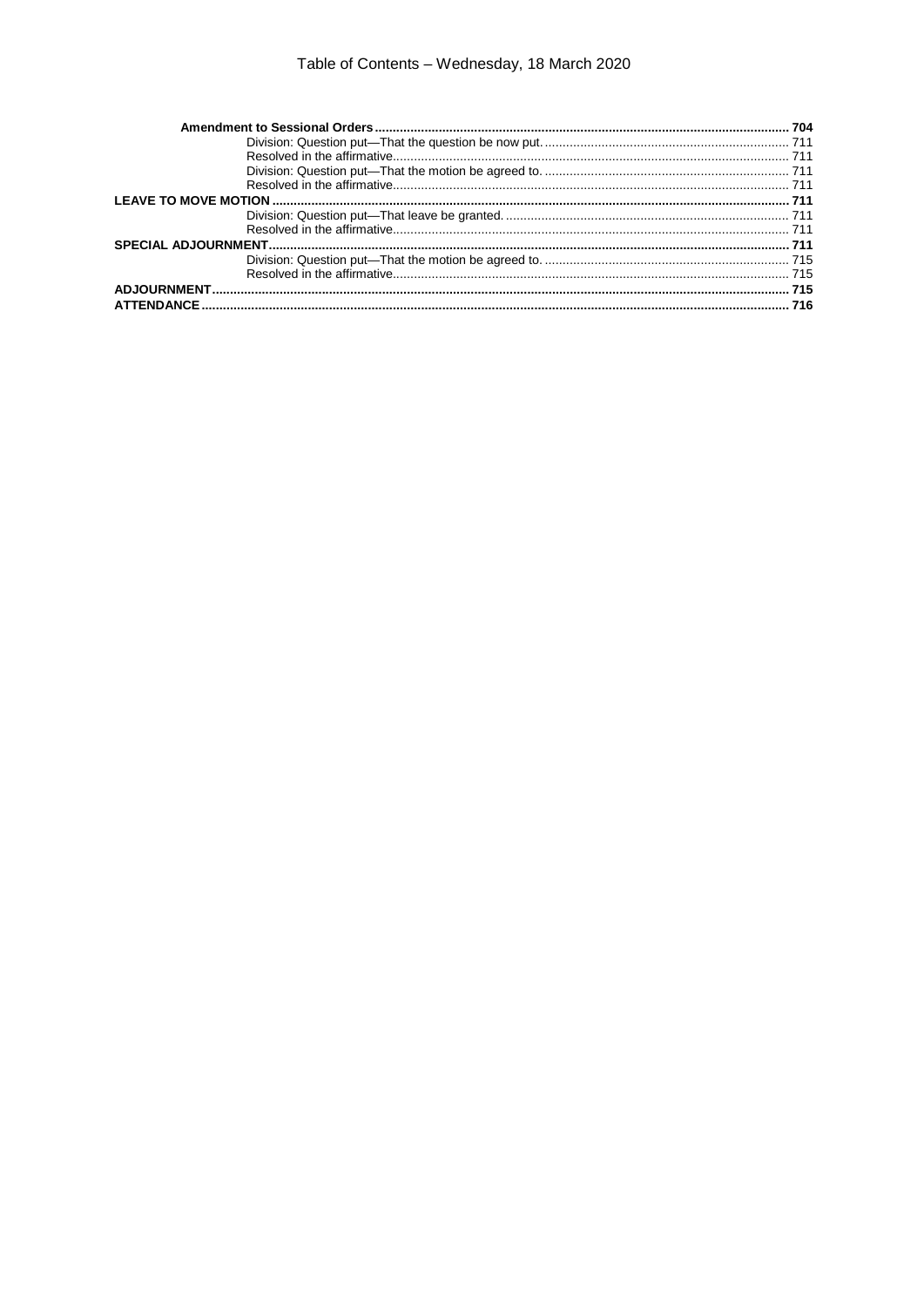Table of Contents – Wednesday, 18 March 2020

**Amendment to Sessional Orders** .......... **704**

Division: Question put—That the question be now put. .......... 711

Resolved in the affirmative.......... 711

Division: Question put—That the motion be agreed to. .......... 711

Resolved in the affirmative.......... 711

**LEAVE TO MOVE MOTION** .......... **711**

Division: Question put—That leave be granted. .......... 711

Resolved in the affirmative.......... 711

**SPECIAL ADJOURNMENT**.......... **711**

Division: Question put—That the motion be agreed to. .......... 715

Resolved in the affirmative.......... 715

**ADJOURNMENT**.......... **715**

**ATTENDANCE** .......... **716**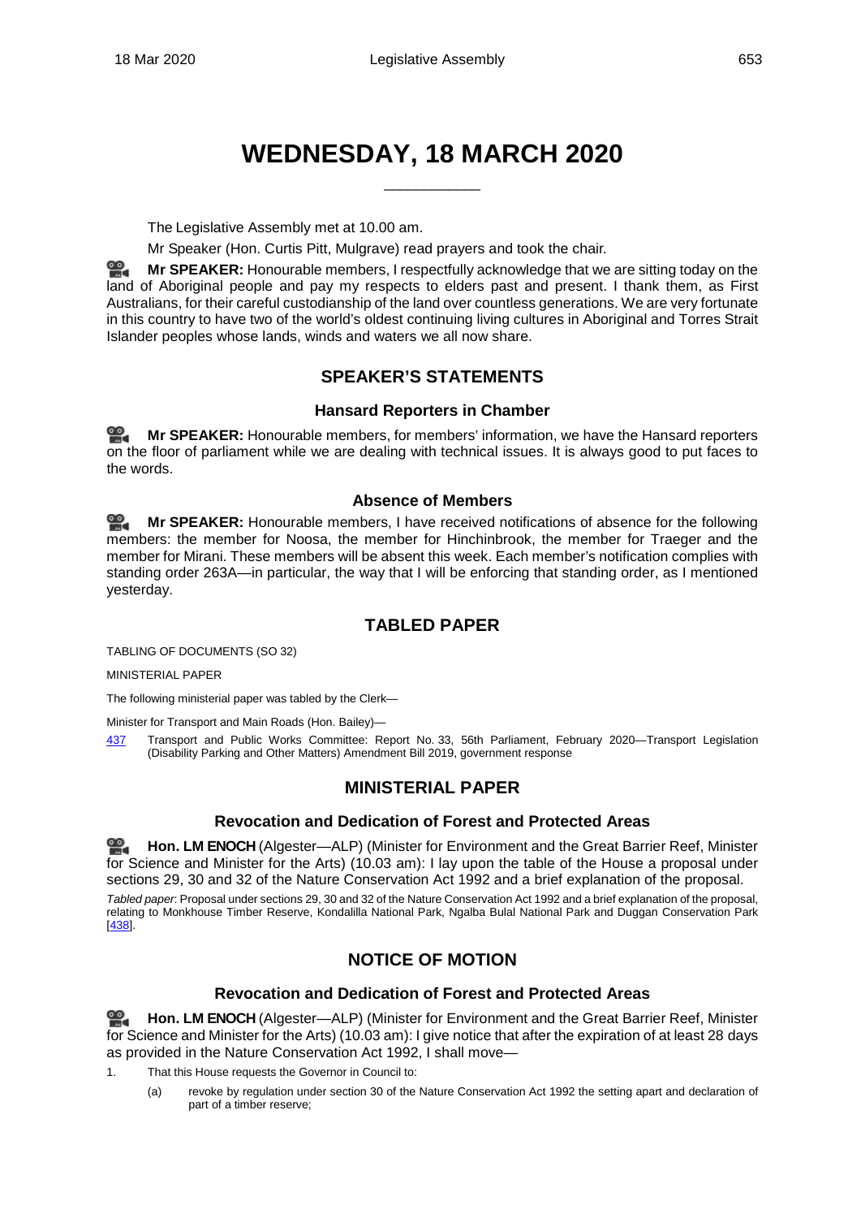# WEDNESDAY, 18 MARCH 2020

The Legislative Assembly met at 10.00 am.

Mr Speaker (Hon. Curtis Pitt, Mulgrave) read prayers and took the chair.

**Mr SPEAKER:** Honourable members, I respectfully acknowledge that we are sitting today on the land of Aboriginal people and pay my respects to elders past and present. I thank them, as First Australians, for their careful custodianship of the land over countless generations. We are very fortunate in this country to have two of the world's oldest continuing living cultures in Aboriginal and Torres Strait Islander peoples whose lands, winds and waters we all now share.

## SPEAKER'S STATEMENTS

### Hansard Reporters in Chamber

**Mr SPEAKER:** Honourable members, for members' information, we have the Hansard reporters on the floor of parliament while we are dealing with technical issues. It is always good to put faces to the words.

### Absence of Members

**Mr SPEAKER:** Honourable members, I have received notifications of absence for the following members: the member for Noosa, the member for Hinchinbrook, the member for Traeger and the member for Mirani. These members will be absent this week. Each member's notification complies with standing order 263A—in particular, the way that I will be enforcing that standing order, as I mentioned yesterday.

## TABLED PAPER

TABLING OF DOCUMENTS (SO 32)

MINISTERIAL PAPER

The following ministerial paper was tabled by the Clerk—

Minister for Transport and Main Roads (Hon. Bailey)—

437 Transport and Public Works Committee: Report No. 33, 56th Parliament, February 2020—Transport Legislation (Disability Parking and Other Matters) Amendment Bill 2019, government response

## MINISTERIAL PAPER

### Revocation and Dedication of Forest and Protected Areas

**Hon. LM ENOCH** (Algester—ALP) (Minister for Environment and the Great Barrier Reef, Minister for Science and Minister for the Arts) (10.03 am): I lay upon the table of the House a proposal under sections 29, 30 and 32 of the Nature Conservation Act 1992 and a brief explanation of the proposal.

*Tabled paper*: Proposal under sections 29, 30 and 32 of the Nature Conservation Act 1992 and a brief explanation of the proposal, relating to Monkhouse Timber Reserve, Kondalilla National Park, Ngalba Bulal National Park and Duggan Conservation Park [438].

## NOTICE OF MOTION

### Revocation and Dedication of Forest and Protected Areas

**Hon. LM ENOCH** (Algester—ALP) (Minister for Environment and the Great Barrier Reef, Minister for Science and Minister for the Arts) (10.03 am): I give notice that after the expiration of at least 28 days as provided in the Nature Conservation Act 1992, I shall move—

1. That this House requests the Governor in Council to:
   - (a) revoke by regulation under section 30 of the Nature Conservation Act 1992 the setting apart and declaration of part of a timber reserve;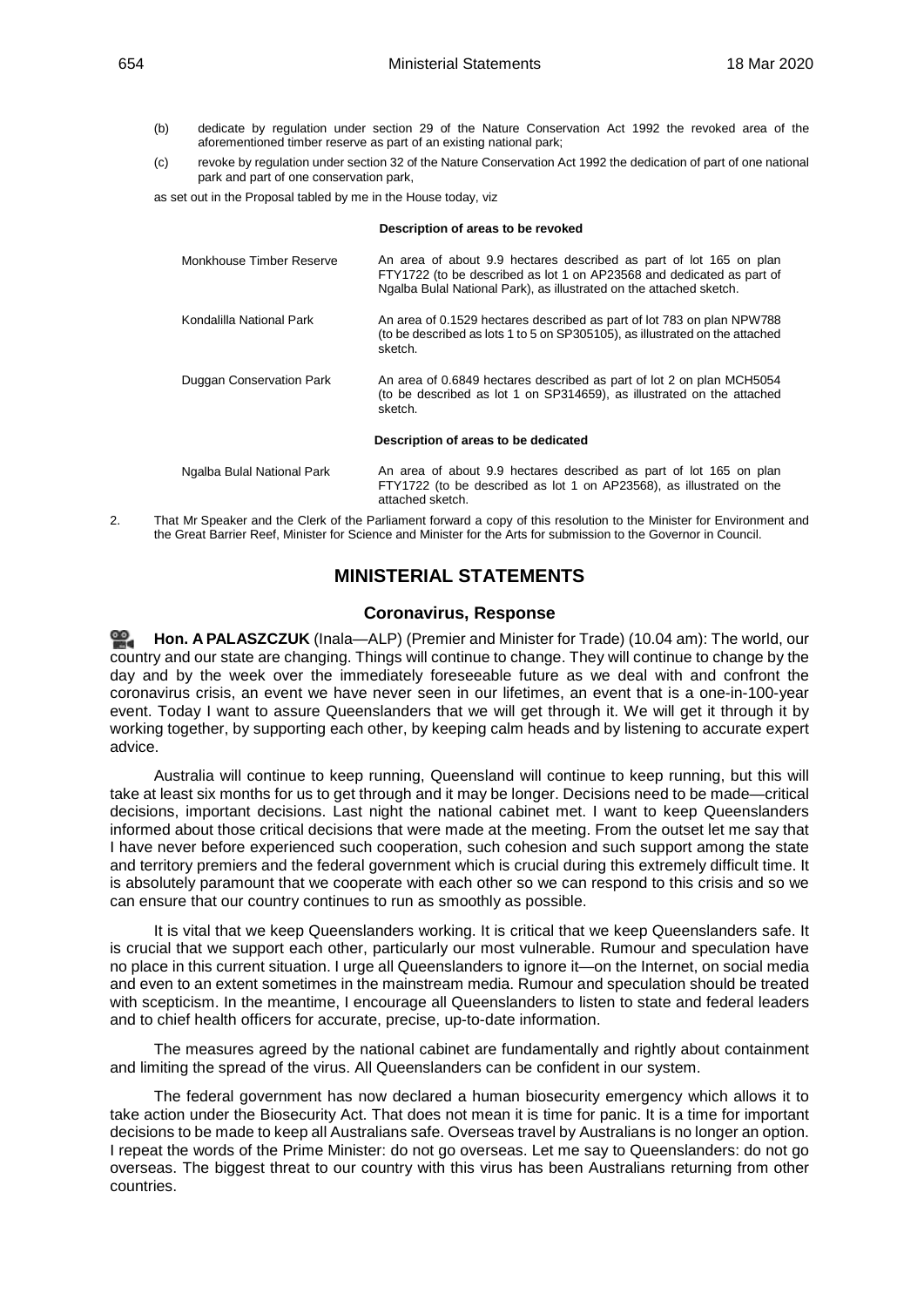(b) dedicate by regulation under section 29 of the Nature Conservation Act 1992 the revoked area of the aforementioned timber reserve as part of an existing national park;

(c) revoke by regulation under section 32 of the Nature Conservation Act 1992 the dedication of part of one national park and part of one conservation park,

as set out in the Proposal tabled by me in the House today, viz

**Description of areas to be revoked**

| | |
|---|---|
| Monkhouse Timber Reserve | An area of about 9.9 hectares described as part of lot 165 on plan FTY1722 (to be described as lot 1 on AP23568 and dedicated as part of Ngalba Bulal National Park), as illustrated on the attached sketch. |
| Kondalilla National Park | An area of 0.1529 hectares described as part of lot 783 on plan NPW788 (to be described as lots 1 to 5 on SP305105), as illustrated on the attached sketch. |
| Duggan Conservation Park | An area of 0.6849 hectares described as part of lot 2 on plan MCH5054 (to be described as lot 1 on SP314659), as illustrated on the attached sketch. |

**Description of areas to be dedicated**

| | |
|---|---|
| Ngalba Bulal National Park | An area of about 9.9 hectares described as part of lot 165 on plan FTY1722 (to be described as lot 1 on AP23568), as illustrated on the attached sketch. |

2. That Mr Speaker and the Clerk of the Parliament forward a copy of this resolution to the Minister for Environment and the Great Barrier Reef, Minister for Science and Minister for the Arts for submission to the Governor in Council.

## MINISTERIAL STATEMENTS

### Coronavirus, Response

**Hon. A PALASZCZUK** (Inala—ALP) (Premier and Minister for Trade) (10.04 am): The world, our country and our state are changing. Things will continue to change. They will continue to change by the day and by the week over the immediately foreseeable future as we deal with and confront the coronavirus crisis, an event we have never seen in our lifetimes, an event that is a one-in-100-year event. Today I want to assure Queenslanders that we will get through it. We will get it through it by working together, by supporting each other, by keeping calm heads and by listening to accurate expert advice.

Australia will continue to keep running, Queensland will continue to keep running, but this will take at least six months for us to get through and it may be longer. Decisions need to be made—critical decisions, important decisions. Last night the national cabinet met. I want to keep Queenslanders informed about those critical decisions that were made at the meeting. From the outset let me say that I have never before experienced such cooperation, such cohesion and such support among the state and territory premiers and the federal government which is crucial during this extremely difficult time. It is absolutely paramount that we cooperate with each other so we can respond to this crisis and so we can ensure that our country continues to run as smoothly as possible.

It is vital that we keep Queenslanders working. It is critical that we keep Queenslanders safe. It is crucial that we support each other, particularly our most vulnerable. Rumour and speculation have no place in this current situation. I urge all Queenslanders to ignore it—on the Internet, on social media and even to an extent sometimes in the mainstream media. Rumour and speculation should be treated with scepticism. In the meantime, I encourage all Queenslanders to listen to state and federal leaders and to chief health officers for accurate, precise, up-to-date information.

The measures agreed by the national cabinet are fundamentally and rightly about containment and limiting the spread of the virus. All Queenslanders can be confident in our system.

The federal government has now declared a human biosecurity emergency which allows it to take action under the Biosecurity Act. That does not mean it is time for panic. It is a time for important decisions to be made to keep all Australians safe. Overseas travel by Australians is no longer an option. I repeat the words of the Prime Minister: do not go overseas. Let me say to Queenslanders: do not go overseas. The biggest threat to our country with this virus has been Australians returning from other countries.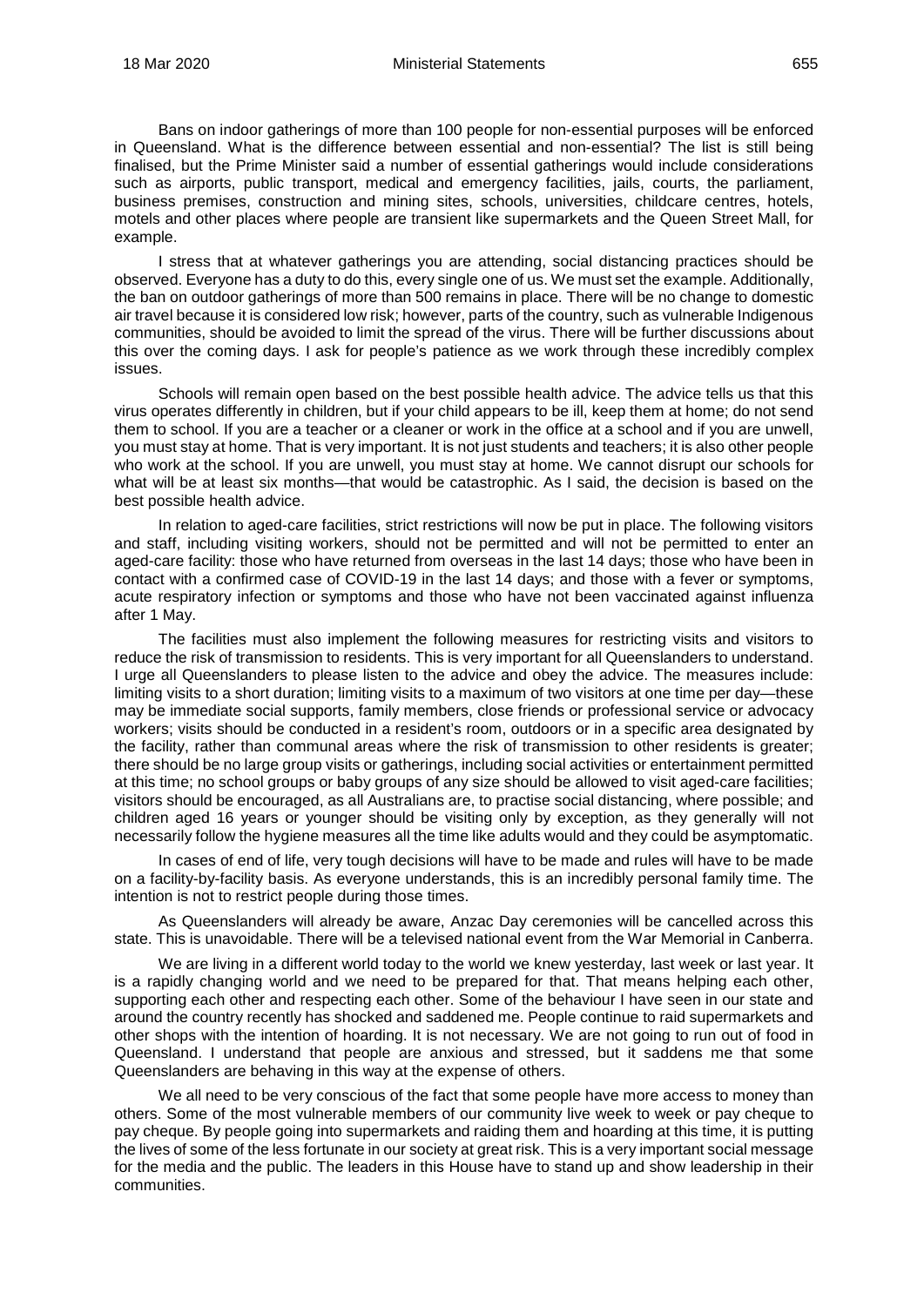Bans on indoor gatherings of more than 100 people for non-essential purposes will be enforced in Queensland. What is the difference between essential and non-essential? The list is still being finalised, but the Prime Minister said a number of essential gatherings would include considerations such as airports, public transport, medical and emergency facilities, jails, courts, the parliament, business premises, construction and mining sites, schools, universities, childcare centres, hotels, motels and other places where people are transient like supermarkets and the Queen Street Mall, for example.

I stress that at whatever gatherings you are attending, social distancing practices should be observed. Everyone has a duty to do this, every single one of us. We must set the example. Additionally, the ban on outdoor gatherings of more than 500 remains in place. There will be no change to domestic air travel because it is considered low risk; however, parts of the country, such as vulnerable Indigenous communities, should be avoided to limit the spread of the virus. There will be further discussions about this over the coming days. I ask for people's patience as we work through these incredibly complex issues.

Schools will remain open based on the best possible health advice. The advice tells us that this virus operates differently in children, but if your child appears to be ill, keep them at home; do not send them to school. If you are a teacher or a cleaner or work in the office at a school and if you are unwell, you must stay at home. That is very important. It is not just students and teachers; it is also other people who work at the school. If you are unwell, you must stay at home. We cannot disrupt our schools for what will be at least six months—that would be catastrophic. As I said, the decision is based on the best possible health advice.

In relation to aged-care facilities, strict restrictions will now be put in place. The following visitors and staff, including visiting workers, should not be permitted and will not be permitted to enter an aged-care facility: those who have returned from overseas in the last 14 days; those who have been in contact with a confirmed case of COVID-19 in the last 14 days; and those with a fever or symptoms, acute respiratory infection or symptoms and those who have not been vaccinated against influenza after 1 May.

The facilities must also implement the following measures for restricting visits and visitors to reduce the risk of transmission to residents. This is very important for all Queenslanders to understand. I urge all Queenslanders to please listen to the advice and obey the advice. The measures include: limiting visits to a short duration; limiting visits to a maximum of two visitors at one time per day—these may be immediate social supports, family members, close friends or professional service or advocacy workers; visits should be conducted in a resident's room, outdoors or in a specific area designated by the facility, rather than communal areas where the risk of transmission to other residents is greater; there should be no large group visits or gatherings, including social activities or entertainment permitted at this time; no school groups or baby groups of any size should be allowed to visit aged-care facilities; visitors should be encouraged, as all Australians are, to practise social distancing, where possible; and children aged 16 years or younger should be visiting only by exception, as they generally will not necessarily follow the hygiene measures all the time like adults would and they could be asymptomatic.

In cases of end of life, very tough decisions will have to be made and rules will have to be made on a facility-by-facility basis. As everyone understands, this is an incredibly personal family time. The intention is not to restrict people during those times.

As Queenslanders will already be aware, Anzac Day ceremonies will be cancelled across this state. This is unavoidable. There will be a televised national event from the War Memorial in Canberra.

We are living in a different world today to the world we knew yesterday, last week or last year. It is a rapidly changing world and we need to be prepared for that. That means helping each other, supporting each other and respecting each other. Some of the behaviour I have seen in our state and around the country recently has shocked and saddened me. People continue to raid supermarkets and other shops with the intention of hoarding. It is not necessary. We are not going to run out of food in Queensland. I understand that people are anxious and stressed, but it saddens me that some Queenslanders are behaving in this way at the expense of others.

We all need to be very conscious of the fact that some people have more access to money than others. Some of the most vulnerable members of our community live week to week or pay cheque to pay cheque. By people going into supermarkets and raiding them and hoarding at this time, it is putting the lives of some of the less fortunate in our society at great risk. This is a very important social message for the media and the public. The leaders in this House have to stand up and show leadership in their communities.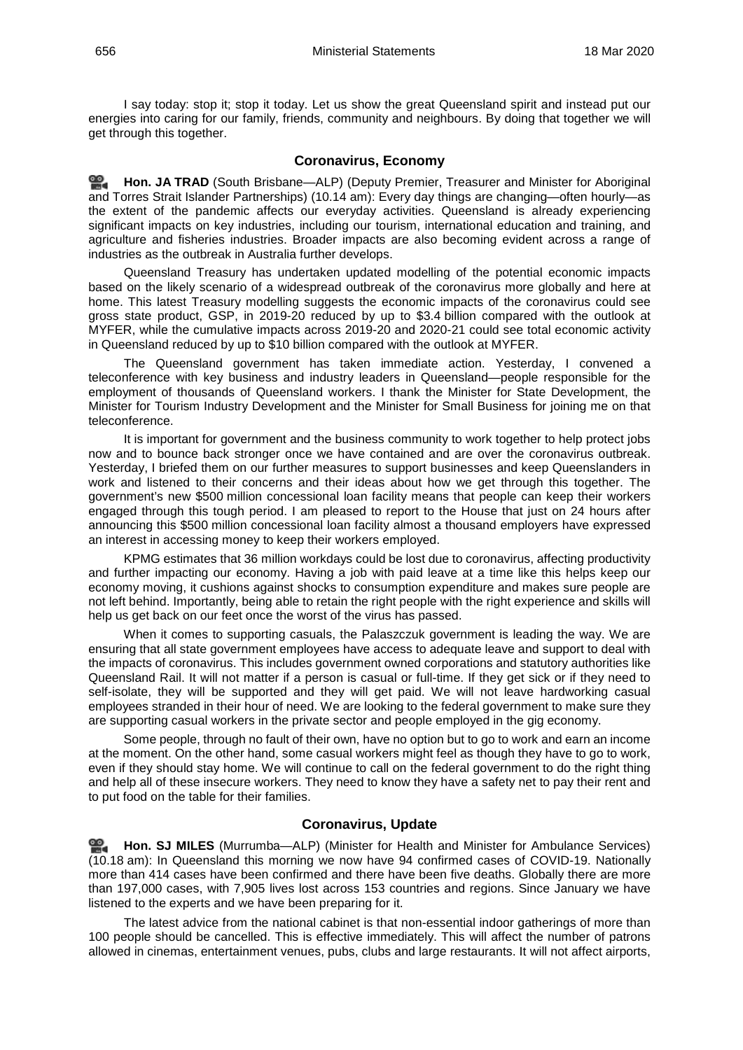I say today: stop it; stop it today. Let us show the great Queensland spirit and instead put our energies into caring for our family, friends, community and neighbours. By doing that together we will get through this together.

## Coronavirus, Economy

**Hon. JA TRAD** (South Brisbane—ALP) (Deputy Premier, Treasurer and Minister for Aboriginal and Torres Strait Islander Partnerships) (10.14 am): Every day things are changing—often hourly—as the extent of the pandemic affects our everyday activities. Queensland is already experiencing significant impacts on key industries, including our tourism, international education and training, and agriculture and fisheries industries. Broader impacts are also becoming evident across a range of industries as the outbreak in Australia further develops.

Queensland Treasury has undertaken updated modelling of the potential economic impacts based on the likely scenario of a widespread outbreak of the coronavirus more globally and here at home. This latest Treasury modelling suggests the economic impacts of the coronavirus could see gross state product, GSP, in 2019-20 reduced by up to $3.4 billion compared with the outlook at MYFER, while the cumulative impacts across 2019-20 and 2020-21 could see total economic activity in Queensland reduced by up to $10 billion compared with the outlook at MYFER.

The Queensland government has taken immediate action. Yesterday, I convened a teleconference with key business and industry leaders in Queensland—people responsible for the employment of thousands of Queensland workers. I thank the Minister for State Development, the Minister for Tourism Industry Development and the Minister for Small Business for joining me on that teleconference.

It is important for government and the business community to work together to help protect jobs now and to bounce back stronger once we have contained and are over the coronavirus outbreak. Yesterday, I briefed them on our further measures to support businesses and keep Queenslanders in work and listened to their concerns and their ideas about how we get through this together. The government's new $500 million concessional loan facility means that people can keep their workers engaged through this tough period. I am pleased to report to the House that just on 24 hours after announcing this $500 million concessional loan facility almost a thousand employers have expressed an interest in accessing money to keep their workers employed.

KPMG estimates that 36 million workdays could be lost due to coronavirus, affecting productivity and further impacting our economy. Having a job with paid leave at a time like this helps keep our economy moving, it cushions against shocks to consumption expenditure and makes sure people are not left behind. Importantly, being able to retain the right people with the right experience and skills will help us get back on our feet once the worst of the virus has passed.

When it comes to supporting casuals, the Palaszczuk government is leading the way. We are ensuring that all state government employees have access to adequate leave and support to deal with the impacts of coronavirus. This includes government owned corporations and statutory authorities like Queensland Rail. It will not matter if a person is casual or full-time. If they get sick or if they need to self-isolate, they will be supported and they will get paid. We will not leave hardworking casual employees stranded in their hour of need. We are looking to the federal government to make sure they are supporting casual workers in the private sector and people employed in the gig economy.

Some people, through no fault of their own, have no option but to go to work and earn an income at the moment. On the other hand, some casual workers might feel as though they have to go to work, even if they should stay home. We will continue to call on the federal government to do the right thing and help all of these insecure workers. They need to know they have a safety net to pay their rent and to put food on the table for their families.

## Coronavirus, Update

**Hon. SJ MILES** (Murrumba—ALP) (Minister for Health and Minister for Ambulance Services) (10.18 am): In Queensland this morning we now have 94 confirmed cases of COVID-19. Nationally more than 414 cases have been confirmed and there have been five deaths. Globally there are more than 197,000 cases, with 7,905 lives lost across 153 countries and regions. Since January we have listened to the experts and we have been preparing for it.

The latest advice from the national cabinet is that non-essential indoor gatherings of more than 100 people should be cancelled. This is effective immediately. This will affect the number of patrons allowed in cinemas, entertainment venues, pubs, clubs and large restaurants. It will not affect airports,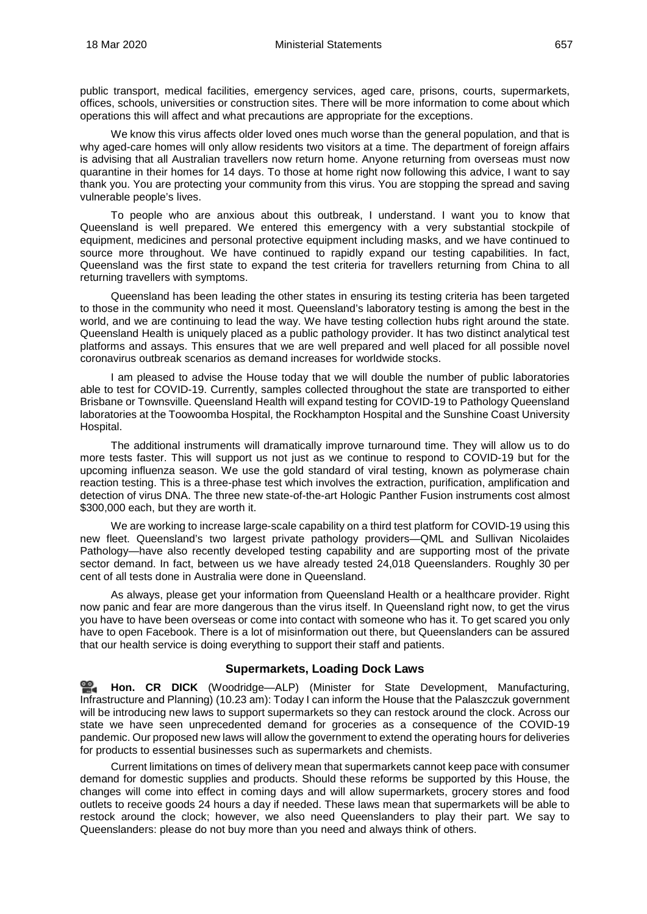public transport, medical facilities, emergency services, aged care, prisons, courts, supermarkets, offices, schools, universities or construction sites. There will be more information to come about which operations this will affect and what precautions are appropriate for the exceptions.

We know this virus affects older loved ones much worse than the general population, and that is why aged-care homes will only allow residents two visitors at a time. The department of foreign affairs is advising that all Australian travellers now return home. Anyone returning from overseas must now quarantine in their homes for 14 days. To those at home right now following this advice, I want to say thank you. You are protecting your community from this virus. You are stopping the spread and saving vulnerable people's lives.

To people who are anxious about this outbreak, I understand. I want you to know that Queensland is well prepared. We entered this emergency with a very substantial stockpile of equipment, medicines and personal protective equipment including masks, and we have continued to source more throughout. We have continued to rapidly expand our testing capabilities. In fact, Queensland was the first state to expand the test criteria for travellers returning from China to all returning travellers with symptoms.

Queensland has been leading the other states in ensuring its testing criteria has been targeted to those in the community who need it most. Queensland's laboratory testing is among the best in the world, and we are continuing to lead the way. We have testing collection hubs right around the state. Queensland Health is uniquely placed as a public pathology provider. It has two distinct analytical test platforms and assays. This ensures that we are well prepared and well placed for all possible novel coronavirus outbreak scenarios as demand increases for worldwide stocks.

I am pleased to advise the House today that we will double the number of public laboratories able to test for COVID-19. Currently, samples collected throughout the state are transported to either Brisbane or Townsville. Queensland Health will expand testing for COVID-19 to Pathology Queensland laboratories at the Toowoomba Hospital, the Rockhampton Hospital and the Sunshine Coast University Hospital.

The additional instruments will dramatically improve turnaround time. They will allow us to do more tests faster. This will support us not just as we continue to respond to COVID-19 but for the upcoming influenza season. We use the gold standard of viral testing, known as polymerase chain reaction testing. This is a three-phase test which involves the extraction, purification, amplification and detection of virus DNA. The three new state-of-the-art Hologic Panther Fusion instruments cost almost $300,000 each, but they are worth it.

We are working to increase large-scale capability on a third test platform for COVID-19 using this new fleet. Queensland's two largest private pathology providers—QML and Sullivan Nicolaides Pathology—have also recently developed testing capability and are supporting most of the private sector demand. In fact, between us we have already tested 24,018 Queenslanders. Roughly 30 per cent of all tests done in Australia were done in Queensland.

As always, please get your information from Queensland Health or a healthcare provider. Right now panic and fear are more dangerous than the virus itself. In Queensland right now, to get the virus you have to have been overseas or come into contact with someone who has it. To get scared you only have to open Facebook. There is a lot of misinformation out there, but Queenslanders can be assured that our health service is doing everything to support their staff and patients.

### Supermarkets, Loading Dock Laws

**Hon. CR DICK** (Woodridge—ALP) (Minister for State Development, Manufacturing, Infrastructure and Planning) (10.23 am): Today I can inform the House that the Palaszczuk government will be introducing new laws to support supermarkets so they can restock around the clock. Across our state we have seen unprecedented demand for groceries as a consequence of the COVID-19 pandemic. Our proposed new laws will allow the government to extend the operating hours for deliveries for products to essential businesses such as supermarkets and chemists.

Current limitations on times of delivery mean that supermarkets cannot keep pace with consumer demand for domestic supplies and products. Should these reforms be supported by this House, the changes will come into effect in coming days and will allow supermarkets, grocery stores and food outlets to receive goods 24 hours a day if needed. These laws mean that supermarkets will be able to restock around the clock; however, we also need Queenslanders to play their part. We say to Queenslanders: please do not buy more than you need and always think of others.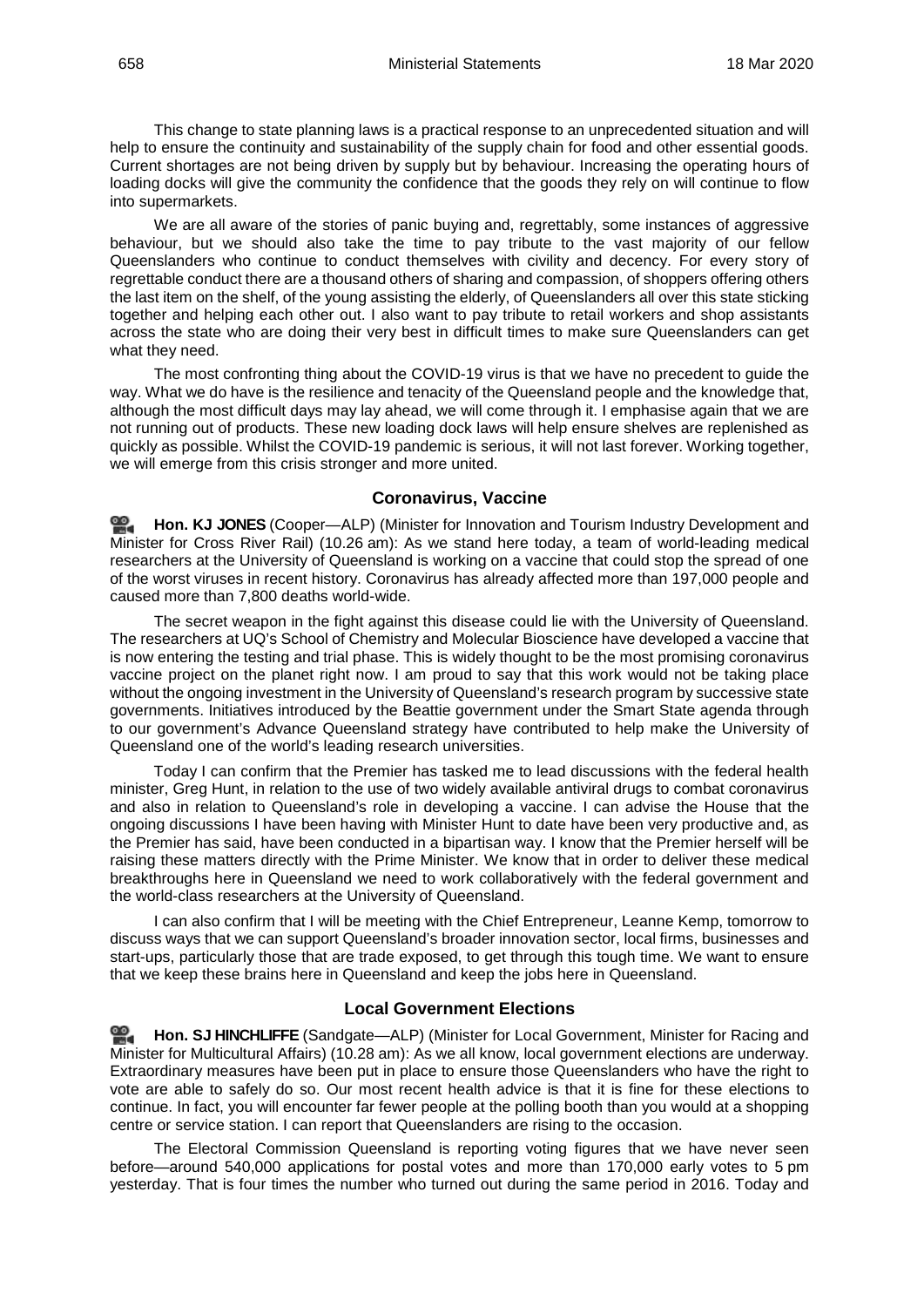This change to state planning laws is a practical response to an unprecedented situation and will help to ensure the continuity and sustainability of the supply chain for food and other essential goods. Current shortages are not being driven by supply but by behaviour. Increasing the operating hours of loading docks will give the community the confidence that the goods they rely on will continue to flow into supermarkets.

We are all aware of the stories of panic buying and, regrettably, some instances of aggressive behaviour, but we should also take the time to pay tribute to the vast majority of our fellow Queenslanders who continue to conduct themselves with civility and decency. For every story of regrettable conduct there are a thousand others of sharing and compassion, of shoppers offering others the last item on the shelf, of the young assisting the elderly, of Queenslanders all over this state sticking together and helping each other out. I also want to pay tribute to retail workers and shop assistants across the state who are doing their very best in difficult times to make sure Queenslanders can get what they need.

The most confronting thing about the COVID-19 virus is that we have no precedent to guide the way. What we do have is the resilience and tenacity of the Queensland people and the knowledge that, although the most difficult days may lay ahead, we will come through it. I emphasise again that we are not running out of products. These new loading dock laws will help ensure shelves are replenished as quickly as possible. Whilst the COVID-19 pandemic is serious, it will not last forever. Working together, we will emerge from this crisis stronger and more united.

## Coronavirus, Vaccine

**Hon. KJ JONES** (Cooper—ALP) (Minister for Innovation and Tourism Industry Development and Minister for Cross River Rail) (10.26 am): As we stand here today, a team of world-leading medical researchers at the University of Queensland is working on a vaccine that could stop the spread of one of the worst viruses in recent history. Coronavirus has already affected more than 197,000 people and caused more than 7,800 deaths world-wide.

The secret weapon in the fight against this disease could lie with the University of Queensland. The researchers at UQ's School of Chemistry and Molecular Bioscience have developed a vaccine that is now entering the testing and trial phase. This is widely thought to be the most promising coronavirus vaccine project on the planet right now. I am proud to say that this work would not be taking place without the ongoing investment in the University of Queensland's research program by successive state governments. Initiatives introduced by the Beattie government under the Smart State agenda through to our government's Advance Queensland strategy have contributed to help make the University of Queensland one of the world's leading research universities.

Today I can confirm that the Premier has tasked me to lead discussions with the federal health minister, Greg Hunt, in relation to the use of two widely available antiviral drugs to combat coronavirus and also in relation to Queensland's role in developing a vaccine. I can advise the House that the ongoing discussions I have been having with Minister Hunt to date have been very productive and, as the Premier has said, have been conducted in a bipartisan way. I know that the Premier herself will be raising these matters directly with the Prime Minister. We know that in order to deliver these medical breakthroughs here in Queensland we need to work collaboratively with the federal government and the world-class researchers at the University of Queensland.

I can also confirm that I will be meeting with the Chief Entrepreneur, Leanne Kemp, tomorrow to discuss ways that we can support Queensland's broader innovation sector, local firms, businesses and start-ups, particularly those that are trade exposed, to get through this tough time. We want to ensure that we keep these brains here in Queensland and keep the jobs here in Queensland.

## Local Government Elections

**Hon. SJ HINCHLIFFE** (Sandgate—ALP) (Minister for Local Government, Minister for Racing and Minister for Multicultural Affairs) (10.28 am): As we all know, local government elections are underway. Extraordinary measures have been put in place to ensure those Queenslanders who have the right to vote are able to safely do so. Our most recent health advice is that it is fine for these elections to continue. In fact, you will encounter far fewer people at the polling booth than you would at a shopping centre or service station. I can report that Queenslanders are rising to the occasion.

The Electoral Commission Queensland is reporting voting figures that we have never seen before—around 540,000 applications for postal votes and more than 170,000 early votes to 5 pm yesterday. That is four times the number who turned out during the same period in 2016. Today and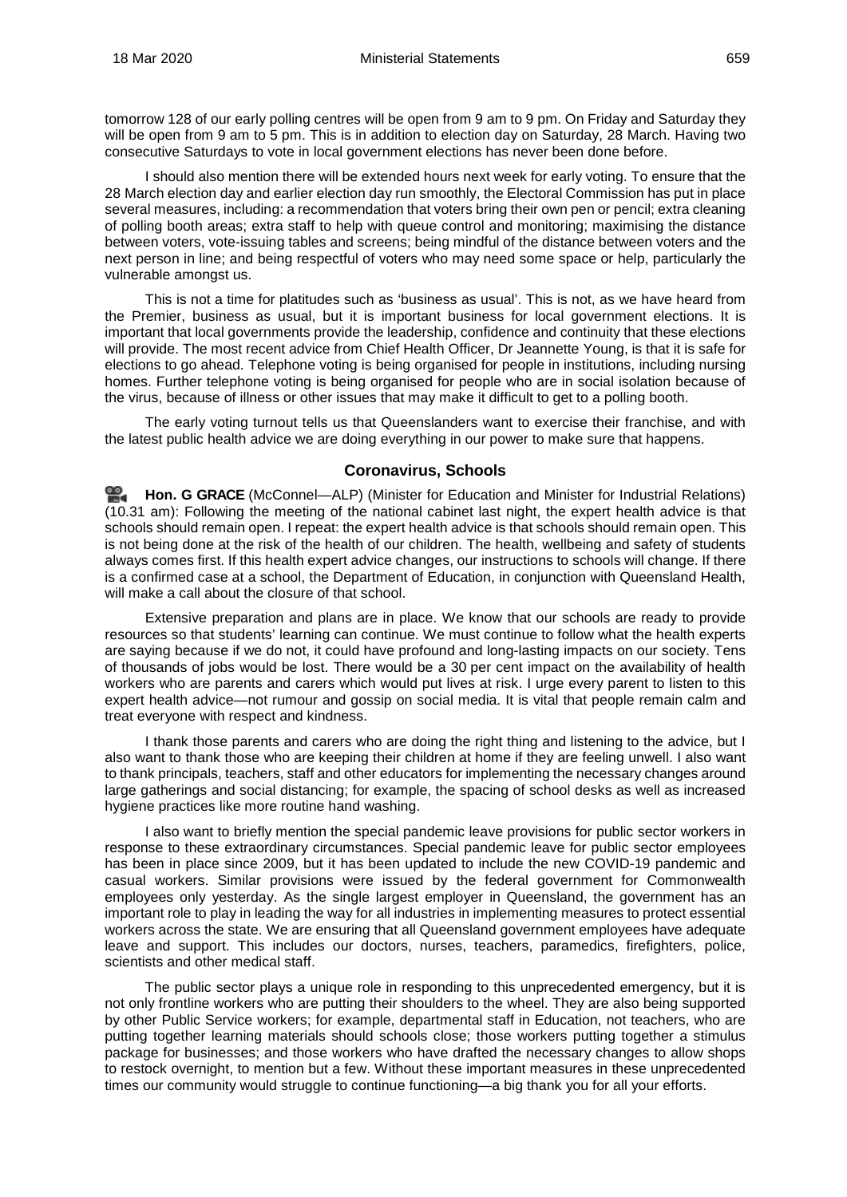tomorrow 128 of our early polling centres will be open from 9 am to 9 pm. On Friday and Saturday they will be open from 9 am to 5 pm. This is in addition to election day on Saturday, 28 March. Having two consecutive Saturdays to vote in local government elections has never been done before.

I should also mention there will be extended hours next week for early voting. To ensure that the 28 March election day and earlier election day run smoothly, the Electoral Commission has put in place several measures, including: a recommendation that voters bring their own pen or pencil; extra cleaning of polling booth areas; extra staff to help with queue control and monitoring; maximising the distance between voters, vote-issuing tables and screens; being mindful of the distance between voters and the next person in line; and being respectful of voters who may need some space or help, particularly the vulnerable amongst us.

This is not a time for platitudes such as 'business as usual'. This is not, as we have heard from the Premier, business as usual, but it is important business for local government elections. It is important that local governments provide the leadership, confidence and continuity that these elections will provide. The most recent advice from Chief Health Officer, Dr Jeannette Young, is that it is safe for elections to go ahead. Telephone voting is being organised for people in institutions, including nursing homes. Further telephone voting is being organised for people who are in social isolation because of the virus, because of illness or other issues that may make it difficult to get to a polling booth.

The early voting turnout tells us that Queenslanders want to exercise their franchise, and with the latest public health advice we are doing everything in our power to make sure that happens.

### Coronavirus, Schools

**Hon. G GRACE** (McConnel—ALP) (Minister for Education and Minister for Industrial Relations) (10.31 am): Following the meeting of the national cabinet last night, the expert health advice is that schools should remain open. I repeat: the expert health advice is that schools should remain open. This is not being done at the risk of the health of our children. The health, wellbeing and safety of students always comes first. If this health expert advice changes, our instructions to schools will change. If there is a confirmed case at a school, the Department of Education, in conjunction with Queensland Health, will make a call about the closure of that school.

Extensive preparation and plans are in place. We know that our schools are ready to provide resources so that students' learning can continue. We must continue to follow what the health experts are saying because if we do not, it could have profound and long-lasting impacts on our society. Tens of thousands of jobs would be lost. There would be a 30 per cent impact on the availability of health workers who are parents and carers which would put lives at risk. I urge every parent to listen to this expert health advice—not rumour and gossip on social media. It is vital that people remain calm and treat everyone with respect and kindness.

I thank those parents and carers who are doing the right thing and listening to the advice, but I also want to thank those who are keeping their children at home if they are feeling unwell. I also want to thank principals, teachers, staff and other educators for implementing the necessary changes around large gatherings and social distancing; for example, the spacing of school desks as well as increased hygiene practices like more routine hand washing.

I also want to briefly mention the special pandemic leave provisions for public sector workers in response to these extraordinary circumstances. Special pandemic leave for public sector employees has been in place since 2009, but it has been updated to include the new COVID-19 pandemic and casual workers. Similar provisions were issued by the federal government for Commonwealth employees only yesterday. As the single largest employer in Queensland, the government has an important role to play in leading the way for all industries in implementing measures to protect essential workers across the state. We are ensuring that all Queensland government employees have adequate leave and support. This includes our doctors, nurses, teachers, paramedics, firefighters, police, scientists and other medical staff.

The public sector plays a unique role in responding to this unprecedented emergency, but it is not only frontline workers who are putting their shoulders to the wheel. They are also being supported by other Public Service workers; for example, departmental staff in Education, not teachers, who are putting together learning materials should schools close; those workers putting together a stimulus package for businesses; and those workers who have drafted the necessary changes to allow shops to restock overnight, to mention but a few. Without these important measures in these unprecedented times our community would struggle to continue functioning—a big thank you for all your efforts.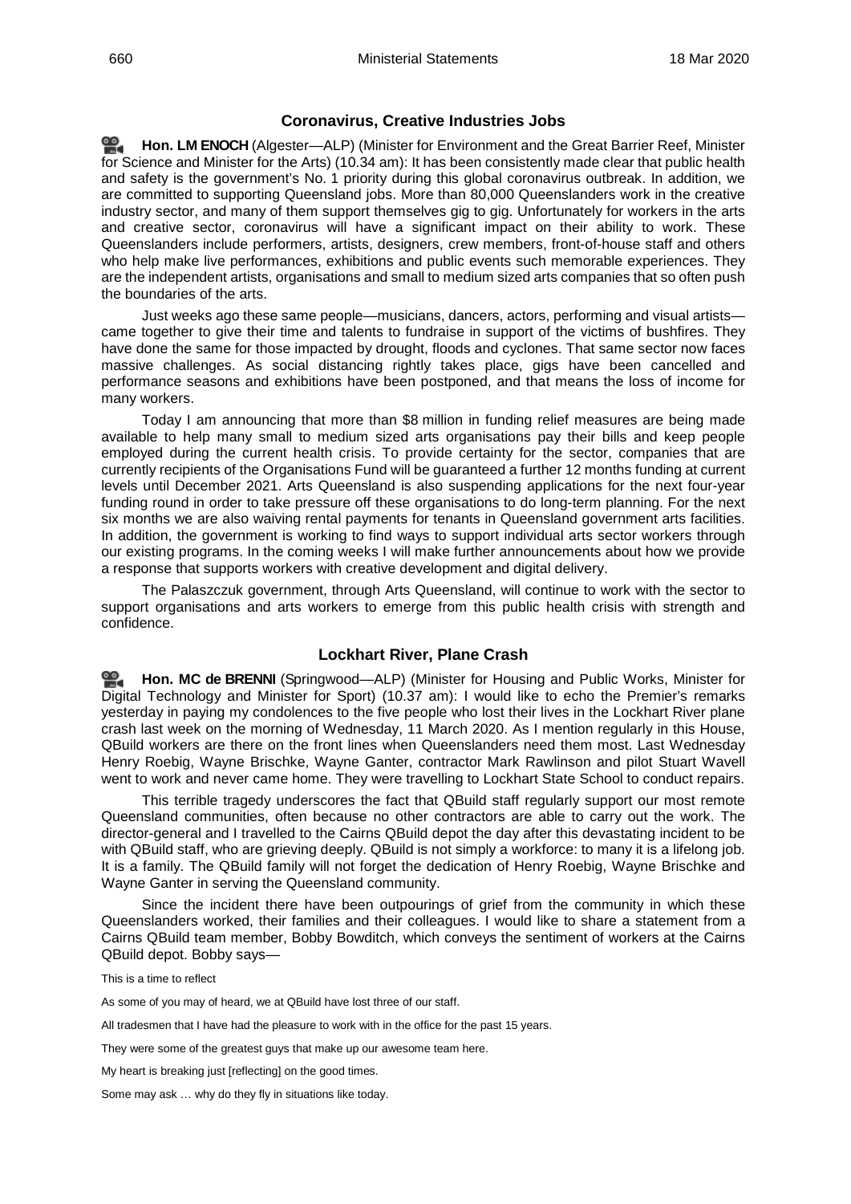## Coronavirus, Creative Industries Jobs

**Hon. LM ENOCH** (Algester—ALP) (Minister for Environment and the Great Barrier Reef, Minister for Science and Minister for the Arts) (10.34 am): It has been consistently made clear that public health and safety is the government's No. 1 priority during this global coronavirus outbreak. In addition, we are committed to supporting Queensland jobs. More than 80,000 Queenslanders work in the creative industry sector, and many of them support themselves gig to gig. Unfortunately for workers in the arts and creative sector, coronavirus will have a significant impact on their ability to work. These Queenslanders include performers, artists, designers, crew members, front-of-house staff and others who help make live performances, exhibitions and public events such memorable experiences. They are the independent artists, organisations and small to medium sized arts companies that so often push the boundaries of the arts.

Just weeks ago these same people—musicians, dancers, actors, performing and visual artists—came together to give their time and talents to fundraise in support of the victims of bushfires. They have done the same for those impacted by drought, floods and cyclones. That same sector now faces massive challenges. As social distancing rightly takes place, gigs have been cancelled and performance seasons and exhibitions have been postponed, and that means the loss of income for many workers.

Today I am announcing that more than $8 million in funding relief measures are being made available to help many small to medium sized arts organisations pay their bills and keep people employed during the current health crisis. To provide certainty for the sector, companies that are currently recipients of the Organisations Fund will be guaranteed a further 12 months funding at current levels until December 2021. Arts Queensland is also suspending applications for the next four-year funding round in order to take pressure off these organisations to do long-term planning. For the next six months we are also waiving rental payments for tenants in Queensland government arts facilities. In addition, the government is working to find ways to support individual arts sector workers through our existing programs. In the coming weeks I will make further announcements about how we provide a response that supports workers with creative development and digital delivery.

The Palaszczuk government, through Arts Queensland, will continue to work with the sector to support organisations and arts workers to emerge from this public health crisis with strength and confidence.

## Lockhart River, Plane Crash

**Hon. MC de BRENNI** (Springwood—ALP) (Minister for Housing and Public Works, Minister for Digital Technology and Minister for Sport) (10.37 am): I would like to echo the Premier's remarks yesterday in paying my condolences to the five people who lost their lives in the Lockhart River plane crash last week on the morning of Wednesday, 11 March 2020. As I mention regularly in this House, QBuild workers are there on the front lines when Queenslanders need them most. Last Wednesday Henry Roebig, Wayne Brischke, Wayne Ganter, contractor Mark Rawlinson and pilot Stuart Wavell went to work and never came home. They were travelling to Lockhart State School to conduct repairs.

This terrible tragedy underscores the fact that QBuild staff regularly support our most remote Queensland communities, often because no other contractors are able to carry out the work. The director-general and I travelled to the Cairns QBuild depot the day after this devastating incident to be with QBuild staff, who are grieving deeply. QBuild is not simply a workforce: to many it is a lifelong job. It is a family. The QBuild family will not forget the dedication of Henry Roebig, Wayne Brischke and Wayne Ganter in serving the Queensland community.

Since the incident there have been outpourings of grief from the community in which these Queenslanders worked, their families and their colleagues. I would like to share a statement from a Cairns QBuild team member, Bobby Bowditch, which conveys the sentiment of workers at the Cairns QBuild depot. Bobby says—

> This is a time to reflect
>
> As some of you may of heard, we at QBuild have lost three of our staff.
>
> All tradesmen that I have had the pleasure to work with in the office for the past 15 years.
>
> They were some of the greatest guys that make up our awesome team here.
>
> My heart is breaking just [reflecting] on the good times.
>
> Some may ask … why do they fly in situations like today.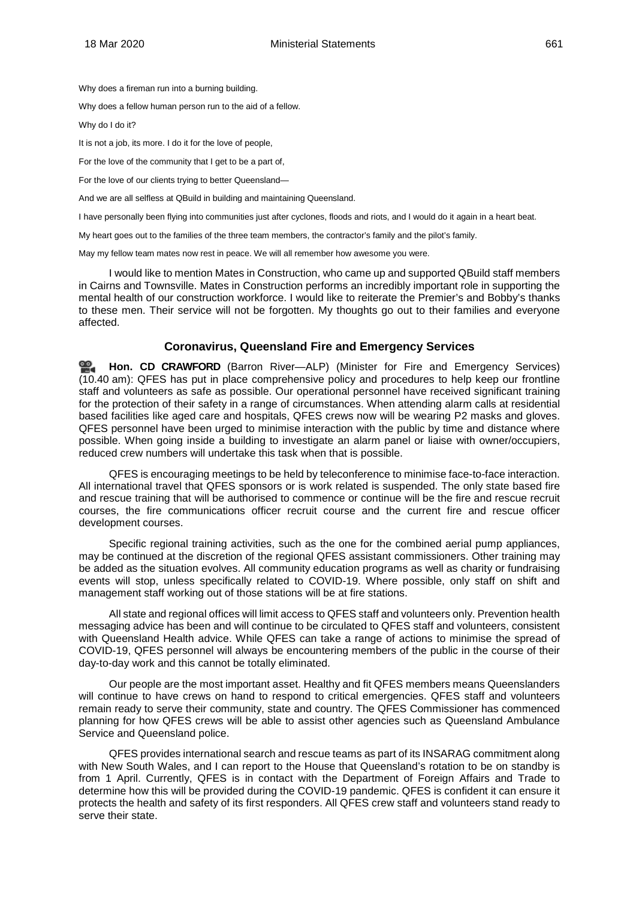Why does a fireman run into a burning building.

Why does a fellow human person run to the aid of a fellow.

Why do I do it?

It is not a job, its more. I do it for the love of people,

For the love of the community that I get to be a part of,

For the love of our clients trying to better Queensland—

And we are all selfless at QBuild in building and maintaining Queensland.

I have personally been flying into communities just after cyclones, floods and riots, and I would do it again in a heart beat.

My heart goes out to the families of the three team members, the contractor's family and the pilot's family.

May my fellow team mates now rest in peace. We will all remember how awesome you were.

I would like to mention Mates in Construction, who came up and supported QBuild staff members in Cairns and Townsville. Mates in Construction performs an incredibly important role in supporting the mental health of our construction workforce. I would like to reiterate the Premier's and Bobby's thanks to these men. Their service will not be forgotten. My thoughts go out to their families and everyone affected.

## Coronavirus, Queensland Fire and Emergency Services

**Hon. CD CRAWFORD** (Barron River—ALP) (Minister for Fire and Emergency Services) (10.40 am): QFES has put in place comprehensive policy and procedures to help keep our frontline staff and volunteers as safe as possible. Our operational personnel have received significant training for the protection of their safety in a range of circumstances. When attending alarm calls at residential based facilities like aged care and hospitals, QFES crews now will be wearing P2 masks and gloves. QFES personnel have been urged to minimise interaction with the public by time and distance where possible. When going inside a building to investigate an alarm panel or liaise with owner/occupiers, reduced crew numbers will undertake this task when that is possible.

QFES is encouraging meetings to be held by teleconference to minimise face-to-face interaction. All international travel that QFES sponsors or is work related is suspended. The only state based fire and rescue training that will be authorised to commence or continue will be the fire and rescue recruit courses, the fire communications officer recruit course and the current fire and rescue officer development courses.

Specific regional training activities, such as the one for the combined aerial pump appliances, may be continued at the discretion of the regional QFES assistant commissioners. Other training may be added as the situation evolves. All community education programs as well as charity or fundraising events will stop, unless specifically related to COVID-19. Where possible, only staff on shift and management staff working out of those stations will be at fire stations.

All state and regional offices will limit access to QFES staff and volunteers only. Prevention health messaging advice has been and will continue to be circulated to QFES staff and volunteers, consistent with Queensland Health advice. While QFES can take a range of actions to minimise the spread of COVID-19, QFES personnel will always be encountering members of the public in the course of their day-to-day work and this cannot be totally eliminated.

Our people are the most important asset. Healthy and fit QFES members means Queenslanders will continue to have crews on hand to respond to critical emergencies. QFES staff and volunteers remain ready to serve their community, state and country. The QFES Commissioner has commenced planning for how QFES crews will be able to assist other agencies such as Queensland Ambulance Service and Queensland police.

QFES provides international search and rescue teams as part of its INSARAG commitment along with New South Wales, and I can report to the House that Queensland's rotation to be on standby is from 1 April. Currently, QFES is in contact with the Department of Foreign Affairs and Trade to determine how this will be provided during the COVID-19 pandemic. QFES is confident it can ensure it protects the health and safety of its first responders. All QFES crew staff and volunteers stand ready to serve their state.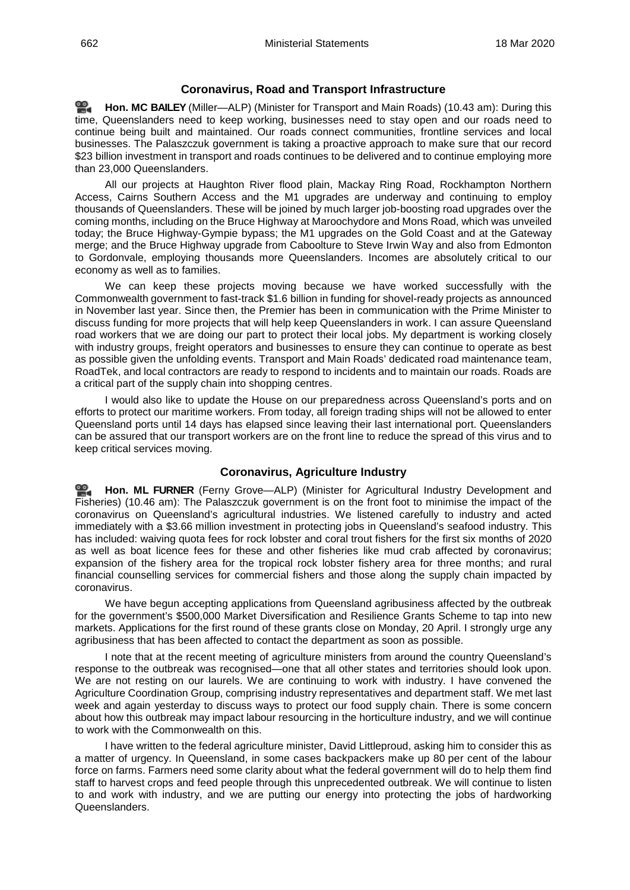## Coronavirus, Road and Transport Infrastructure

**Hon. MC BAILEY** (Miller—ALP) (Minister for Transport and Main Roads) (10.43 am): During this time, Queenslanders need to keep working, businesses need to stay open and our roads need to continue being built and maintained. Our roads connect communities, frontline services and local businesses. The Palaszczuk government is taking a proactive approach to make sure that our record $23 billion investment in transport and roads continues to be delivered and to continue employing more than 23,000 Queenslanders.

All our projects at Haughton River flood plain, Mackay Ring Road, Rockhampton Northern Access, Cairns Southern Access and the M1 upgrades are underway and continuing to employ thousands of Queenslanders. These will be joined by much larger job-boosting road upgrades over the coming months, including on the Bruce Highway at Maroochydore and Mons Road, which was unveiled today; the Bruce Highway-Gympie bypass; the M1 upgrades on the Gold Coast and at the Gateway merge; and the Bruce Highway upgrade from Caboolture to Steve Irwin Way and also from Edmonton to Gordonvale, employing thousands more Queenslanders. Incomes are absolutely critical to our economy as well as to families.

We can keep these projects moving because we have worked successfully with the Commonwealth government to fast-track $1.6 billion in funding for shovel-ready projects as announced in November last year. Since then, the Premier has been in communication with the Prime Minister to discuss funding for more projects that will help keep Queenslanders in work. I can assure Queensland road workers that we are doing our part to protect their local jobs. My department is working closely with industry groups, freight operators and businesses to ensure they can continue to operate as best as possible given the unfolding events. Transport and Main Roads' dedicated road maintenance team, RoadTek, and local contractors are ready to respond to incidents and to maintain our roads. Roads are a critical part of the supply chain into shopping centres.

I would also like to update the House on our preparedness across Queensland's ports and on efforts to protect our maritime workers. From today, all foreign trading ships will not be allowed to enter Queensland ports until 14 days has elapsed since leaving their last international port. Queenslanders can be assured that our transport workers are on the front line to reduce the spread of this virus and to keep critical services moving.

## Coronavirus, Agriculture Industry

**Hon. ML FURNER** (Ferny Grove—ALP) (Minister for Agricultural Industry Development and Fisheries) (10.46 am): The Palaszczuk government is on the front foot to minimise the impact of the coronavirus on Queensland's agricultural industries. We listened carefully to industry and acted immediately with a $3.66 million investment in protecting jobs in Queensland's seafood industry. This has included: waiving quota fees for rock lobster and coral trout fishers for the first six months of 2020 as well as boat licence fees for these and other fisheries like mud crab affected by coronavirus; expansion of the fishery area for the tropical rock lobster fishery area for three months; and rural financial counselling services for commercial fishers and those along the supply chain impacted by coronavirus.

We have begun accepting applications from Queensland agribusiness affected by the outbreak for the government's $500,000 Market Diversification and Resilience Grants Scheme to tap into new markets. Applications for the first round of these grants close on Monday, 20 April. I strongly urge any agribusiness that has been affected to contact the department as soon as possible.

I note that at the recent meeting of agriculture ministers from around the country Queensland's response to the outbreak was recognised—one that all other states and territories should look upon. We are not resting on our laurels. We are continuing to work with industry. I have convened the Agriculture Coordination Group, comprising industry representatives and department staff. We met last week and again yesterday to discuss ways to protect our food supply chain. There is some concern about how this outbreak may impact labour resourcing in the horticulture industry, and we will continue to work with the Commonwealth on this.

I have written to the federal agriculture minister, David Littleproud, asking him to consider this as a matter of urgency. In Queensland, in some cases backpackers make up 80 per cent of the labour force on farms. Farmers need some clarity about what the federal government will do to help them find staff to harvest crops and feed people through this unprecedented outbreak. We will continue to listen to and work with industry, and we are putting our energy into protecting the jobs of hardworking Queenslanders.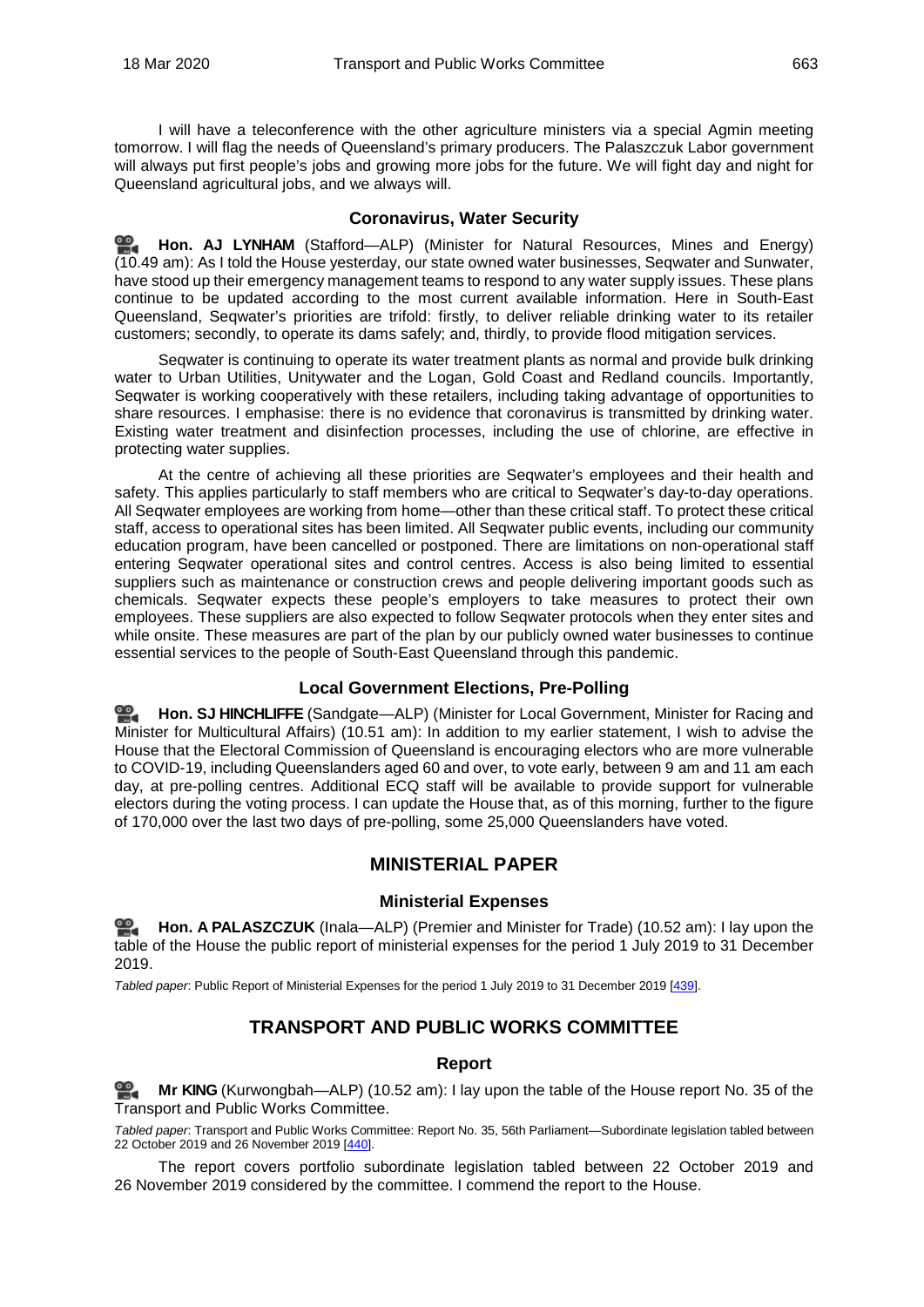I will have a teleconference with the other agriculture ministers via a special Agmin meeting tomorrow. I will flag the needs of Queensland's primary producers. The Palaszczuk Labor government will always put first people's jobs and growing more jobs for the future. We will fight day and night for Queensland agricultural jobs, and we always will.

### Coronavirus, Water Security

**Hon. AJ LYNHAM** (Stafford—ALP) (Minister for Natural Resources, Mines and Energy) (10.49 am): As I told the House yesterday, our state owned water businesses, Seqwater and Sunwater, have stood up their emergency management teams to respond to any water supply issues. These plans continue to be updated according to the most current available information. Here in South-East Queensland, Seqwater's priorities are trifold: firstly, to deliver reliable drinking water to its retailer customers; secondly, to operate its dams safely; and, thirdly, to provide flood mitigation services.

Seqwater is continuing to operate its water treatment plants as normal and provide bulk drinking water to Urban Utilities, Unitywater and the Logan, Gold Coast and Redland councils. Importantly, Seqwater is working cooperatively with these retailers, including taking advantage of opportunities to share resources. I emphasise: there is no evidence that coronavirus is transmitted by drinking water. Existing water treatment and disinfection processes, including the use of chlorine, are effective in protecting water supplies.

At the centre of achieving all these priorities are Seqwater's employees and their health and safety. This applies particularly to staff members who are critical to Seqwater's day-to-day operations. All Seqwater employees are working from home—other than these critical staff. To protect these critical staff, access to operational sites has been limited. All Seqwater public events, including our community education program, have been cancelled or postponed. There are limitations on non-operational staff entering Seqwater operational sites and control centres. Access is also being limited to essential suppliers such as maintenance or construction crews and people delivering important goods such as chemicals. Seqwater expects these people's employers to take measures to protect their own employees. These suppliers are also expected to follow Seqwater protocols when they enter sites and while onsite. These measures are part of the plan by our publicly owned water businesses to continue essential services to the people of South-East Queensland through this pandemic.

### Local Government Elections, Pre-Polling

**Hon. SJ HINCHLIFFE** (Sandgate—ALP) (Minister for Local Government, Minister for Racing and Minister for Multicultural Affairs) (10.51 am): In addition to my earlier statement, I wish to advise the House that the Electoral Commission of Queensland is encouraging electors who are more vulnerable to COVID-19, including Queenslanders aged 60 and over, to vote early, between 9 am and 11 am each day, at pre-polling centres. Additional ECQ staff will be available to provide support for vulnerable electors during the voting process. I can update the House that, as of this morning, further to the figure of 170,000 over the last two days of pre-polling, some 25,000 Queenslanders have voted.

## MINISTERIAL PAPER

### Ministerial Expenses

**Hon. A PALASZCZUK** (Inala—ALP) (Premier and Minister for Trade) (10.52 am): I lay upon the table of the House the public report of ministerial expenses for the period 1 July 2019 to 31 December 2019.

*Tabled paper*: Public Report of Ministerial Expenses for the period 1 July 2019 to 31 December 2019 [439].

## TRANSPORT AND PUBLIC WORKS COMMITTEE

### Report

**Mr KING** (Kurwongbah—ALP) (10.52 am): I lay upon the table of the House report No. 35 of the Transport and Public Works Committee.

*Tabled paper*: Transport and Public Works Committee: Report No. 35, 56th Parliament—Subordinate legislation tabled between 22 October 2019 and 26 November 2019 [440].

The report covers portfolio subordinate legislation tabled between 22 October 2019 and 26 November 2019 considered by the committee. I commend the report to the House.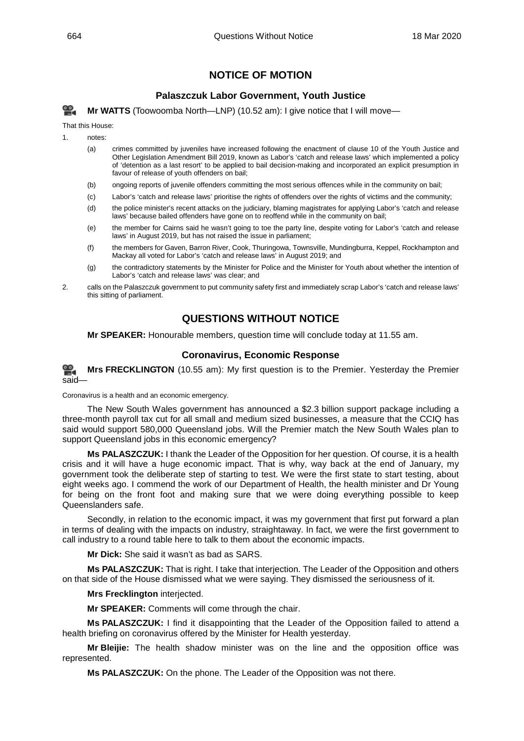## NOTICE OF MOTION

### Palaszczuk Labor Government, Youth Justice

**Mr WATTS** (Toowoomba North—LNP) (10.52 am): I give notice that I will move—

That this House:

1. notes:
   - (a) crimes committed by juveniles have increased following the enactment of clause 10 of the Youth Justice and Other Legislation Amendment Bill 2019, known as Labor's 'catch and release laws' which implemented a policy of 'detention as a last resort' to be applied to bail decision-making and incorporated an explicit presumption in favour of release of youth offenders on bail;
   - (b) ongoing reports of juvenile offenders committing the most serious offences while in the community on bail;
   - (c) Labor's 'catch and release laws' prioritise the rights of offenders over the rights of victims and the community;
   - (d) the police minister's recent attacks on the judiciary, blaming magistrates for applying Labor's 'catch and release laws' because bailed offenders have gone on to reoffend while in the community on bail;
   - (e) the member for Cairns said he wasn't going to toe the party line, despite voting for Labor's 'catch and release laws' in August 2019, but has not raised the issue in parliament;
   - (f) the members for Gaven, Barron River, Cook, Thuringowa, Townsville, Mundingburra, Keppel, Rockhampton and Mackay all voted for Labor's 'catch and release laws' in August 2019; and
   - (g) the contradictory statements by the Minister for Police and the Minister for Youth about whether the intention of Labor's 'catch and release laws' was clear; and
2. calls on the Palaszczuk government to put community safety first and immediately scrap Labor's 'catch and release laws' this sitting of parliament.

## QUESTIONS WITHOUT NOTICE

**Mr SPEAKER:** Honourable members, question time will conclude today at 11.55 am.

### Coronavirus, Economic Response

**Mrs FRECKLINGTON** (10.55 am): My first question is to the Premier. Yesterday the Premier said—

Coronavirus is a health and an economic emergency.

The New South Wales government has announced a $2.3 billion support package including a three-month payroll tax cut for all small and medium sized businesses, a measure that the CCIQ has said would support 580,000 Queensland jobs. Will the Premier match the New South Wales plan to support Queensland jobs in this economic emergency?

**Ms PALASZCZUK:** I thank the Leader of the Opposition for her question. Of course, it is a health crisis and it will have a huge economic impact. That is why, way back at the end of January, my government took the deliberate step of starting to test. We were the first state to start testing, about eight weeks ago. I commend the work of our Department of Health, the health minister and Dr Young for being on the front foot and making sure that we were doing everything possible to keep Queenslanders safe.

Secondly, in relation to the economic impact, it was my government that first put forward a plan in terms of dealing with the impacts on industry, straightaway. In fact, we were the first government to call industry to a round table here to talk to them about the economic impacts.

**Mr Dick:** She said it wasn't as bad as SARS.

**Ms PALASZCZUK:** That is right. I take that interjection. The Leader of the Opposition and others on that side of the House dismissed what we were saying. They dismissed the seriousness of it.

**Mrs Frecklington** interjected.

**Mr SPEAKER:** Comments will come through the chair.

**Ms PALASZCZUK:** I find it disappointing that the Leader of the Opposition failed to attend a health briefing on coronavirus offered by the Minister for Health yesterday.

**Mr Bleijie:** The health shadow minister was on the line and the opposition office was represented.

**Ms PALASZCZUK:** On the phone. The Leader of the Opposition was not there.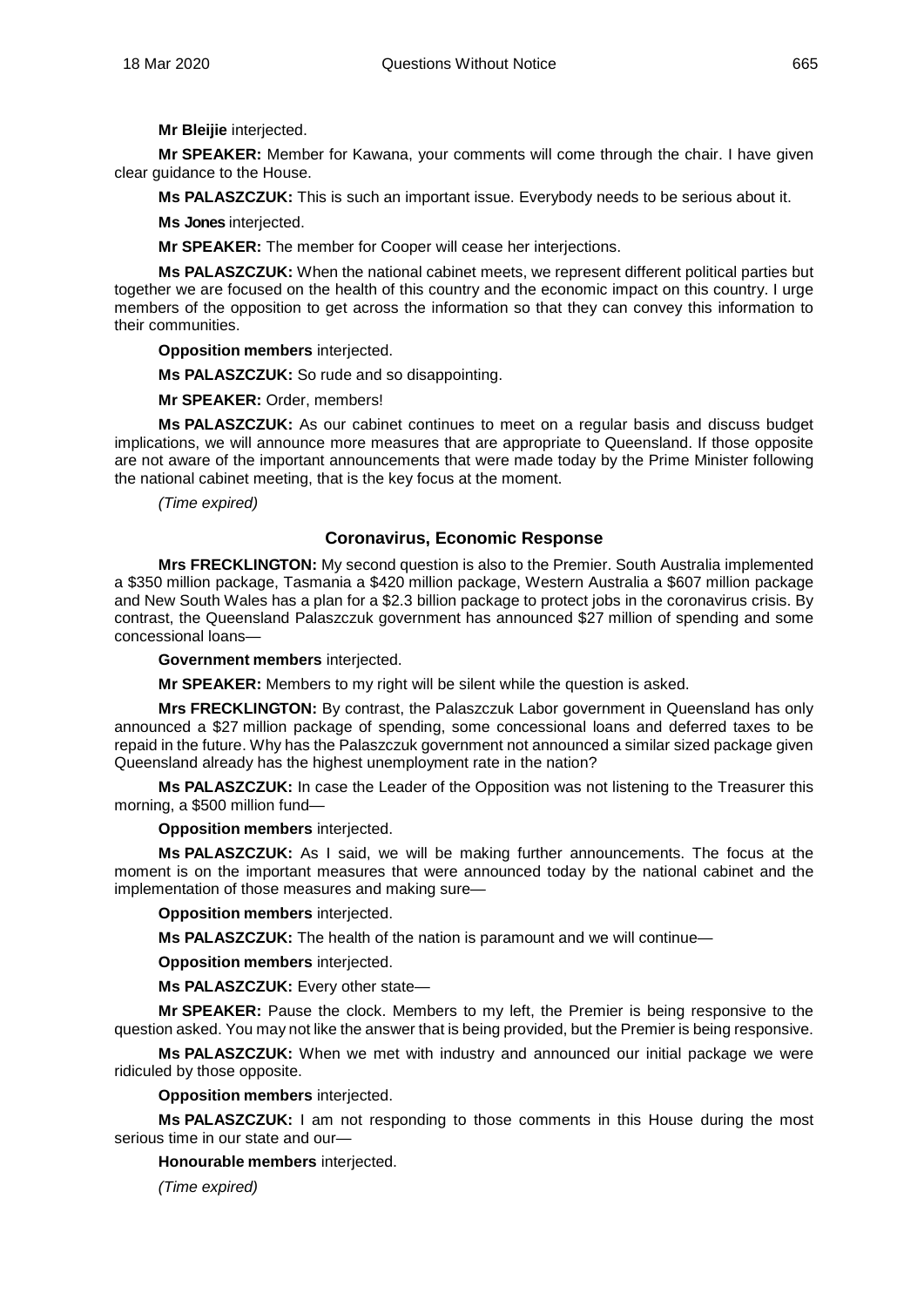**Mr Bleijie** interjected.

**Mr SPEAKER:** Member for Kawana, your comments will come through the chair. I have given clear guidance to the House.

**Ms PALASZCZUK:** This is such an important issue. Everybody needs to be serious about it.

**Ms Jones** interjected.

**Mr SPEAKER:** The member for Cooper will cease her interjections.

**Ms PALASZCZUK:** When the national cabinet meets, we represent different political parties but together we are focused on the health of this country and the economic impact on this country. I urge members of the opposition to get across the information so that they can convey this information to their communities.

**Opposition members** interjected.

**Ms PALASZCZUK:** So rude and so disappointing.

**Mr SPEAKER:** Order, members!

**Ms PALASZCZUK:** As our cabinet continues to meet on a regular basis and discuss budget implications, we will announce more measures that are appropriate to Queensland. If those opposite are not aware of the important announcements that were made today by the Prime Minister following the national cabinet meeting, that is the key focus at the moment.

*(Time expired)*

## Coronavirus, Economic Response

**Mrs FRECKLINGTON:** My second question is also to the Premier. South Australia implemented a $350 million package, Tasmania a $420 million package, Western Australia a $607 million package and New South Wales has a plan for a $2.3 billion package to protect jobs in the coronavirus crisis. By contrast, the Queensland Palaszczuk government has announced $27 million of spending and some concessional loans—

**Government members** interjected.

**Mr SPEAKER:** Members to my right will be silent while the question is asked.

**Mrs FRECKLINGTON:** By contrast, the Palaszczuk Labor government in Queensland has only announced a $27 million package of spending, some concessional loans and deferred taxes to be repaid in the future. Why has the Palaszczuk government not announced a similar sized package given Queensland already has the highest unemployment rate in the nation?

**Ms PALASZCZUK:** In case the Leader of the Opposition was not listening to the Treasurer this morning, a $500 million fund—

**Opposition members** interjected.

**Ms PALASZCZUK:** As I said, we will be making further announcements. The focus at the moment is on the important measures that were announced today by the national cabinet and the implementation of those measures and making sure—

**Opposition members** interjected.

**Ms PALASZCZUK:** The health of the nation is paramount and we will continue—

**Opposition members** interjected.

**Ms PALASZCZUK:** Every other state—

**Mr SPEAKER:** Pause the clock. Members to my left, the Premier is being responsive to the question asked. You may not like the answer that is being provided, but the Premier is being responsive.

**Ms PALASZCZUK:** When we met with industry and announced our initial package we were ridiculed by those opposite.

**Opposition members** interjected.

**Ms PALASZCZUK:** I am not responding to those comments in this House during the most serious time in our state and our—

**Honourable members** interjected.

*(Time expired)*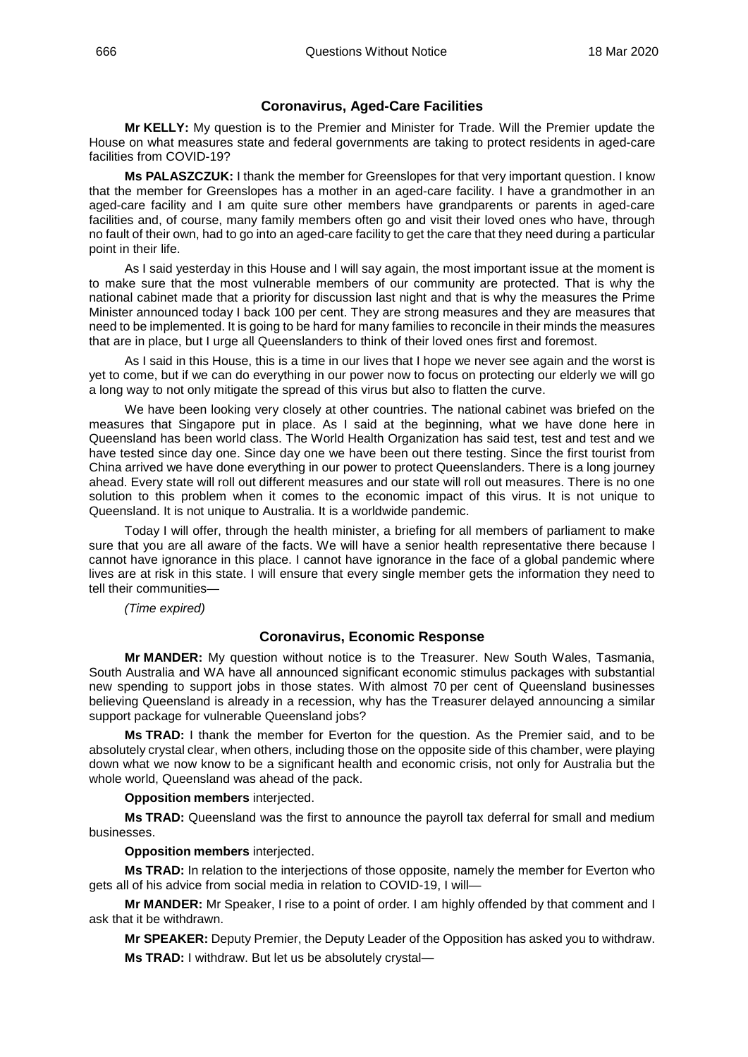## Coronavirus, Aged-Care Facilities

**Mr KELLY:** My question is to the Premier and Minister for Trade. Will the Premier update the House on what measures state and federal governments are taking to protect residents in aged-care facilities from COVID-19?

**Ms PALASZCZUK:** I thank the member for Greenslopes for that very important question. I know that the member for Greenslopes has a mother in an aged-care facility. I have a grandmother in an aged-care facility and I am quite sure other members have grandparents or parents in aged-care facilities and, of course, many family members often go and visit their loved ones who have, through no fault of their own, had to go into an aged-care facility to get the care that they need during a particular point in their life.

As I said yesterday in this House and I will say again, the most important issue at the moment is to make sure that the most vulnerable members of our community are protected. That is why the national cabinet made that a priority for discussion last night and that is why the measures the Prime Minister announced today I back 100 per cent. They are strong measures and they are measures that need to be implemented. It is going to be hard for many families to reconcile in their minds the measures that are in place, but I urge all Queenslanders to think of their loved ones first and foremost.

As I said in this House, this is a time in our lives that I hope we never see again and the worst is yet to come, but if we can do everything in our power now to focus on protecting our elderly we will go a long way to not only mitigate the spread of this virus but also to flatten the curve.

We have been looking very closely at other countries. The national cabinet was briefed on the measures that Singapore put in place. As I said at the beginning, what we have done here in Queensland has been world class. The World Health Organization has said test, test and test and we have tested since day one. Since day one we have been out there testing. Since the first tourist from China arrived we have done everything in our power to protect Queenslanders. There is a long journey ahead. Every state will roll out different measures and our state will roll out measures. There is no one solution to this problem when it comes to the economic impact of this virus. It is not unique to Queensland. It is not unique to Australia. It is a worldwide pandemic.

Today I will offer, through the health minister, a briefing for all members of parliament to make sure that you are all aware of the facts. We will have a senior health representative there because I cannot have ignorance in this place. I cannot have ignorance in the face of a global pandemic where lives are at risk in this state. I will ensure that every single member gets the information they need to tell their communities—

*(Time expired)*

## Coronavirus, Economic Response

**Mr MANDER:** My question without notice is to the Treasurer. New South Wales, Tasmania, South Australia and WA have all announced significant economic stimulus packages with substantial new spending to support jobs in those states. With almost 70 per cent of Queensland businesses believing Queensland is already in a recession, why has the Treasurer delayed announcing a similar support package for vulnerable Queensland jobs?

**Ms TRAD:** I thank the member for the question. As the Premier said, and to be absolutely crystal clear, when others, including those on the opposite side of this chamber, were playing down what we now know to be a significant health and economic crisis, not only for Australia but the whole world, Queensland was ahead of the pack.

**Opposition members** interjected.

**Ms TRAD:** Queensland was the first to announce the payroll tax deferral for small and medium businesses.

**Opposition members** interjected.

**Ms TRAD:** In relation to the interjections of those opposite, namely the member for Everton who gets all of his advice from social media in relation to COVID-19, I will—

**Mr MANDER:** Mr Speaker, I rise to a point of order. I am highly offended by that comment and I ask that it be withdrawn.

**Mr SPEAKER:** Deputy Premier, the Deputy Leader of the Opposition has asked you to withdraw.

**Ms TRAD:** I withdraw. But let us be absolutely crystal—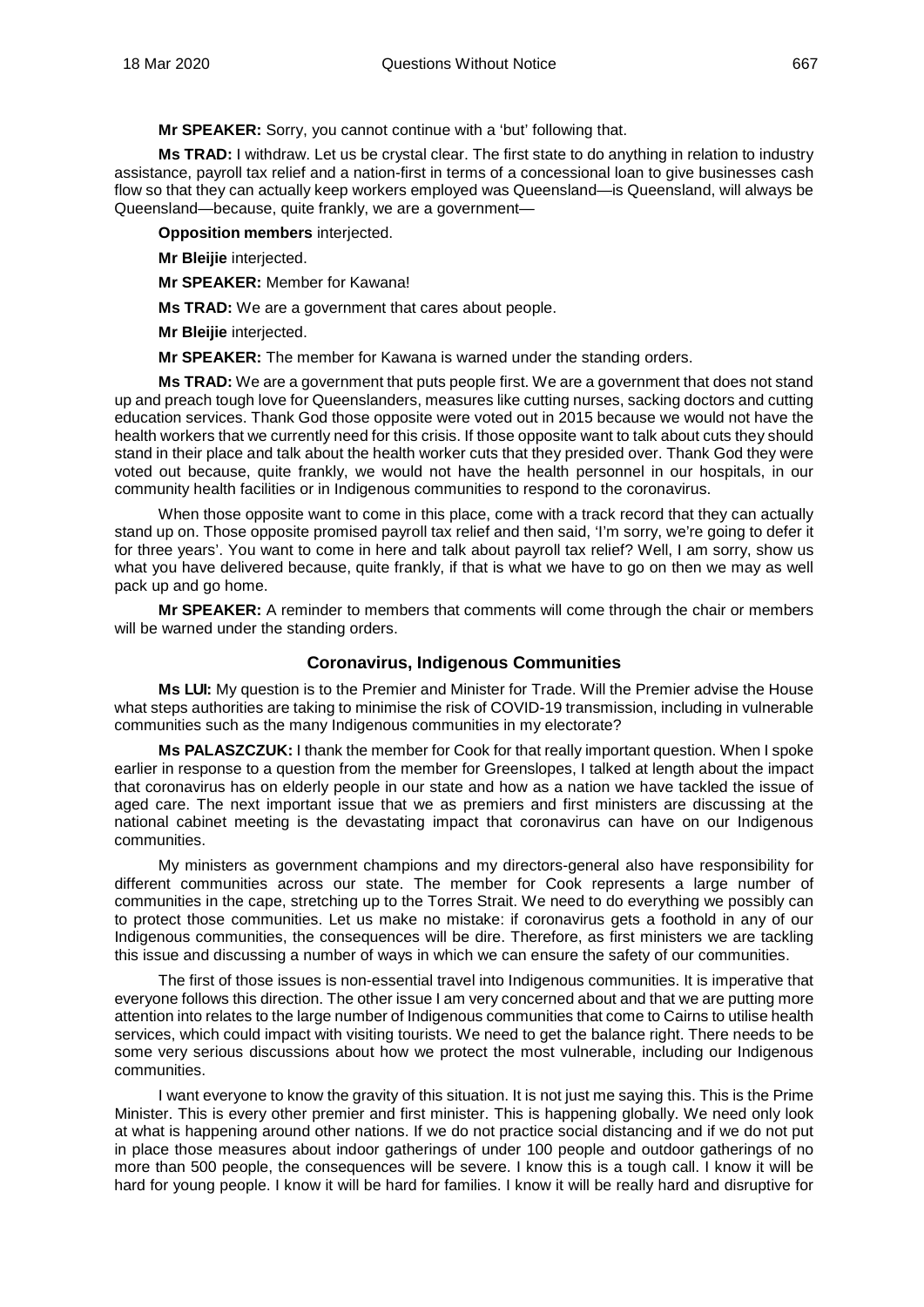**Mr SPEAKER:** Sorry, you cannot continue with a 'but' following that.

**Ms TRAD:** I withdraw. Let us be crystal clear. The first state to do anything in relation to industry assistance, payroll tax relief and a nation-first in terms of a concessional loan to give businesses cash flow so that they can actually keep workers employed was Queensland—is Queensland, will always be Queensland—because, quite frankly, we are a government—

**Opposition members** interjected.

**Mr Bleijie** interjected.

**Mr SPEAKER:** Member for Kawana!

**Ms TRAD:** We are a government that cares about people.

**Mr Bleijie** interjected.

**Mr SPEAKER:** The member for Kawana is warned under the standing orders.

**Ms TRAD:** We are a government that puts people first. We are a government that does not stand up and preach tough love for Queenslanders, measures like cutting nurses, sacking doctors and cutting education services. Thank God those opposite were voted out in 2015 because we would not have the health workers that we currently need for this crisis. If those opposite want to talk about cuts they should stand in their place and talk about the health worker cuts that they presided over. Thank God they were voted out because, quite frankly, we would not have the health personnel in our hospitals, in our community health facilities or in Indigenous communities to respond to the coronavirus.

When those opposite want to come in this place, come with a track record that they can actually stand up on. Those opposite promised payroll tax relief and then said, 'I'm sorry, we're going to defer it for three years'. You want to come in here and talk about payroll tax relief? Well, I am sorry, show us what you have delivered because, quite frankly, if that is what we have to go on then we may as well pack up and go home.

**Mr SPEAKER:** A reminder to members that comments will come through the chair or members will be warned under the standing orders.

## Coronavirus, Indigenous Communities

**Ms LUI:** My question is to the Premier and Minister for Trade. Will the Premier advise the House what steps authorities are taking to minimise the risk of COVID-19 transmission, including in vulnerable communities such as the many Indigenous communities in my electorate?

**Ms PALASZCZUK:** I thank the member for Cook for that really important question. When I spoke earlier in response to a question from the member for Greenslopes, I talked at length about the impact that coronavirus has on elderly people in our state and how as a nation we have tackled the issue of aged care. The next important issue that we as premiers and first ministers are discussing at the national cabinet meeting is the devastating impact that coronavirus can have on our Indigenous communities.

My ministers as government champions and my directors-general also have responsibility for different communities across our state. The member for Cook represents a large number of communities in the cape, stretching up to the Torres Strait. We need to do everything we possibly can to protect those communities. Let us make no mistake: if coronavirus gets a foothold in any of our Indigenous communities, the consequences will be dire. Therefore, as first ministers we are tackling this issue and discussing a number of ways in which we can ensure the safety of our communities.

The first of those issues is non-essential travel into Indigenous communities. It is imperative that everyone follows this direction. The other issue I am very concerned about and that we are putting more attention into relates to the large number of Indigenous communities that come to Cairns to utilise health services, which could impact with visiting tourists. We need to get the balance right. There needs to be some very serious discussions about how we protect the most vulnerable, including our Indigenous communities.

I want everyone to know the gravity of this situation. It is not just me saying this. This is the Prime Minister. This is every other premier and first minister. This is happening globally. We need only look at what is happening around other nations. If we do not practice social distancing and if we do not put in place those measures about indoor gatherings of under 100 people and outdoor gatherings of no more than 500 people, the consequences will be severe. I know this is a tough call. I know it will be hard for young people. I know it will be hard for families. I know it will be really hard and disruptive for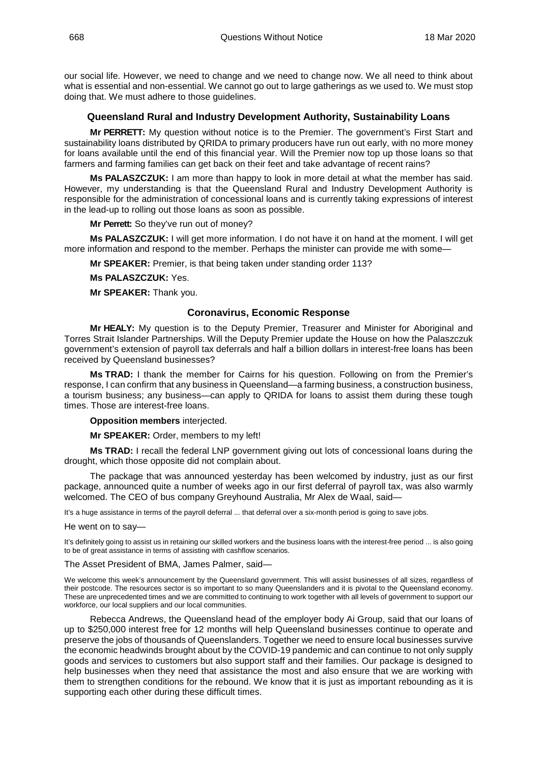our social life. However, we need to change and we need to change now. We all need to think about what is essential and non-essential. We cannot go out to large gatherings as we used to. We must stop doing that. We must adhere to those guidelines.

### Queensland Rural and Industry Development Authority, Sustainability Loans

**Mr PERRETT:** My question without notice is to the Premier. The government's First Start and sustainability loans distributed by QRIDA to primary producers have run out early, with no more money for loans available until the end of this financial year. Will the Premier now top up those loans so that farmers and farming families can get back on their feet and take advantage of recent rains?

**Ms PALASZCZUK:** I am more than happy to look in more detail at what the member has said. However, my understanding is that the Queensland Rural and Industry Development Authority is responsible for the administration of concessional loans and is currently taking expressions of interest in the lead-up to rolling out those loans as soon as possible.

**Mr Perrett:** So they've run out of money?

**Ms PALASZCZUK:** I will get more information. I do not have it on hand at the moment. I will get more information and respond to the member. Perhaps the minister can provide me with some—

**Mr SPEAKER:** Premier, is that being taken under standing order 113?

**Ms PALASZCZUK:** Yes.

**Mr SPEAKER:** Thank you.

### Coronavirus, Economic Response

**Mr HEALY:** My question is to the Deputy Premier, Treasurer and Minister for Aboriginal and Torres Strait Islander Partnerships. Will the Deputy Premier update the House on how the Palaszczuk government's extension of payroll tax deferrals and half a billion dollars in interest-free loans has been received by Queensland businesses?

**Ms TRAD:** I thank the member for Cairns for his question. Following on from the Premier's response, I can confirm that any business in Queensland—a farming business, a construction business, a tourism business; any business—can apply to QRIDA for loans to assist them during these tough times. Those are interest-free loans.

**Opposition members** interjected.

**Mr SPEAKER:** Order, members to my left!

**Ms TRAD:** I recall the federal LNP government giving out lots of concessional loans during the drought, which those opposite did not complain about.

The package that was announced yesterday has been welcomed by industry, just as our first package, announced quite a number of weeks ago in our first deferral of payroll tax, was also warmly welcomed. The CEO of bus company Greyhound Australia, Mr Alex de Waal, said—

> It's a huge assistance in terms of the payroll deferral ... that deferral over a six-month period is going to save jobs.

He went on to say—

> It's definitely going to assist us in retaining our skilled workers and the business loans with the interest-free period ... is also going to be of great assistance in terms of assisting with cashflow scenarios.

The Asset President of BMA, James Palmer, said—

> We welcome this week's announcement by the Queensland government. This will assist businesses of all sizes, regardless of their postcode. The resources sector is so important to so many Queenslanders and it is pivotal to the Queensland economy. These are unprecedented times and we are committed to continuing to work together with all levels of government to support our workforce, our local suppliers and our local communities.

Rebecca Andrews, the Queensland head of the employer body Ai Group, said that our loans of up to $250,000 interest free for 12 months will help Queensland businesses continue to operate and preserve the jobs of thousands of Queenslanders. Together we need to ensure local businesses survive the economic headwinds brought about by the COVID-19 pandemic and can continue to not only supply goods and services to customers but also support staff and their families. Our package is designed to help businesses when they need that assistance the most and also ensure that we are working with them to strengthen conditions for the rebound. We know that it is just as important rebounding as it is supporting each other during these difficult times.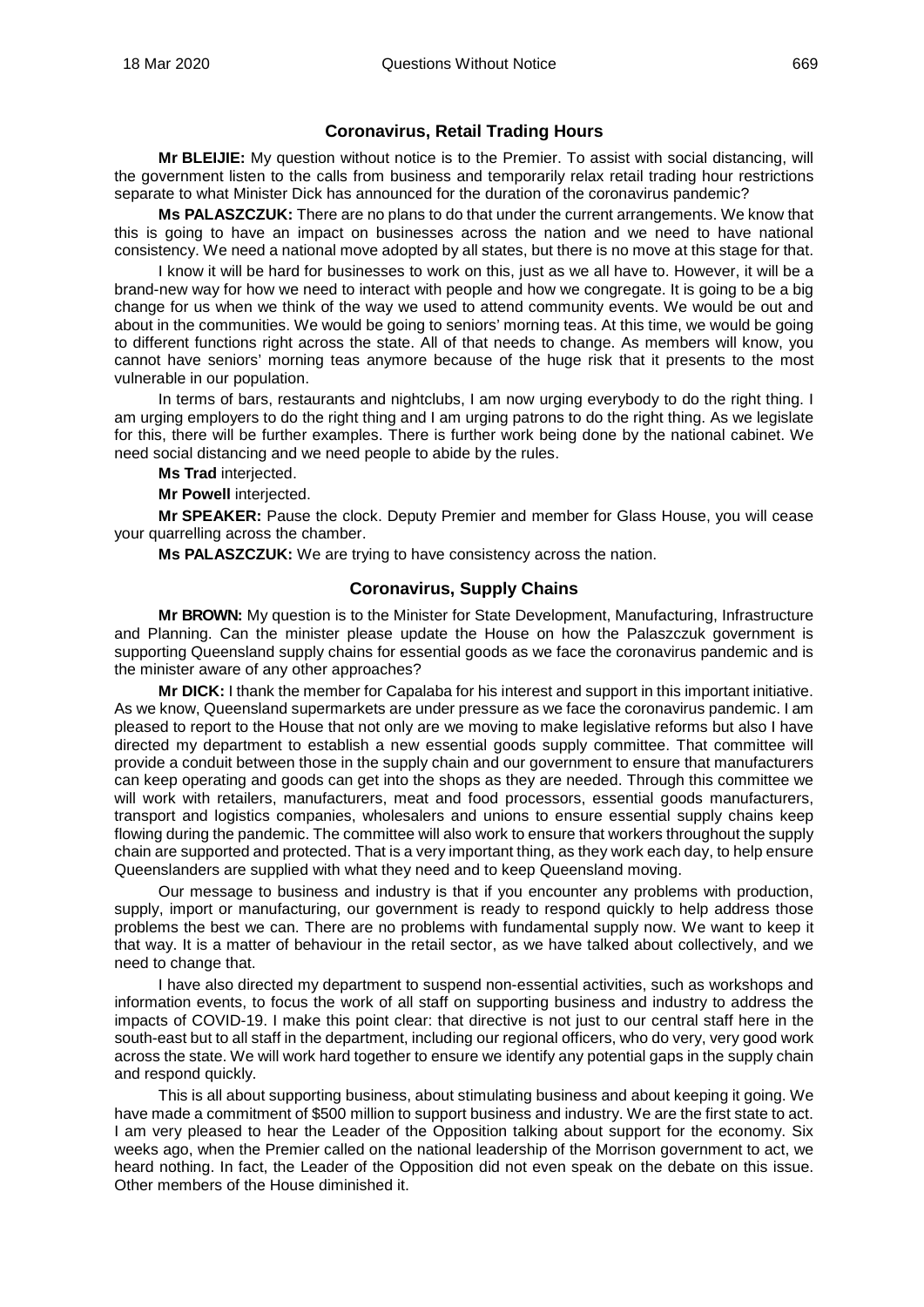## Coronavirus, Retail Trading Hours

**Mr BLEIJIE:** My question without notice is to the Premier. To assist with social distancing, will the government listen to the calls from business and temporarily relax retail trading hour restrictions separate to what Minister Dick has announced for the duration of the coronavirus pandemic?

**Ms PALASZCZUK:** There are no plans to do that under the current arrangements. We know that this is going to have an impact on businesses across the nation and we need to have national consistency. We need a national move adopted by all states, but there is no move at this stage for that.

I know it will be hard for businesses to work on this, just as we all have to. However, it will be a brand-new way for how we need to interact with people and how we congregate. It is going to be a big change for us when we think of the way we used to attend community events. We would be out and about in the communities. We would be going to seniors' morning teas. At this time, we would be going to different functions right across the state. All of that needs to change. As members will know, you cannot have seniors' morning teas anymore because of the huge risk that it presents to the most vulnerable in our population.

In terms of bars, restaurants and nightclubs, I am now urging everybody to do the right thing. I am urging employers to do the right thing and I am urging patrons to do the right thing. As we legislate for this, there will be further examples. There is further work being done by the national cabinet. We need social distancing and we need people to abide by the rules.

**Ms Trad** interjected.

**Mr Powell** interjected.

**Mr SPEAKER:** Pause the clock. Deputy Premier and member for Glass House, you will cease your quarrelling across the chamber.

**Ms PALASZCZUK:** We are trying to have consistency across the nation.

## Coronavirus, Supply Chains

**Mr BROWN:** My question is to the Minister for State Development, Manufacturing, Infrastructure and Planning. Can the minister please update the House on how the Palaszczuk government is supporting Queensland supply chains for essential goods as we face the coronavirus pandemic and is the minister aware of any other approaches?

**Mr DICK:** I thank the member for Capalaba for his interest and support in this important initiative. As we know, Queensland supermarkets are under pressure as we face the coronavirus pandemic. I am pleased to report to the House that not only are we moving to make legislative reforms but also I have directed my department to establish a new essential goods supply committee. That committee will provide a conduit between those in the supply chain and our government to ensure that manufacturers can keep operating and goods can get into the shops as they are needed. Through this committee we will work with retailers, manufacturers, meat and food processors, essential goods manufacturers, transport and logistics companies, wholesalers and unions to ensure essential supply chains keep flowing during the pandemic. The committee will also work to ensure that workers throughout the supply chain are supported and protected. That is a very important thing, as they work each day, to help ensure Queenslanders are supplied with what they need and to keep Queensland moving.

Our message to business and industry is that if you encounter any problems with production, supply, import or manufacturing, our government is ready to respond quickly to help address those problems the best we can. There are no problems with fundamental supply now. We want to keep it that way. It is a matter of behaviour in the retail sector, as we have talked about collectively, and we need to change that.

I have also directed my department to suspend non-essential activities, such as workshops and information events, to focus the work of all staff on supporting business and industry to address the impacts of COVID-19. I make this point clear: that directive is not just to our central staff here in the south-east but to all staff in the department, including our regional officers, who do very, very good work across the state. We will work hard together to ensure we identify any potential gaps in the supply chain and respond quickly.

This is all about supporting business, about stimulating business and about keeping it going. We have made a commitment of $500 million to support business and industry. We are the first state to act. I am very pleased to hear the Leader of the Opposition talking about support for the economy. Six weeks ago, when the Premier called on the national leadership of the Morrison government to act, we heard nothing. In fact, the Leader of the Opposition did not even speak on the debate on this issue. Other members of the House diminished it.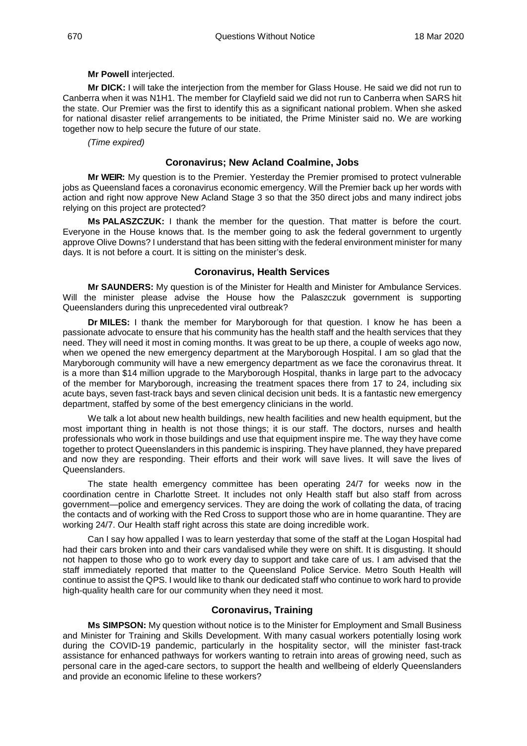**Mr Powell** interjected.

**Mr DICK:** I will take the interjection from the member for Glass House. He said we did not run to Canberra when it was N1H1. The member for Clayfield said we did not run to Canberra when SARS hit the state. Our Premier was the first to identify this as a significant national problem. When she asked for national disaster relief arrangements to be initiated, the Prime Minister said no. We are working together now to help secure the future of our state.

*(Time expired)*

### Coronavirus; New Acland Coalmine, Jobs

**Mr WEIR:** My question is to the Premier. Yesterday the Premier promised to protect vulnerable jobs as Queensland faces a coronavirus economic emergency. Will the Premier back up her words with action and right now approve New Acland Stage 3 so that the 350 direct jobs and many indirect jobs relying on this project are protected?

**Ms PALASZCZUK:** I thank the member for the question. That matter is before the court. Everyone in the House knows that. Is the member going to ask the federal government to urgently approve Olive Downs? I understand that has been sitting with the federal environment minister for many days. It is not before a court. It is sitting on the minister's desk.

### Coronavirus, Health Services

**Mr SAUNDERS:** My question is of the Minister for Health and Minister for Ambulance Services. Will the minister please advise the House how the Palaszczuk government is supporting Queenslanders during this unprecedented viral outbreak?

**Dr MILES:** I thank the member for Maryborough for that question. I know he has been a passionate advocate to ensure that his community has the health staff and the health services that they need. They will need it most in coming months. It was great to be up there, a couple of weeks ago now, when we opened the new emergency department at the Maryborough Hospital. I am so glad that the Maryborough community will have a new emergency department as we face the coronavirus threat. It is a more than $14 million upgrade to the Maryborough Hospital, thanks in large part to the advocacy of the member for Maryborough, increasing the treatment spaces there from 17 to 24, including six acute bays, seven fast-track bays and seven clinical decision unit beds. It is a fantastic new emergency department, staffed by some of the best emergency clinicians in the world.

We talk a lot about new health buildings, new health facilities and new health equipment, but the most important thing in health is not those things; it is our staff. The doctors, nurses and health professionals who work in those buildings and use that equipment inspire me. The way they have come together to protect Queenslanders in this pandemic is inspiring. They have planned, they have prepared and now they are responding. Their efforts and their work will save lives. It will save the lives of Queenslanders.

The state health emergency committee has been operating 24/7 for weeks now in the coordination centre in Charlotte Street. It includes not only Health staff but also staff from across government—police and emergency services. They are doing the work of collating the data, of tracing the contacts and of working with the Red Cross to support those who are in home quarantine. They are working 24/7. Our Health staff right across this state are doing incredible work.

Can I say how appalled I was to learn yesterday that some of the staff at the Logan Hospital had had their cars broken into and their cars vandalised while they were on shift. It is disgusting. It should not happen to those who go to work every day to support and take care of us. I am advised that the staff immediately reported that matter to the Queensland Police Service. Metro South Health will continue to assist the QPS. I would like to thank our dedicated staff who continue to work hard to provide high-quality health care for our community when they need it most.

### Coronavirus, Training

**Ms SIMPSON:** My question without notice is to the Minister for Employment and Small Business and Minister for Training and Skills Development. With many casual workers potentially losing work during the COVID-19 pandemic, particularly in the hospitality sector, will the minister fast-track assistance for enhanced pathways for workers wanting to retrain into areas of growing need, such as personal care in the aged-care sectors, to support the health and wellbeing of elderly Queenslanders and provide an economic lifeline to these workers?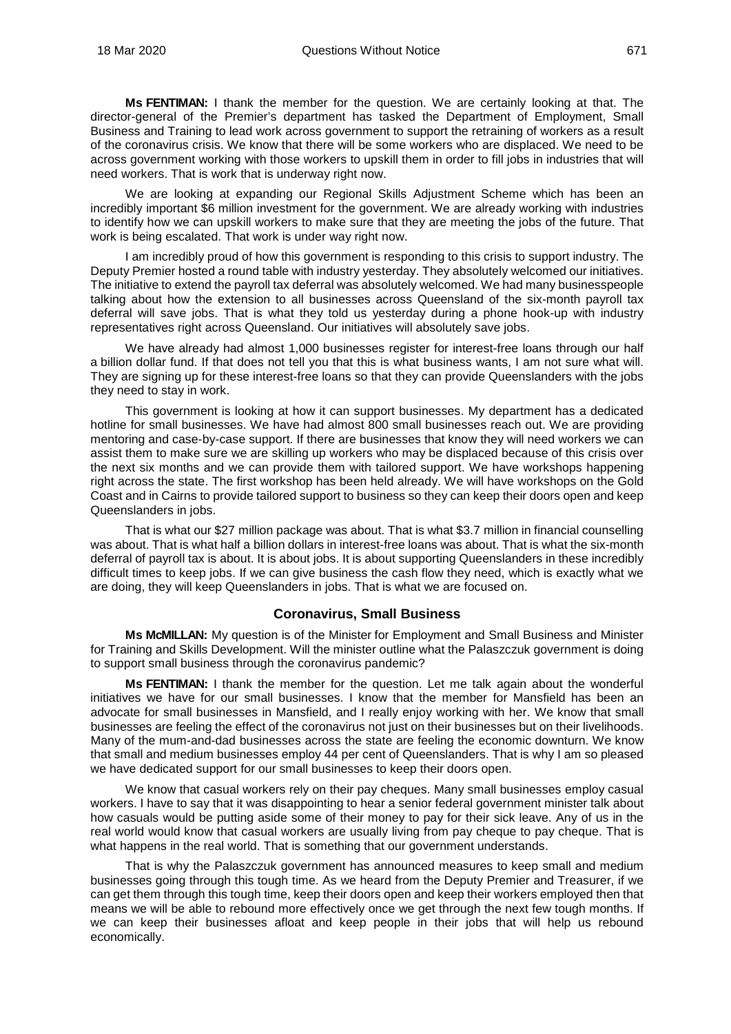**Ms FENTIMAN:** I thank the member for the question. We are certainly looking at that. The director-general of the Premier's department has tasked the Department of Employment, Small Business and Training to lead work across government to support the retraining of workers as a result of the coronavirus crisis. We know that there will be some workers who are displaced. We need to be across government working with those workers to upskill them in order to fill jobs in industries that will need workers. That is work that is underway right now.

We are looking at expanding our Regional Skills Adjustment Scheme which has been an incredibly important $6 million investment for the government. We are already working with industries to identify how we can upskill workers to make sure that they are meeting the jobs of the future. That work is being escalated. That work is under way right now.

I am incredibly proud of how this government is responding to this crisis to support industry. The Deputy Premier hosted a round table with industry yesterday. They absolutely welcomed our initiatives. The initiative to extend the payroll tax deferral was absolutely welcomed. We had many businesspeople talking about how the extension to all businesses across Queensland of the six-month payroll tax deferral will save jobs. That is what they told us yesterday during a phone hook-up with industry representatives right across Queensland. Our initiatives will absolutely save jobs.

We have already had almost 1,000 businesses register for interest-free loans through our half a billion dollar fund. If that does not tell you that this is what business wants, I am not sure what will. They are signing up for these interest-free loans so that they can provide Queenslanders with the jobs they need to stay in work.

This government is looking at how it can support businesses. My department has a dedicated hotline for small businesses. We have had almost 800 small businesses reach out. We are providing mentoring and case-by-case support. If there are businesses that know they will need workers we can assist them to make sure we are skilling up workers who may be displaced because of this crisis over the next six months and we can provide them with tailored support. We have workshops happening right across the state. The first workshop has been held already. We will have workshops on the Gold Coast and in Cairns to provide tailored support to business so they can keep their doors open and keep Queenslanders in jobs.

That is what our $27 million package was about. That is what $3.7 million in financial counselling was about. That is what half a billion dollars in interest-free loans was about. That is what the six-month deferral of payroll tax is about. It is about jobs. It is about supporting Queenslanders in these incredibly difficult times to keep jobs. If we can give business the cash flow they need, which is exactly what we are doing, they will keep Queenslanders in jobs. That is what we are focused on.

## Coronavirus, Small Business

**Ms McMILLAN:** My question is of the Minister for Employment and Small Business and Minister for Training and Skills Development. Will the minister outline what the Palaszczuk government is doing to support small business through the coronavirus pandemic?

**Ms FENTIMAN:** I thank the member for the question. Let me talk again about the wonderful initiatives we have for our small businesses. I know that the member for Mansfield has been an advocate for small businesses in Mansfield, and I really enjoy working with her. We know that small businesses are feeling the effect of the coronavirus not just on their businesses but on their livelihoods. Many of the mum-and-dad businesses across the state are feeling the economic downturn. We know that small and medium businesses employ 44 per cent of Queenslanders. That is why I am so pleased we have dedicated support for our small businesses to keep their doors open.

We know that casual workers rely on their pay cheques. Many small businesses employ casual workers. I have to say that it was disappointing to hear a senior federal government minister talk about how casuals would be putting aside some of their money to pay for their sick leave. Any of us in the real world would know that casual workers are usually living from pay cheque to pay cheque. That is what happens in the real world. That is something that our government understands.

That is why the Palaszczuk government has announced measures to keep small and medium businesses going through this tough time. As we heard from the Deputy Premier and Treasurer, if we can get them through this tough time, keep their doors open and keep their workers employed then that means we will be able to rebound more effectively once we get through the next few tough months. If we can keep their businesses afloat and keep people in their jobs that will help us rebound economically.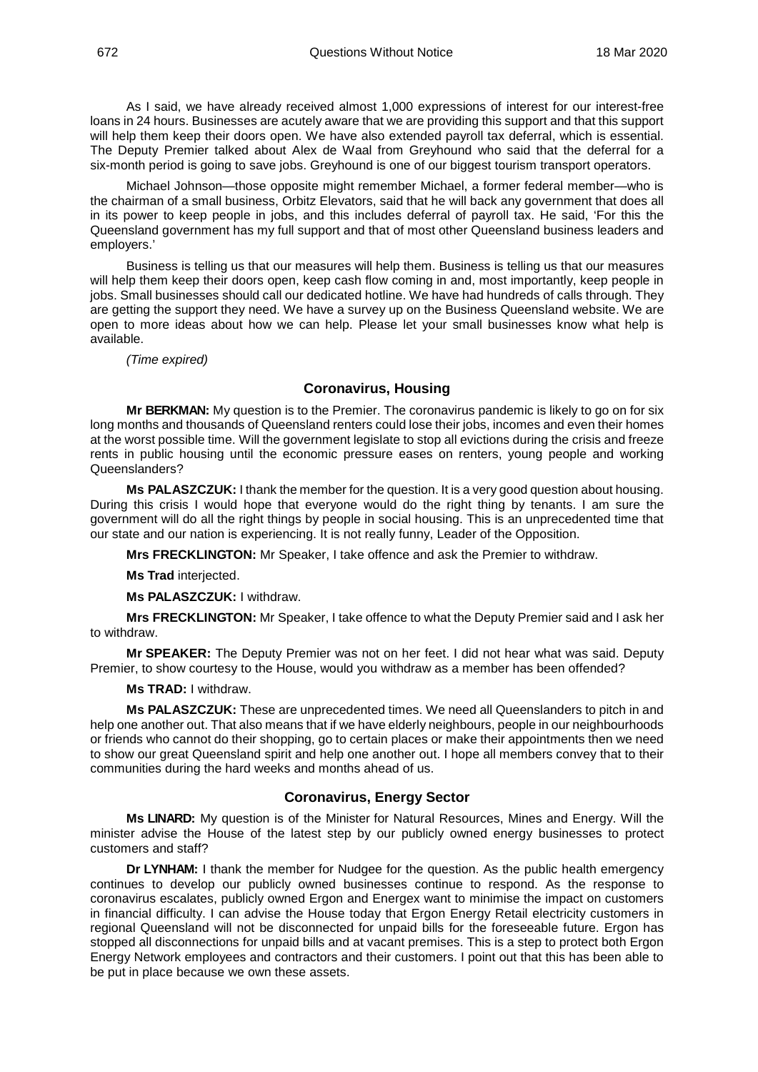As I said, we have already received almost 1,000 expressions of interest for our interest-free loans in 24 hours. Businesses are acutely aware that we are providing this support and that this support will help them keep their doors open. We have also extended payroll tax deferral, which is essential. The Deputy Premier talked about Alex de Waal from Greyhound who said that the deferral for a six-month period is going to save jobs. Greyhound is one of our biggest tourism transport operators.

Michael Johnson—those opposite might remember Michael, a former federal member—who is the chairman of a small business, Orbitz Elevators, said that he will back any government that does all in its power to keep people in jobs, and this includes deferral of payroll tax. He said, 'For this the Queensland government has my full support and that of most other Queensland business leaders and employers.'

Business is telling us that our measures will help them. Business is telling us that our measures will help them keep their doors open, keep cash flow coming in and, most importantly, keep people in jobs. Small businesses should call our dedicated hotline. We have had hundreds of calls through. They are getting the support they need. We have a survey up on the Business Queensland website. We are open to more ideas about how we can help. Please let your small businesses know what help is available.

*(Time expired)*

## Coronavirus, Housing

**Mr BERKMAN:** My question is to the Premier. The coronavirus pandemic is likely to go on for six long months and thousands of Queensland renters could lose their jobs, incomes and even their homes at the worst possible time. Will the government legislate to stop all evictions during the crisis and freeze rents in public housing until the economic pressure eases on renters, young people and working Queenslanders?

**Ms PALASZCZUK:** I thank the member for the question. It is a very good question about housing. During this crisis I would hope that everyone would do the right thing by tenants. I am sure the government will do all the right things by people in social housing. This is an unprecedented time that our state and our nation is experiencing. It is not really funny, Leader of the Opposition.

**Mrs FRECKLINGTON:** Mr Speaker, I take offence and ask the Premier to withdraw.

**Ms Trad** interjected.

**Ms PALASZCZUK:** I withdraw.

**Mrs FRECKLINGTON:** Mr Speaker, I take offence to what the Deputy Premier said and I ask her to withdraw.

**Mr SPEAKER:** The Deputy Premier was not on her feet. I did not hear what was said. Deputy Premier, to show courtesy to the House, would you withdraw as a member has been offended?

**Ms TRAD:** I withdraw.

**Ms PALASZCZUK:** These are unprecedented times. We need all Queenslanders to pitch in and help one another out. That also means that if we have elderly neighbours, people in our neighbourhoods or friends who cannot do their shopping, go to certain places or make their appointments then we need to show our great Queensland spirit and help one another out. I hope all members convey that to their communities during the hard weeks and months ahead of us.

## Coronavirus, Energy Sector

**Ms LINARD:** My question is of the Minister for Natural Resources, Mines and Energy. Will the minister advise the House of the latest step by our publicly owned energy businesses to protect customers and staff?

**Dr LYNHAM:** I thank the member for Nudgee for the question. As the public health emergency continues to develop our publicly owned businesses continue to respond. As the response to coronavirus escalates, publicly owned Ergon and Energex want to minimise the impact on customers in financial difficulty. I can advise the House today that Ergon Energy Retail electricity customers in regional Queensland will not be disconnected for unpaid bills for the foreseeable future. Ergon has stopped all disconnections for unpaid bills and at vacant premises. This is a step to protect both Ergon Energy Network employees and contractors and their customers. I point out that this has been able to be put in place because we own these assets.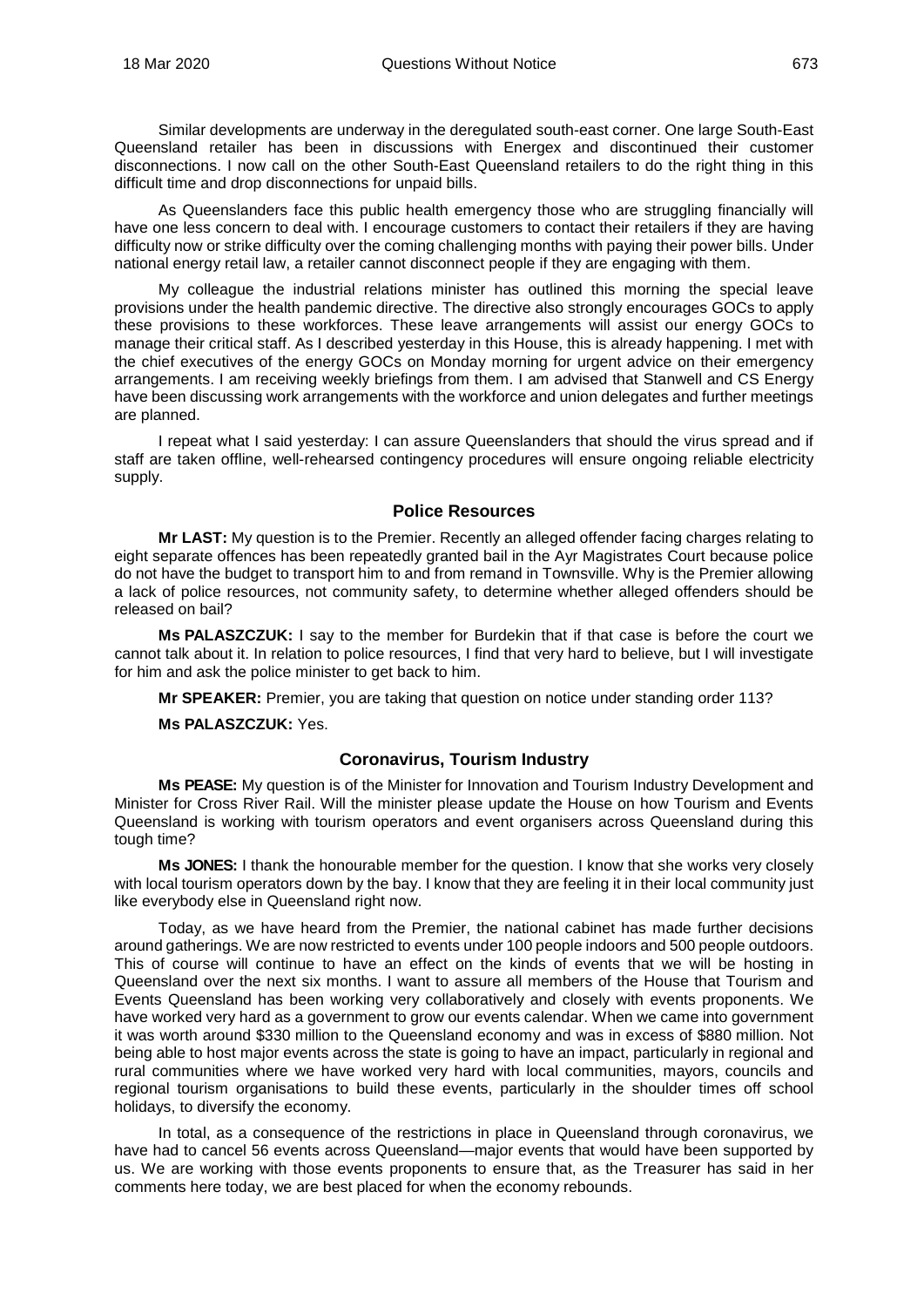Similar developments are underway in the deregulated south-east corner. One large South-East Queensland retailer has been in discussions with Energex and discontinued their customer disconnections. I now call on the other South-East Queensland retailers to do the right thing in this difficult time and drop disconnections for unpaid bills.

As Queenslanders face this public health emergency those who are struggling financially will have one less concern to deal with. I encourage customers to contact their retailers if they are having difficulty now or strike difficulty over the coming challenging months with paying their power bills. Under national energy retail law, a retailer cannot disconnect people if they are engaging with them.

My colleague the industrial relations minister has outlined this morning the special leave provisions under the health pandemic directive. The directive also strongly encourages GOCs to apply these provisions to these workforces. These leave arrangements will assist our energy GOCs to manage their critical staff. As I described yesterday in this House, this is already happening. I met with the chief executives of the energy GOCs on Monday morning for urgent advice on their emergency arrangements. I am receiving weekly briefings from them. I am advised that Stanwell and CS Energy have been discussing work arrangements with the workforce and union delegates and further meetings are planned.

I repeat what I said yesterday: I can assure Queenslanders that should the virus spread and if staff are taken offline, well-rehearsed contingency procedures will ensure ongoing reliable electricity supply.

## Police Resources

**Mr LAST:** My question is to the Premier. Recently an alleged offender facing charges relating to eight separate offences has been repeatedly granted bail in the Ayr Magistrates Court because police do not have the budget to transport him to and from remand in Townsville. Why is the Premier allowing a lack of police resources, not community safety, to determine whether alleged offenders should be released on bail?

**Ms PALASZCZUK:** I say to the member for Burdekin that if that case is before the court we cannot talk about it. In relation to police resources, I find that very hard to believe, but I will investigate for him and ask the police minister to get back to him.

**Mr SPEAKER:** Premier, you are taking that question on notice under standing order 113?

**Ms PALASZCZUK:** Yes.

## Coronavirus, Tourism Industry

**Ms PEASE:** My question is of the Minister for Innovation and Tourism Industry Development and Minister for Cross River Rail. Will the minister please update the House on how Tourism and Events Queensland is working with tourism operators and event organisers across Queensland during this tough time?

**Ms JONES:** I thank the honourable member for the question. I know that she works very closely with local tourism operators down by the bay. I know that they are feeling it in their local community just like everybody else in Queensland right now.

Today, as we have heard from the Premier, the national cabinet has made further decisions around gatherings. We are now restricted to events under 100 people indoors and 500 people outdoors. This of course will continue to have an effect on the kinds of events that we will be hosting in Queensland over the next six months. I want to assure all members of the House that Tourism and Events Queensland has been working very collaboratively and closely with events proponents. We have worked very hard as a government to grow our events calendar. When we came into government it was worth around $330 million to the Queensland economy and was in excess of $880 million. Not being able to host major events across the state is going to have an impact, particularly in regional and rural communities where we have worked very hard with local communities, mayors, councils and regional tourism organisations to build these events, particularly in the shoulder times off school holidays, to diversify the economy.

In total, as a consequence of the restrictions in place in Queensland through coronavirus, we have had to cancel 56 events across Queensland—major events that would have been supported by us. We are working with those events proponents to ensure that, as the Treasurer has said in her comments here today, we are best placed for when the economy rebounds.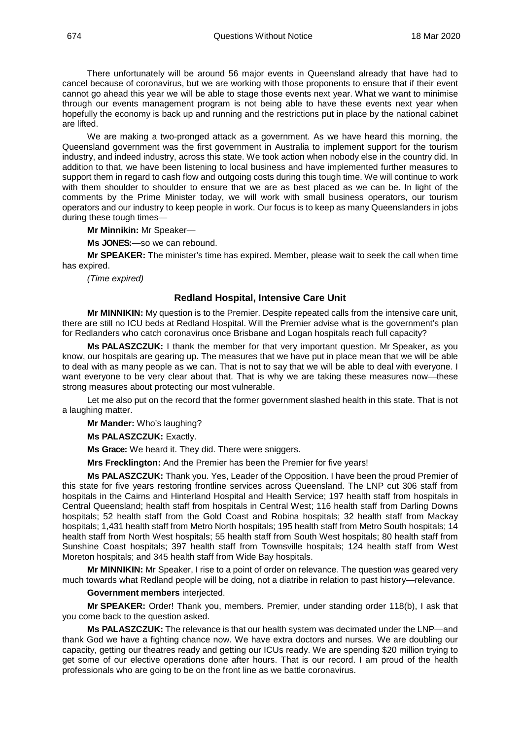There unfortunately will be around 56 major events in Queensland already that have had to cancel because of coronavirus, but we are working with those proponents to ensure that if their event cannot go ahead this year we will be able to stage those events next year. What we want to minimise through our events management program is not being able to have these events next year when hopefully the economy is back up and running and the restrictions put in place by the national cabinet are lifted.

We are making a two-pronged attack as a government. As we have heard this morning, the Queensland government was the first government in Australia to implement support for the tourism industry, and indeed industry, across this state. We took action when nobody else in the country did. In addition to that, we have been listening to local business and have implemented further measures to support them in regard to cash flow and outgoing costs during this tough time. We will continue to work with them shoulder to shoulder to ensure that we are as best placed as we can be. In light of the comments by the Prime Minister today, we will work with small business operators, our tourism operators and our industry to keep people in work. Our focus is to keep as many Queenslanders in jobs during these tough times—

**Mr Minnikin:** Mr Speaker—

**Ms JONES:**—so we can rebound.

**Mr SPEAKER:** The minister's time has expired. Member, please wait to seek the call when time has expired.

*(Time expired)*

## Redland Hospital, Intensive Care Unit

**Mr MINNIKIN:** My question is to the Premier. Despite repeated calls from the intensive care unit, there are still no ICU beds at Redland Hospital. Will the Premier advise what is the government's plan for Redlanders who catch coronavirus once Brisbane and Logan hospitals reach full capacity?

**Ms PALASZCZUK:** I thank the member for that very important question. Mr Speaker, as you know, our hospitals are gearing up. The measures that we have put in place mean that we will be able to deal with as many people as we can. That is not to say that we will be able to deal with everyone. I want everyone to be very clear about that. That is why we are taking these measures now—these strong measures about protecting our most vulnerable.

Let me also put on the record that the former government slashed health in this state. That is not a laughing matter.

**Mr Mander:** Who's laughing?

**Ms PALASZCZUK:** Exactly.

**Ms Grace:** We heard it. They did. There were sniggers.

**Mrs Frecklington:** And the Premier has been the Premier for five years!

**Ms PALASZCZUK:** Thank you. Yes, Leader of the Opposition. I have been the proud Premier of this state for five years restoring frontline services across Queensland. The LNP cut 306 staff from hospitals in the Cairns and Hinterland Hospital and Health Service; 197 health staff from hospitals in Central Queensland; health staff from hospitals in Central West; 116 health staff from Darling Downs hospitals; 52 health staff from the Gold Coast and Robina hospitals; 32 health staff from Mackay hospitals; 1,431 health staff from Metro North hospitals; 195 health staff from Metro South hospitals; 14 health staff from North West hospitals; 55 health staff from South West hospitals; 80 health staff from Sunshine Coast hospitals; 397 health staff from Townsville hospitals; 124 health staff from West Moreton hospitals; and 345 health staff from Wide Bay hospitals.

**Mr MINNIKIN:** Mr Speaker, I rise to a point of order on relevance. The question was geared very much towards what Redland people will be doing, not a diatribe in relation to past history—relevance.

**Government members** interjected.

**Mr SPEAKER:** Order! Thank you, members. Premier, under standing order 118(b), I ask that you come back to the question asked.

**Ms PALASZCZUK:** The relevance is that our health system was decimated under the LNP—and thank God we have a fighting chance now. We have extra doctors and nurses. We are doubling our capacity, getting our theatres ready and getting our ICUs ready. We are spending $20 million trying to get some of our elective operations done after hours. That is our record. I am proud of the health professionals who are going to be on the front line as we battle coronavirus.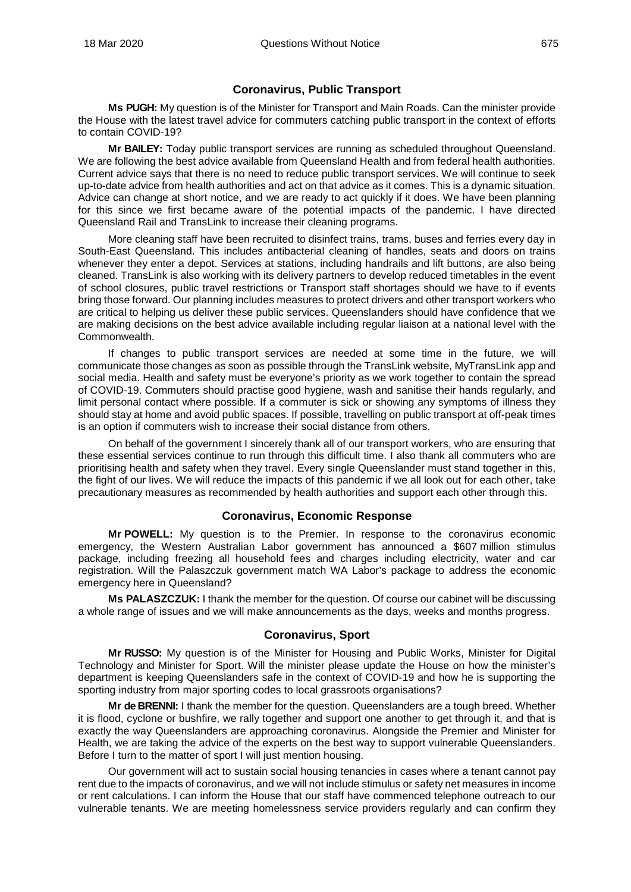## Coronavirus, Public Transport

**Ms PUGH:** My question is of the Minister for Transport and Main Roads. Can the minister provide the House with the latest travel advice for commuters catching public transport in the context of efforts to contain COVID-19?

**Mr BAILEY:** Today public transport services are running as scheduled throughout Queensland. We are following the best advice available from Queensland Health and from federal health authorities. Current advice says that there is no need to reduce public transport services. We will continue to seek up-to-date advice from health authorities and act on that advice as it comes. This is a dynamic situation. Advice can change at short notice, and we are ready to act quickly if it does. We have been planning for this since we first became aware of the potential impacts of the pandemic. I have directed Queensland Rail and TransLink to increase their cleaning programs.

More cleaning staff have been recruited to disinfect trains, trams, buses and ferries every day in South-East Queensland. This includes antibacterial cleaning of handles, seats and doors on trains whenever they enter a depot. Services at stations, including handrails and lift buttons, are also being cleaned. TransLink is also working with its delivery partners to develop reduced timetables in the event of school closures, public travel restrictions or Transport staff shortages should we have to if events bring those forward. Our planning includes measures to protect drivers and other transport workers who are critical to helping us deliver these public services. Queenslanders should have confidence that we are making decisions on the best advice available including regular liaison at a national level with the Commonwealth.

If changes to public transport services are needed at some time in the future, we will communicate those changes as soon as possible through the TransLink website, MyTransLink app and social media. Health and safety must be everyone's priority as we work together to contain the spread of COVID-19. Commuters should practise good hygiene, wash and sanitise their hands regularly, and limit personal contact where possible. If a commuter is sick or showing any symptoms of illness they should stay at home and avoid public spaces. If possible, travelling on public transport at off-peak times is an option if commuters wish to increase their social distance from others.

On behalf of the government I sincerely thank all of our transport workers, who are ensuring that these essential services continue to run through this difficult time. I also thank all commuters who are prioritising health and safety when they travel. Every single Queenslander must stand together in this, the fight of our lives. We will reduce the impacts of this pandemic if we all look out for each other, take precautionary measures as recommended by health authorities and support each other through this.

## Coronavirus, Economic Response

**Mr POWELL:** My question is to the Premier. In response to the coronavirus economic emergency, the Western Australian Labor government has announced a $607 million stimulus package, including freezing all household fees and charges including electricity, water and car registration. Will the Palaszczuk government match WA Labor's package to address the economic emergency here in Queensland?

**Ms PALASZCZUK:** I thank the member for the question. Of course our cabinet will be discussing a whole range of issues and we will make announcements as the days, weeks and months progress.

## Coronavirus, Sport

**Mr RUSSO:** My question is of the Minister for Housing and Public Works, Minister for Digital Technology and Minister for Sport. Will the minister please update the House on how the minister's department is keeping Queenslanders safe in the context of COVID-19 and how he is supporting the sporting industry from major sporting codes to local grassroots organisations?

**Mr de BRENNI:** I thank the member for the question. Queenslanders are a tough breed. Whether it is flood, cyclone or bushfire, we rally together and support one another to get through it, and that is exactly the way Queenslanders are approaching coronavirus. Alongside the Premier and Minister for Health, we are taking the advice of the experts on the best way to support vulnerable Queenslanders. Before I turn to the matter of sport I will just mention housing.

Our government will act to sustain social housing tenancies in cases where a tenant cannot pay rent due to the impacts of coronavirus, and we will not include stimulus or safety net measures in income or rent calculations. I can inform the House that our staff have commenced telephone outreach to our vulnerable tenants. We are meeting homelessness service providers regularly and can confirm they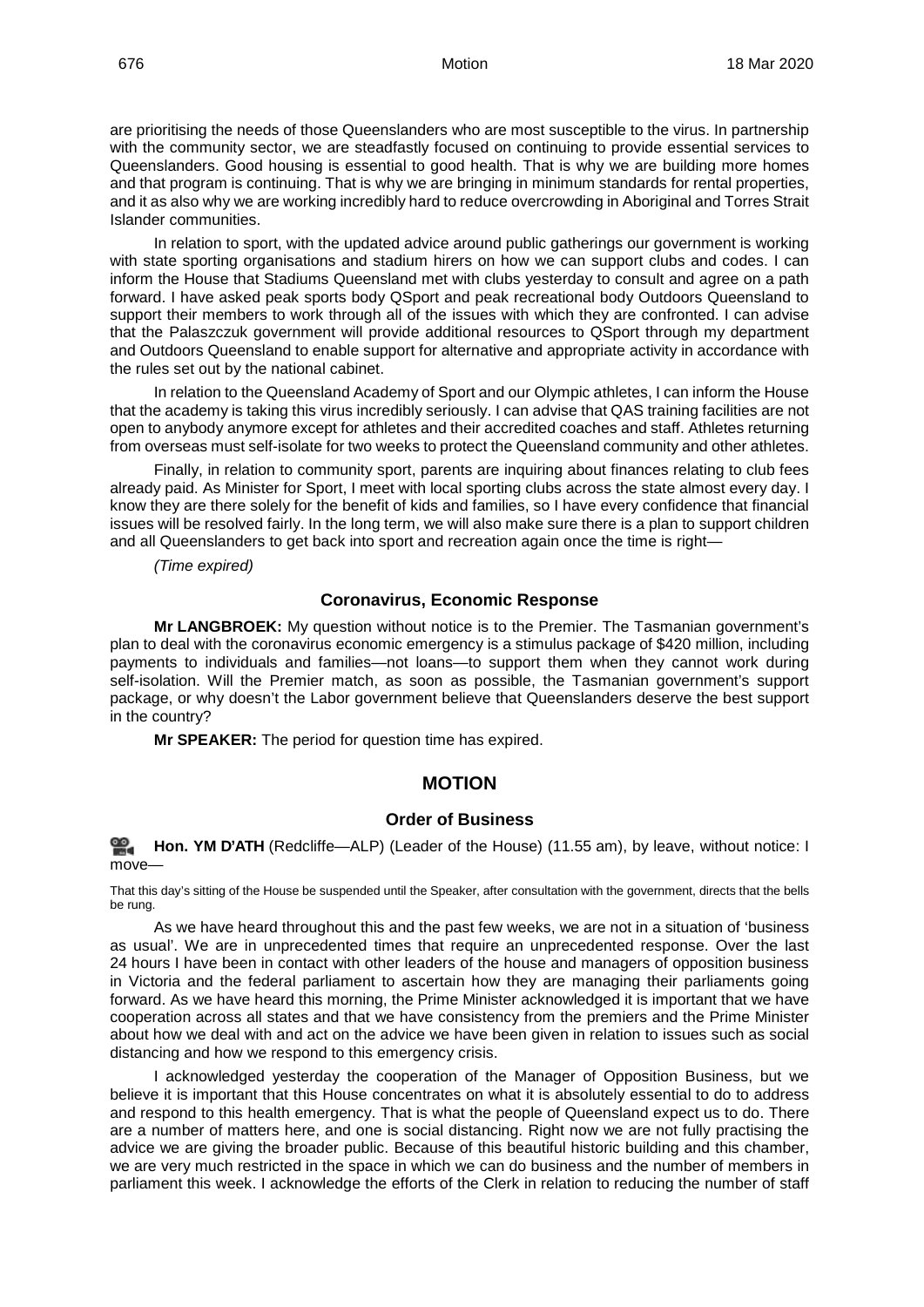are prioritising the needs of those Queenslanders who are most susceptible to the virus. In partnership with the community sector, we are steadfastly focused on continuing to provide essential services to Queenslanders. Good housing is essential to good health. That is why we are building more homes and that program is continuing. That is why we are bringing in minimum standards for rental properties, and it as also why we are working incredibly hard to reduce overcrowding in Aboriginal and Torres Strait Islander communities.

In relation to sport, with the updated advice around public gatherings our government is working with state sporting organisations and stadium hirers on how we can support clubs and codes. I can inform the House that Stadiums Queensland met with clubs yesterday to consult and agree on a path forward. I have asked peak sports body QSport and peak recreational body Outdoors Queensland to support their members to work through all of the issues with which they are confronted. I can advise that the Palaszczuk government will provide additional resources to QSport through my department and Outdoors Queensland to enable support for alternative and appropriate activity in accordance with the rules set out by the national cabinet.

In relation to the Queensland Academy of Sport and our Olympic athletes, I can inform the House that the academy is taking this virus incredibly seriously. I can advise that QAS training facilities are not open to anybody anymore except for athletes and their accredited coaches and staff. Athletes returning from overseas must self-isolate for two weeks to protect the Queensland community and other athletes.

Finally, in relation to community sport, parents are inquiring about finances relating to club fees already paid. As Minister for Sport, I meet with local sporting clubs across the state almost every day. I know they are there solely for the benefit of kids and families, so I have every confidence that financial issues will be resolved fairly. In the long term, we will also make sure there is a plan to support children and all Queenslanders to get back into sport and recreation again once the time is right—

*(Time expired)*

### Coronavirus, Economic Response

**Mr LANGBROEK:** My question without notice is to the Premier. The Tasmanian government's plan to deal with the coronavirus economic emergency is a stimulus package of $420 million, including payments to individuals and families—not loans—to support them when they cannot work during self-isolation. Will the Premier match, as soon as possible, the Tasmanian government's support package, or why doesn't the Labor government believe that Queenslanders deserve the best support in the country?

**Mr SPEAKER:** The period for question time has expired.

## MOTION

### Order of Business

**Hon. YM D'ATH** (Redcliffe—ALP) (Leader of the House) (11.55 am), by leave, without notice: I move—

That this day's sitting of the House be suspended until the Speaker, after consultation with the government, directs that the bells be rung.

As we have heard throughout this and the past few weeks, we are not in a situation of 'business as usual'. We are in unprecedented times that require an unprecedented response. Over the last 24 hours I have been in contact with other leaders of the house and managers of opposition business in Victoria and the federal parliament to ascertain how they are managing their parliaments going forward. As we have heard this morning, the Prime Minister acknowledged it is important that we have cooperation across all states and that we have consistency from the premiers and the Prime Minister about how we deal with and act on the advice we have been given in relation to issues such as social distancing and how we respond to this emergency crisis.

I acknowledged yesterday the cooperation of the Manager of Opposition Business, but we believe it is important that this House concentrates on what it is absolutely essential to do to address and respond to this health emergency. That is what the people of Queensland expect us to do. There are a number of matters here, and one is social distancing. Right now we are not fully practising the advice we are giving the broader public. Because of this beautiful historic building and this chamber, we are very much restricted in the space in which we can do business and the number of members in parliament this week. I acknowledge the efforts of the Clerk in relation to reducing the number of staff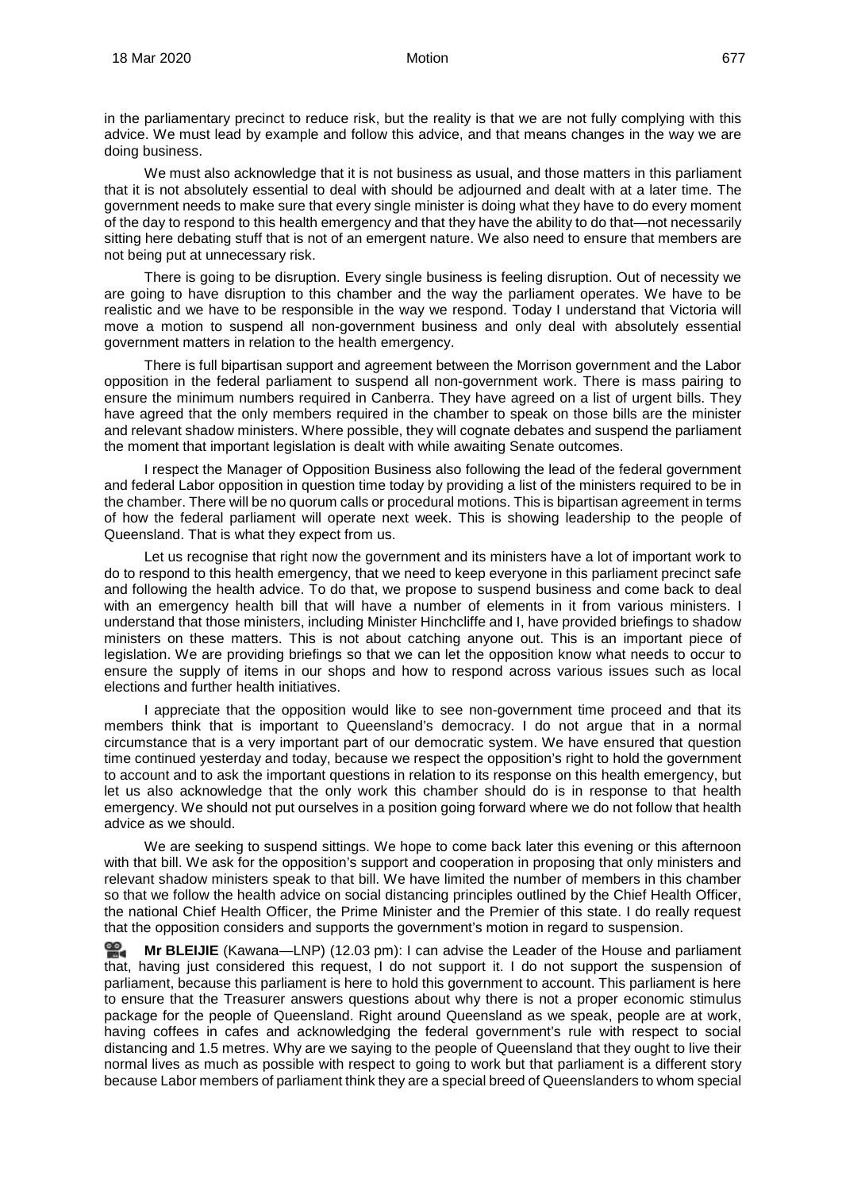in the parliamentary precinct to reduce risk, but the reality is that we are not fully complying with this advice. We must lead by example and follow this advice, and that means changes in the way we are doing business.

We must also acknowledge that it is not business as usual, and those matters in this parliament that it is not absolutely essential to deal with should be adjourned and dealt with at a later time. The government needs to make sure that every single minister is doing what they have to do every moment of the day to respond to this health emergency and that they have the ability to do that—not necessarily sitting here debating stuff that is not of an emergent nature. We also need to ensure that members are not being put at unnecessary risk.

There is going to be disruption. Every single business is feeling disruption. Out of necessity we are going to have disruption to this chamber and the way the parliament operates. We have to be realistic and we have to be responsible in the way we respond. Today I understand that Victoria will move a motion to suspend all non-government business and only deal with absolutely essential government matters in relation to the health emergency.

There is full bipartisan support and agreement between the Morrison government and the Labor opposition in the federal parliament to suspend all non-government work. There is mass pairing to ensure the minimum numbers required in Canberra. They have agreed on a list of urgent bills. They have agreed that the only members required in the chamber to speak on those bills are the minister and relevant shadow ministers. Where possible, they will cognate debates and suspend the parliament the moment that important legislation is dealt with while awaiting Senate outcomes.

I respect the Manager of Opposition Business also following the lead of the federal government and federal Labor opposition in question time today by providing a list of the ministers required to be in the chamber. There will be no quorum calls or procedural motions. This is bipartisan agreement in terms of how the federal parliament will operate next week. This is showing leadership to the people of Queensland. That is what they expect from us.

Let us recognise that right now the government and its ministers have a lot of important work to do to respond to this health emergency, that we need to keep everyone in this parliament precinct safe and following the health advice. To do that, we propose to suspend business and come back to deal with an emergency health bill that will have a number of elements in it from various ministers. I understand that those ministers, including Minister Hinchcliffe and I, have provided briefings to shadow ministers on these matters. This is not about catching anyone out. This is an important piece of legislation. We are providing briefings so that we can let the opposition know what needs to occur to ensure the supply of items in our shops and how to respond across various issues such as local elections and further health initiatives.

I appreciate that the opposition would like to see non-government time proceed and that its members think that is important to Queensland's democracy. I do not argue that in a normal circumstance that is a very important part of our democratic system. We have ensured that question time continued yesterday and today, because we respect the opposition's right to hold the government to account and to ask the important questions in relation to its response on this health emergency, but let us also acknowledge that the only work this chamber should do is in response to that health emergency. We should not put ourselves in a position going forward where we do not follow that health advice as we should.

We are seeking to suspend sittings. We hope to come back later this evening or this afternoon with that bill. We ask for the opposition's support and cooperation in proposing that only ministers and relevant shadow ministers speak to that bill. We have limited the number of members in this chamber so that we follow the health advice on social distancing principles outlined by the Chief Health Officer, the national Chief Health Officer, the Prime Minister and the Premier of this state. I do really request that the opposition considers and supports the government's motion in regard to suspension.

**Mr BLEIJIE** (Kawana—LNP) (12.03 pm): I can advise the Leader of the House and parliament that, having just considered this request, I do not support it. I do not support the suspension of parliament, because this parliament is here to hold this government to account. This parliament is here to ensure that the Treasurer answers questions about why there is not a proper economic stimulus package for the people of Queensland. Right around Queensland as we speak, people are at work, having coffees in cafes and acknowledging the federal government's rule with respect to social distancing and 1.5 metres. Why are we saying to the people of Queensland that they ought to live their normal lives as much as possible with respect to going to work but that parliament is a different story because Labor members of parliament think they are a special breed of Queenslanders to whom special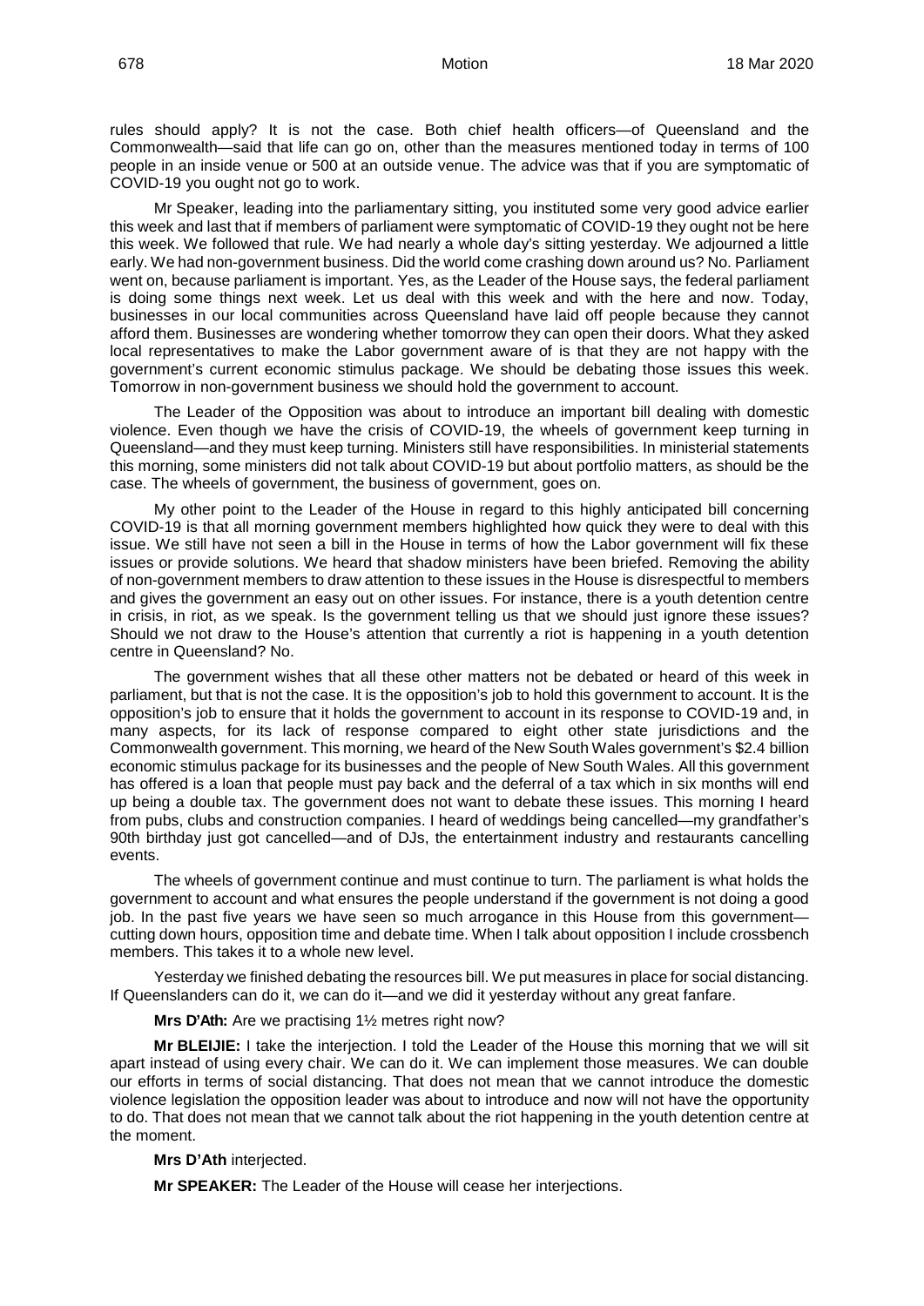rules should apply? It is not the case. Both chief health officers—of Queensland and the Commonwealth—said that life can go on, other than the measures mentioned today in terms of 100 people in an inside venue or 500 at an outside venue. The advice was that if you are symptomatic of COVID-19 you ought not go to work.

Mr Speaker, leading into the parliamentary sitting, you instituted some very good advice earlier this week and last that if members of parliament were symptomatic of COVID-19 they ought not be here this week. We followed that rule. We had nearly a whole day's sitting yesterday. We adjourned a little early. We had non-government business. Did the world come crashing down around us? No. Parliament went on, because parliament is important. Yes, as the Leader of the House says, the federal parliament is doing some things next week. Let us deal with this week and with the here and now. Today, businesses in our local communities across Queensland have laid off people because they cannot afford them. Businesses are wondering whether tomorrow they can open their doors. What they asked local representatives to make the Labor government aware of is that they are not happy with the government's current economic stimulus package. We should be debating those issues this week. Tomorrow in non-government business we should hold the government to account.

The Leader of the Opposition was about to introduce an important bill dealing with domestic violence. Even though we have the crisis of COVID-19, the wheels of government keep turning in Queensland—and they must keep turning. Ministers still have responsibilities. In ministerial statements this morning, some ministers did not talk about COVID-19 but about portfolio matters, as should be the case. The wheels of government, the business of government, goes on.

My other point to the Leader of the House in regard to this highly anticipated bill concerning COVID-19 is that all morning government members highlighted how quick they were to deal with this issue. We still have not seen a bill in the House in terms of how the Labor government will fix these issues or provide solutions. We heard that shadow ministers have been briefed. Removing the ability of non-government members to draw attention to these issues in the House is disrespectful to members and gives the government an easy out on other issues. For instance, there is a youth detention centre in crisis, in riot, as we speak. Is the government telling us that we should just ignore these issues? Should we not draw to the House's attention that currently a riot is happening in a youth detention centre in Queensland? No.

The government wishes that all these other matters not be debated or heard of this week in parliament, but that is not the case. It is the opposition's job to hold this government to account. It is the opposition's job to ensure that it holds the government to account in its response to COVID-19 and, in many aspects, for its lack of response compared to eight other state jurisdictions and the Commonwealth government. This morning, we heard of the New South Wales government's $2.4 billion economic stimulus package for its businesses and the people of New South Wales. All this government has offered is a loan that people must pay back and the deferral of a tax which in six months will end up being a double tax. The government does not want to debate these issues. This morning I heard from pubs, clubs and construction companies. I heard of weddings being cancelled—my grandfather's 90th birthday just got cancelled—and of DJs, the entertainment industry and restaurants cancelling events.

The wheels of government continue and must continue to turn. The parliament is what holds the government to account and what ensures the people understand if the government is not doing a good job. In the past five years we have seen so much arrogance in this House from this government—cutting down hours, opposition time and debate time. When I talk about opposition I include crossbench members. This takes it to a whole new level.

Yesterday we finished debating the resources bill. We put measures in place for social distancing. If Queenslanders can do it, we can do it—and we did it yesterday without any great fanfare.

**Mrs D'Ath:** Are we practising 1½ metres right now?

**Mr BLEIJIE:** I take the interjection. I told the Leader of the House this morning that we will sit apart instead of using every chair. We can do it. We can implement those measures. We can double our efforts in terms of social distancing. That does not mean that we cannot introduce the domestic violence legislation the opposition leader was about to introduce and now will not have the opportunity to do. That does not mean that we cannot talk about the riot happening in the youth detention centre at the moment.

**Mrs D'Ath** interjected.

**Mr SPEAKER:** The Leader of the House will cease her interjections.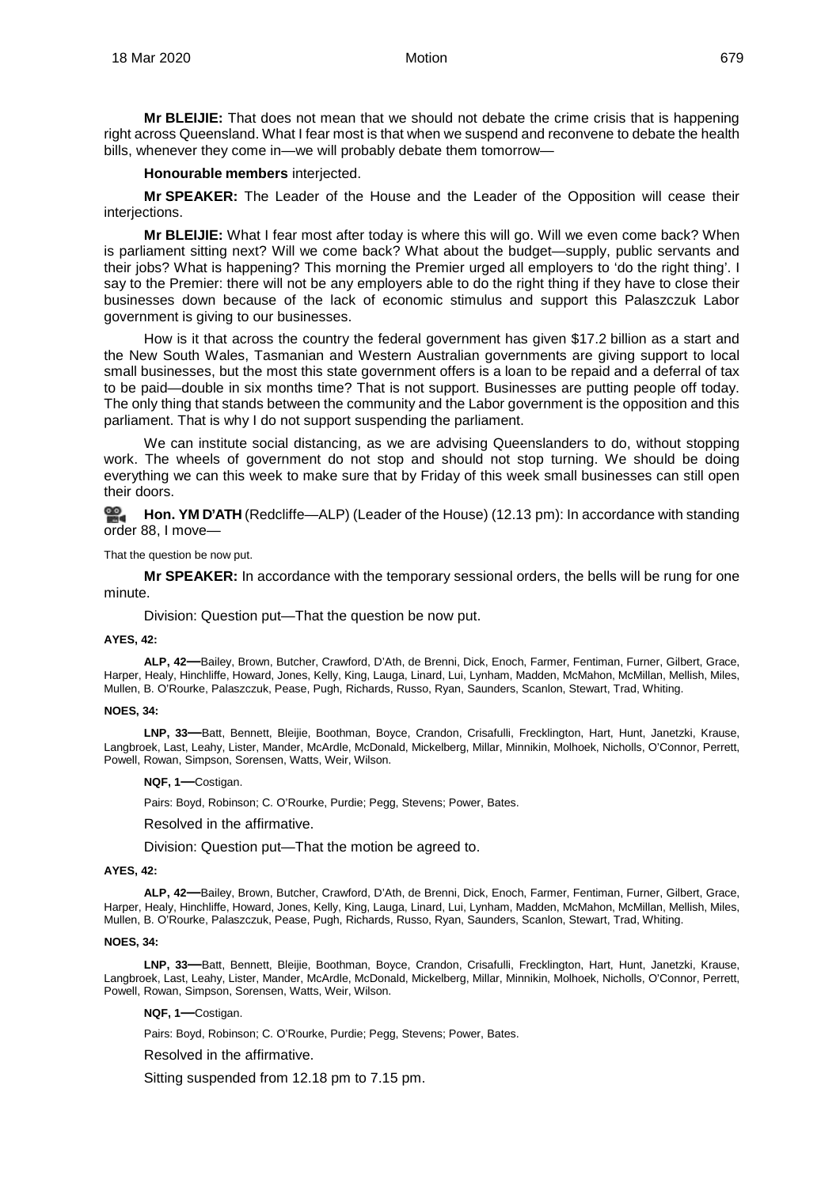**Mr BLEIJIE:** That does not mean that we should not debate the crime crisis that is happening right across Queensland. What I fear most is that when we suspend and reconvene to debate the health bills, whenever they come in—we will probably debate them tomorrow—

**Honourable members** interjected.

**Mr SPEAKER:** The Leader of the House and the Leader of the Opposition will cease their interjections.

**Mr BLEIJIE:** What I fear most after today is where this will go. Will we even come back? When is parliament sitting next? Will we come back? What about the budget—supply, public servants and their jobs? What is happening? This morning the Premier urged all employers to 'do the right thing'. I say to the Premier: there will not be any employers able to do the right thing if they have to close their businesses down because of the lack of economic stimulus and support this Palaszczuk Labor government is giving to our businesses.

How is it that across the country the federal government has given $17.2 billion as a start and the New South Wales, Tasmanian and Western Australian governments are giving support to local small businesses, but the most this state government offers is a loan to be repaid and a deferral of tax to be paid—double in six months time? That is not support. Businesses are putting people off today. The only thing that stands between the community and the Labor government is the opposition and this parliament. That is why I do not support suspending the parliament.

We can institute social distancing, as we are advising Queenslanders to do, without stopping work. The wheels of government do not stop and should not stop turning. We should be doing everything we can this week to make sure that by Friday of this week small businesses can still open their doors.

**Hon. YM D'ATH** (Redcliffe—ALP) (Leader of the House) (12.13 pm): In accordance with standing order 88, I move—

That the question be now put.

**Mr SPEAKER:** In accordance with the temporary sessional orders, the bells will be rung for one minute.

Division: Question put—That the question be now put.

**AYES, 42:**

**ALP, 42—**Bailey, Brown, Butcher, Crawford, D'Ath, de Brenni, Dick, Enoch, Farmer, Fentiman, Furner, Gilbert, Grace, Harper, Healy, Hinchliffe, Howard, Jones, Kelly, King, Lauga, Linard, Lui, Lynham, Madden, McMahon, McMillan, Mellish, Miles, Mullen, B. O'Rourke, Palaszczuk, Pease, Pugh, Richards, Russo, Ryan, Saunders, Scanlon, Stewart, Trad, Whiting.

**NOES, 34:**

**LNP, 33—**Batt, Bennett, Bleijie, Boothman, Boyce, Crandon, Crisafulli, Frecklington, Hart, Hunt, Janetzki, Krause, Langbroek, Last, Leahy, Lister, Mander, McArdle, McDonald, Mickelberg, Millar, Minnikin, Molhoek, Nicholls, O'Connor, Perrett, Powell, Rowan, Simpson, Sorensen, Watts, Weir, Wilson.

**NQF, 1—**Costigan.

Pairs: Boyd, Robinson; C. O'Rourke, Purdie; Pegg, Stevens; Power, Bates.

Resolved in the affirmative.

Division: Question put—That the motion be agreed to.

**AYES, 42:**

**ALP, 42—**Bailey, Brown, Butcher, Crawford, D'Ath, de Brenni, Dick, Enoch, Farmer, Fentiman, Furner, Gilbert, Grace, Harper, Healy, Hinchliffe, Howard, Jones, Kelly, King, Lauga, Linard, Lui, Lynham, Madden, McMahon, McMillan, Mellish, Miles, Mullen, B. O'Rourke, Palaszczuk, Pease, Pugh, Richards, Russo, Ryan, Saunders, Scanlon, Stewart, Trad, Whiting.

**NOES, 34:**

**LNP, 33—**Batt, Bennett, Bleijie, Boothman, Boyce, Crandon, Crisafulli, Frecklington, Hart, Hunt, Janetzki, Krause, Langbroek, Last, Leahy, Lister, Mander, McArdle, McDonald, Mickelberg, Millar, Minnikin, Molhoek, Nicholls, O'Connor, Perrett, Powell, Rowan, Simpson, Sorensen, Watts, Weir, Wilson.

**NQF, 1—**Costigan.

Pairs: Boyd, Robinson; C. O'Rourke, Purdie; Pegg, Stevens; Power, Bates.

Resolved in the affirmative.

Sitting suspended from 12.18 pm to 7.15 pm.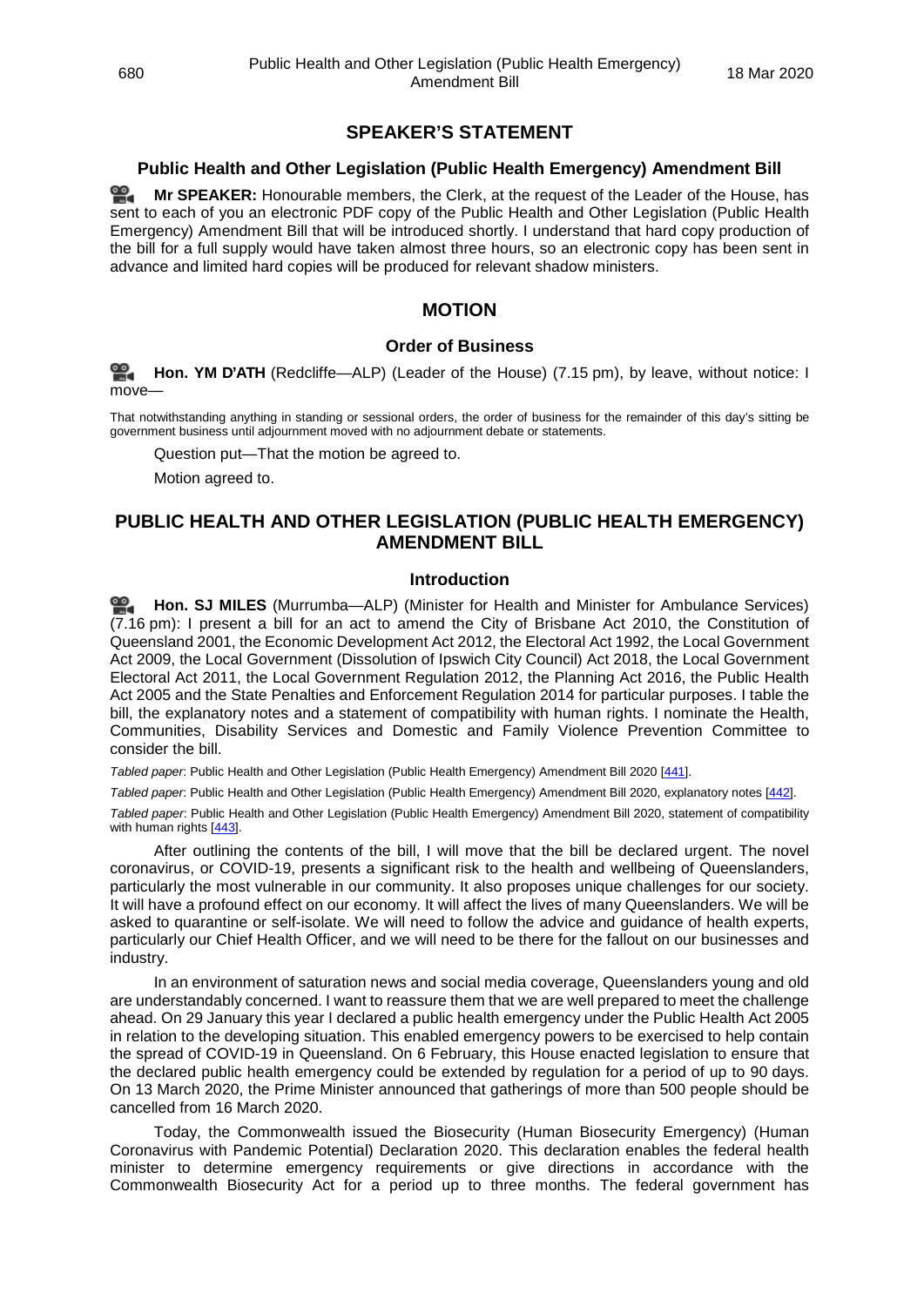## SPEAKER'S STATEMENT

### Public Health and Other Legislation (Public Health Emergency) Amendment Bill

**Mr SPEAKER:** Honourable members, the Clerk, at the request of the Leader of the House, has sent to each of you an electronic PDF copy of the Public Health and Other Legislation (Public Health Emergency) Amendment Bill that will be introduced shortly. I understand that hard copy production of the bill for a full supply would have taken almost three hours, so an electronic copy has been sent in advance and limited hard copies will be produced for relevant shadow ministers.

## MOTION

### Order of Business

**Hon. YM D'ATH** (Redcliffe—ALP) (Leader of the House) (7.15 pm), by leave, without notice: I move—

That notwithstanding anything in standing or sessional orders, the order of business for the remainder of this day's sitting be government business until adjournment moved with no adjournment debate or statements.

Question put—That the motion be agreed to.

Motion agreed to.

## PUBLIC HEALTH AND OTHER LEGISLATION (PUBLIC HEALTH EMERGENCY) AMENDMENT BILL

### Introduction

**Hon. SJ MILES** (Murrumba—ALP) (Minister for Health and Minister for Ambulance Services) (7.16 pm): I present a bill for an act to amend the City of Brisbane Act 2010, the Constitution of Queensland 2001, the Economic Development Act 2012, the Electoral Act 1992, the Local Government Act 2009, the Local Government (Dissolution of Ipswich City Council) Act 2018, the Local Government Electoral Act 2011, the Local Government Regulation 2012, the Planning Act 2016, the Public Health Act 2005 and the State Penalties and Enforcement Regulation 2014 for particular purposes. I table the bill, the explanatory notes and a statement of compatibility with human rights. I nominate the Health, Communities, Disability Services and Domestic and Family Violence Prevention Committee to consider the bill.

*Tabled paper*: Public Health and Other Legislation (Public Health Emergency) Amendment Bill 2020 [441].

*Tabled paper*: Public Health and Other Legislation (Public Health Emergency) Amendment Bill 2020, explanatory notes [442].

*Tabled paper*: Public Health and Other Legislation (Public Health Emergency) Amendment Bill 2020, statement of compatibility with human rights [443].

After outlining the contents of the bill, I will move that the bill be declared urgent. The novel coronavirus, or COVID-19, presents a significant risk to the health and wellbeing of Queenslanders, particularly the most vulnerable in our community. It also proposes unique challenges for our society. It will have a profound effect on our economy. It will affect the lives of many Queenslanders. We will be asked to quarantine or self-isolate. We will need to follow the advice and guidance of health experts, particularly our Chief Health Officer, and we will need to be there for the fallout on our businesses and industry.

In an environment of saturation news and social media coverage, Queenslanders young and old are understandably concerned. I want to reassure them that we are well prepared to meet the challenge ahead. On 29 January this year I declared a public health emergency under the Public Health Act 2005 in relation to the developing situation. This enabled emergency powers to be exercised to help contain the spread of COVID-19 in Queensland. On 6 February, this House enacted legislation to ensure that the declared public health emergency could be extended by regulation for a period of up to 90 days. On 13 March 2020, the Prime Minister announced that gatherings of more than 500 people should be cancelled from 16 March 2020.

Today, the Commonwealth issued the Biosecurity (Human Biosecurity Emergency) (Human Coronavirus with Pandemic Potential) Declaration 2020. This declaration enables the federal health minister to determine emergency requirements or give directions in accordance with the Commonwealth Biosecurity Act for a period up to three months. The federal government has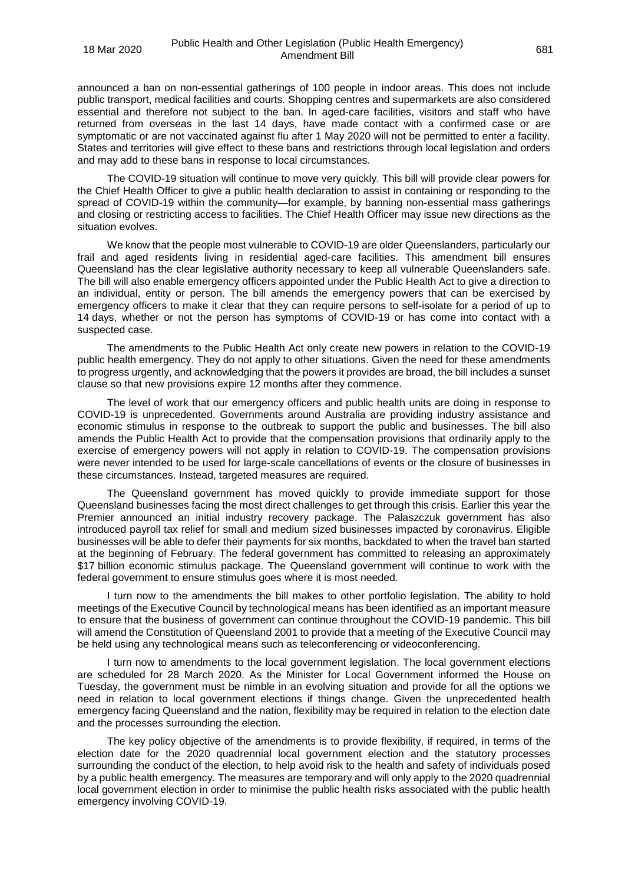announced a ban on non-essential gatherings of 100 people in indoor areas. This does not include public transport, medical facilities and courts. Shopping centres and supermarkets are also considered essential and therefore not subject to the ban. In aged-care facilities, visitors and staff who have returned from overseas in the last 14 days, have made contact with a confirmed case or are symptomatic or are not vaccinated against flu after 1 May 2020 will not be permitted to enter a facility. States and territories will give effect to these bans and restrictions through local legislation and orders and may add to these bans in response to local circumstances.

The COVID-19 situation will continue to move very quickly. This bill will provide clear powers for the Chief Health Officer to give a public health declaration to assist in containing or responding to the spread of COVID-19 within the community—for example, by banning non-essential mass gatherings and closing or restricting access to facilities. The Chief Health Officer may issue new directions as the situation evolves.

We know that the people most vulnerable to COVID-19 are older Queenslanders, particularly our frail and aged residents living in residential aged-care facilities. This amendment bill ensures Queensland has the clear legislative authority necessary to keep all vulnerable Queenslanders safe. The bill will also enable emergency officers appointed under the Public Health Act to give a direction to an individual, entity or person. The bill amends the emergency powers that can be exercised by emergency officers to make it clear that they can require persons to self-isolate for a period of up to 14 days, whether or not the person has symptoms of COVID-19 or has come into contact with a suspected case.

The amendments to the Public Health Act only create new powers in relation to the COVID-19 public health emergency. They do not apply to other situations. Given the need for these amendments to progress urgently, and acknowledging that the powers it provides are broad, the bill includes a sunset clause so that new provisions expire 12 months after they commence.

The level of work that our emergency officers and public health units are doing in response to COVID-19 is unprecedented. Governments around Australia are providing industry assistance and economic stimulus in response to the outbreak to support the public and businesses. The bill also amends the Public Health Act to provide that the compensation provisions that ordinarily apply to the exercise of emergency powers will not apply in relation to COVID-19. The compensation provisions were never intended to be used for large-scale cancellations of events or the closure of businesses in these circumstances. Instead, targeted measures are required.

The Queensland government has moved quickly to provide immediate support for those Queensland businesses facing the most direct challenges to get through this crisis. Earlier this year the Premier announced an initial industry recovery package. The Palaszczuk government has also introduced payroll tax relief for small and medium sized businesses impacted by coronavirus. Eligible businesses will be able to defer their payments for six months, backdated to when the travel ban started at the beginning of February. The federal government has committed to releasing an approximately $17 billion economic stimulus package. The Queensland government will continue to work with the federal government to ensure stimulus goes where it is most needed.

I turn now to the amendments the bill makes to other portfolio legislation. The ability to hold meetings of the Executive Council by technological means has been identified as an important measure to ensure that the business of government can continue throughout the COVID-19 pandemic. This bill will amend the Constitution of Queensland 2001 to provide that a meeting of the Executive Council may be held using any technological means such as teleconferencing or videoconferencing.

I turn now to amendments to the local government legislation. The local government elections are scheduled for 28 March 2020. As the Minister for Local Government informed the House on Tuesday, the government must be nimble in an evolving situation and provide for all the options we need in relation to local government elections if things change. Given the unprecedented health emergency facing Queensland and the nation, flexibility may be required in relation to the election date and the processes surrounding the election.

The key policy objective of the amendments is to provide flexibility, if required, in terms of the election date for the 2020 quadrennial local government election and the statutory processes surrounding the conduct of the election, to help avoid risk to the health and safety of individuals posed by a public health emergency. The measures are temporary and will only apply to the 2020 quadrennial local government election in order to minimise the public health risks associated with the public health emergency involving COVID-19.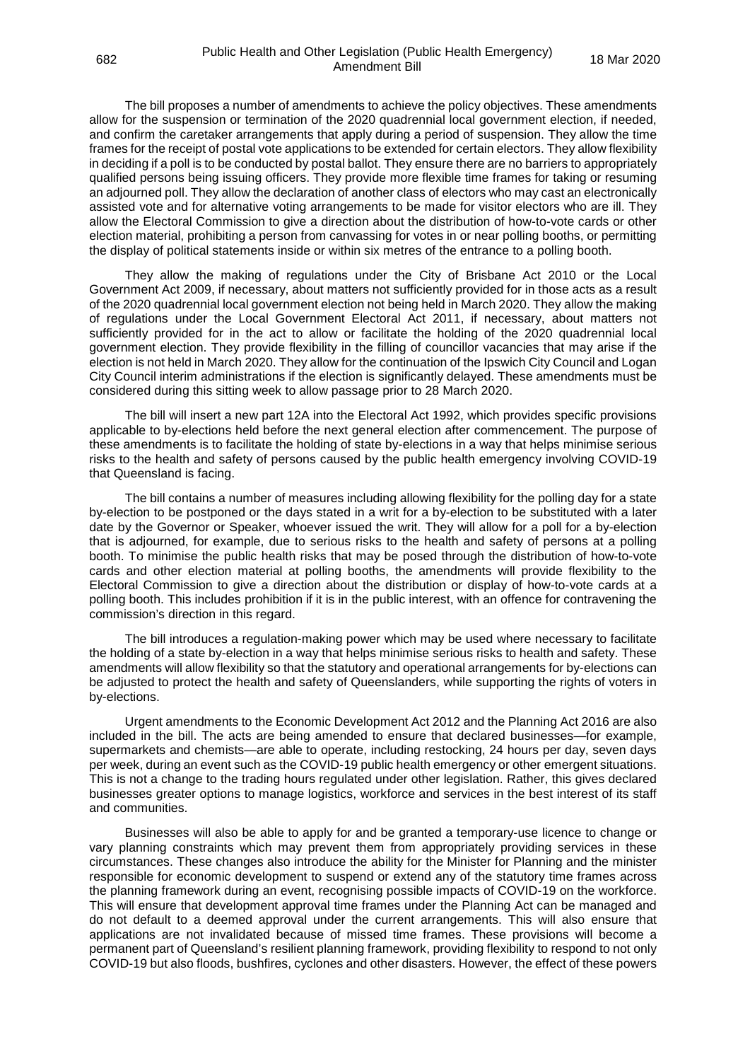The bill proposes a number of amendments to achieve the policy objectives. These amendments allow for the suspension or termination of the 2020 quadrennial local government election, if needed, and confirm the caretaker arrangements that apply during a period of suspension. They allow the time frames for the receipt of postal vote applications to be extended for certain electors. They allow flexibility in deciding if a poll is to be conducted by postal ballot. They ensure there are no barriers to appropriately qualified persons being issuing officers. They provide more flexible time frames for taking or resuming an adjourned poll. They allow the declaration of another class of electors who may cast an electronically assisted vote and for alternative voting arrangements to be made for visitor electors who are ill. They allow the Electoral Commission to give a direction about the distribution of how-to-vote cards or other election material, prohibiting a person from canvassing for votes in or near polling booths, or permitting the display of political statements inside or within six metres of the entrance to a polling booth.

They allow the making of regulations under the City of Brisbane Act 2010 or the Local Government Act 2009, if necessary, about matters not sufficiently provided for in those acts as a result of the 2020 quadrennial local government election not being held in March 2020. They allow the making of regulations under the Local Government Electoral Act 2011, if necessary, about matters not sufficiently provided for in the act to allow or facilitate the holding of the 2020 quadrennial local government election. They provide flexibility in the filling of councillor vacancies that may arise if the election is not held in March 2020. They allow for the continuation of the Ipswich City Council and Logan City Council interim administrations if the election is significantly delayed. These amendments must be considered during this sitting week to allow passage prior to 28 March 2020.

The bill will insert a new part 12A into the Electoral Act 1992, which provides specific provisions applicable to by-elections held before the next general election after commencement. The purpose of these amendments is to facilitate the holding of state by-elections in a way that helps minimise serious risks to the health and safety of persons caused by the public health emergency involving COVID-19 that Queensland is facing.

The bill contains a number of measures including allowing flexibility for the polling day for a state by-election to be postponed or the days stated in a writ for a by-election to be substituted with a later date by the Governor or Speaker, whoever issued the writ. They will allow for a poll for a by-election that is adjourned, for example, due to serious risks to the health and safety of persons at a polling booth. To minimise the public health risks that may be posed through the distribution of how-to-vote cards and other election material at polling booths, the amendments will provide flexibility to the Electoral Commission to give a direction about the distribution or display of how-to-vote cards at a polling booth. This includes prohibition if it is in the public interest, with an offence for contravening the commission's direction in this regard.

The bill introduces a regulation-making power which may be used where necessary to facilitate the holding of a state by-election in a way that helps minimise serious risks to health and safety. These amendments will allow flexibility so that the statutory and operational arrangements for by-elections can be adjusted to protect the health and safety of Queenslanders, while supporting the rights of voters in by-elections.

Urgent amendments to the Economic Development Act 2012 and the Planning Act 2016 are also included in the bill. The acts are being amended to ensure that declared businesses—for example, supermarkets and chemists—are able to operate, including restocking, 24 hours per day, seven days per week, during an event such as the COVID-19 public health emergency or other emergent situations. This is not a change to the trading hours regulated under other legislation. Rather, this gives declared businesses greater options to manage logistics, workforce and services in the best interest of its staff and communities.

Businesses will also be able to apply for and be granted a temporary-use licence to change or vary planning constraints which may prevent them from appropriately providing services in these circumstances. These changes also introduce the ability for the Minister for Planning and the minister responsible for economic development to suspend or extend any of the statutory time frames across the planning framework during an event, recognising possible impacts of COVID-19 on the workforce. This will ensure that development approval time frames under the Planning Act can be managed and do not default to a deemed approval under the current arrangements. This will also ensure that applications are not invalidated because of missed time frames. These provisions will become a permanent part of Queensland's resilient planning framework, providing flexibility to respond to not only COVID-19 but also floods, bushfires, cyclones and other disasters. However, the effect of these powers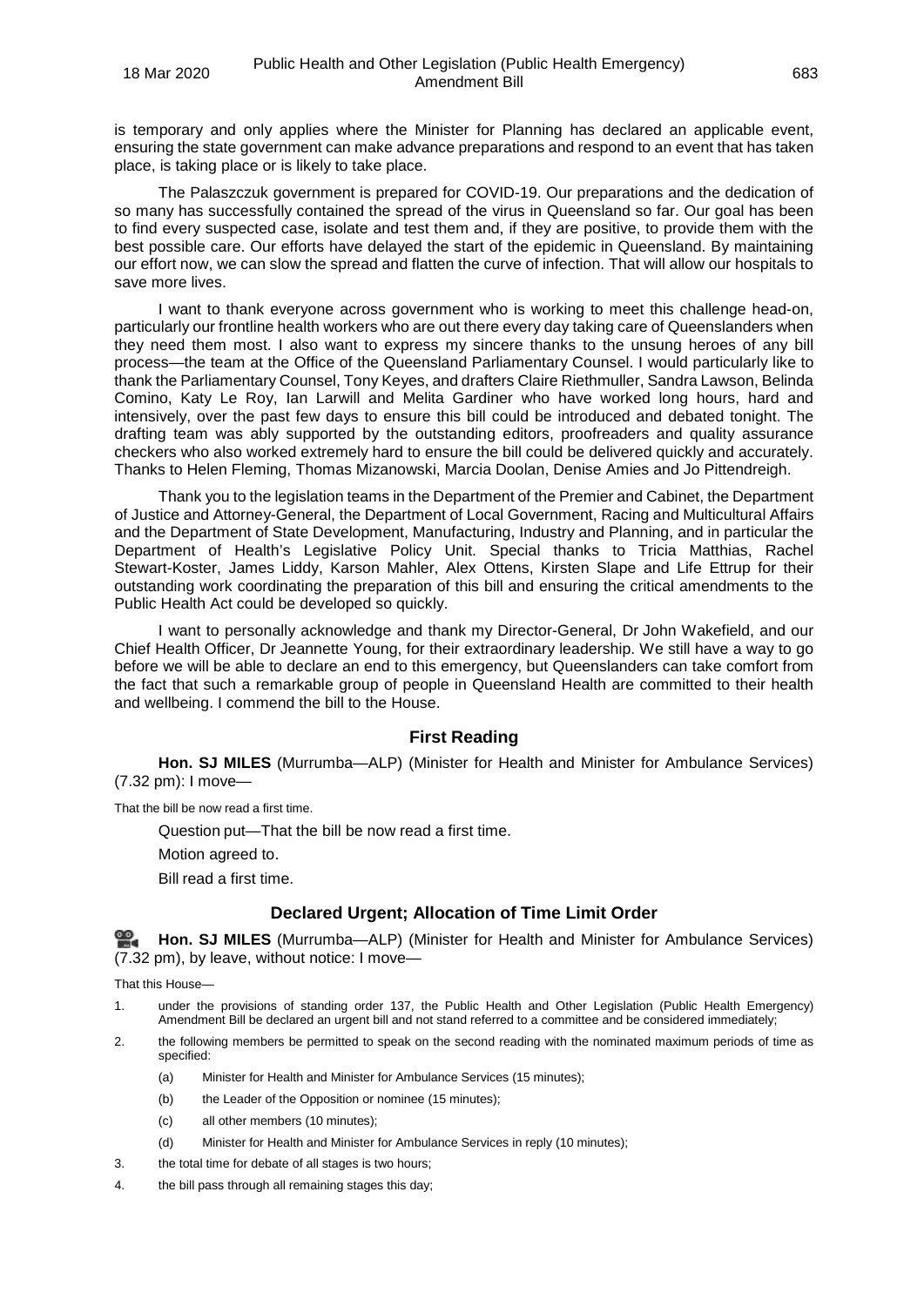is temporary and only applies where the Minister for Planning has declared an applicable event, ensuring the state government can make advance preparations and respond to an event that has taken place, is taking place or is likely to take place.

The Palaszczuk government is prepared for COVID-19. Our preparations and the dedication of so many has successfully contained the spread of the virus in Queensland so far. Our goal has been to find every suspected case, isolate and test them and, if they are positive, to provide them with the best possible care. Our efforts have delayed the start of the epidemic in Queensland. By maintaining our effort now, we can slow the spread and flatten the curve of infection. That will allow our hospitals to save more lives.

I want to thank everyone across government who is working to meet this challenge head-on, particularly our frontline health workers who are out there every day taking care of Queenslanders when they need them most. I also want to express my sincere thanks to the unsung heroes of any bill process—the team at the Office of the Queensland Parliamentary Counsel. I would particularly like to thank the Parliamentary Counsel, Tony Keyes, and drafters Claire Riethmuller, Sandra Lawson, Belinda Comino, Katy Le Roy, Ian Larwill and Melita Gardiner who have worked long hours, hard and intensively, over the past few days to ensure this bill could be introduced and debated tonight. The drafting team was ably supported by the outstanding editors, proofreaders and quality assurance checkers who also worked extremely hard to ensure the bill could be delivered quickly and accurately. Thanks to Helen Fleming, Thomas Mizanowski, Marcia Doolan, Denise Amies and Jo Pittendreigh.

Thank you to the legislation teams in the Department of the Premier and Cabinet, the Department of Justice and Attorney-General, the Department of Local Government, Racing and Multicultural Affairs and the Department of State Development, Manufacturing, Industry and Planning, and in particular the Department of Health's Legislative Policy Unit. Special thanks to Tricia Matthias, Rachel Stewart-Koster, James Liddy, Karson Mahler, Alex Ottens, Kirsten Slape and Life Ettrup for their outstanding work coordinating the preparation of this bill and ensuring the critical amendments to the Public Health Act could be developed so quickly.

I want to personally acknowledge and thank my Director-General, Dr John Wakefield, and our Chief Health Officer, Dr Jeannette Young, for their extraordinary leadership. We still have a way to go before we will be able to declare an end to this emergency, but Queenslanders can take comfort from the fact that such a remarkable group of people in Queensland Health are committed to their health and wellbeing. I commend the bill to the House.

## First Reading

**Hon. SJ MILES** (Murrumba—ALP) (Minister for Health and Minister for Ambulance Services) (7.32 pm): I move—

That the bill be now read a first time.

Question put—That the bill be now read a first time.

Motion agreed to.

Bill read a first time.

## Declared Urgent; Allocation of Time Limit Order

**Hon. SJ MILES** (Murrumba—ALP) (Minister for Health and Minister for Ambulance Services) (7.32 pm), by leave, without notice: I move—

That this House—

1. under the provisions of standing order 137, the Public Health and Other Legislation (Public Health Emergency) Amendment Bill be declared an urgent bill and not stand referred to a committee and be considered immediately;
2. the following members be permitted to speak on the second reading with the nominated maximum periods of time as specified:
   (a) Minister for Health and Minister for Ambulance Services (15 minutes);
   (b) the Leader of the Opposition or nominee (15 minutes);
   (c) all other members (10 minutes);
   (d) Minister for Health and Minister for Ambulance Services in reply (10 minutes);
3. the total time for debate of all stages is two hours;
4. the bill pass through all remaining stages this day;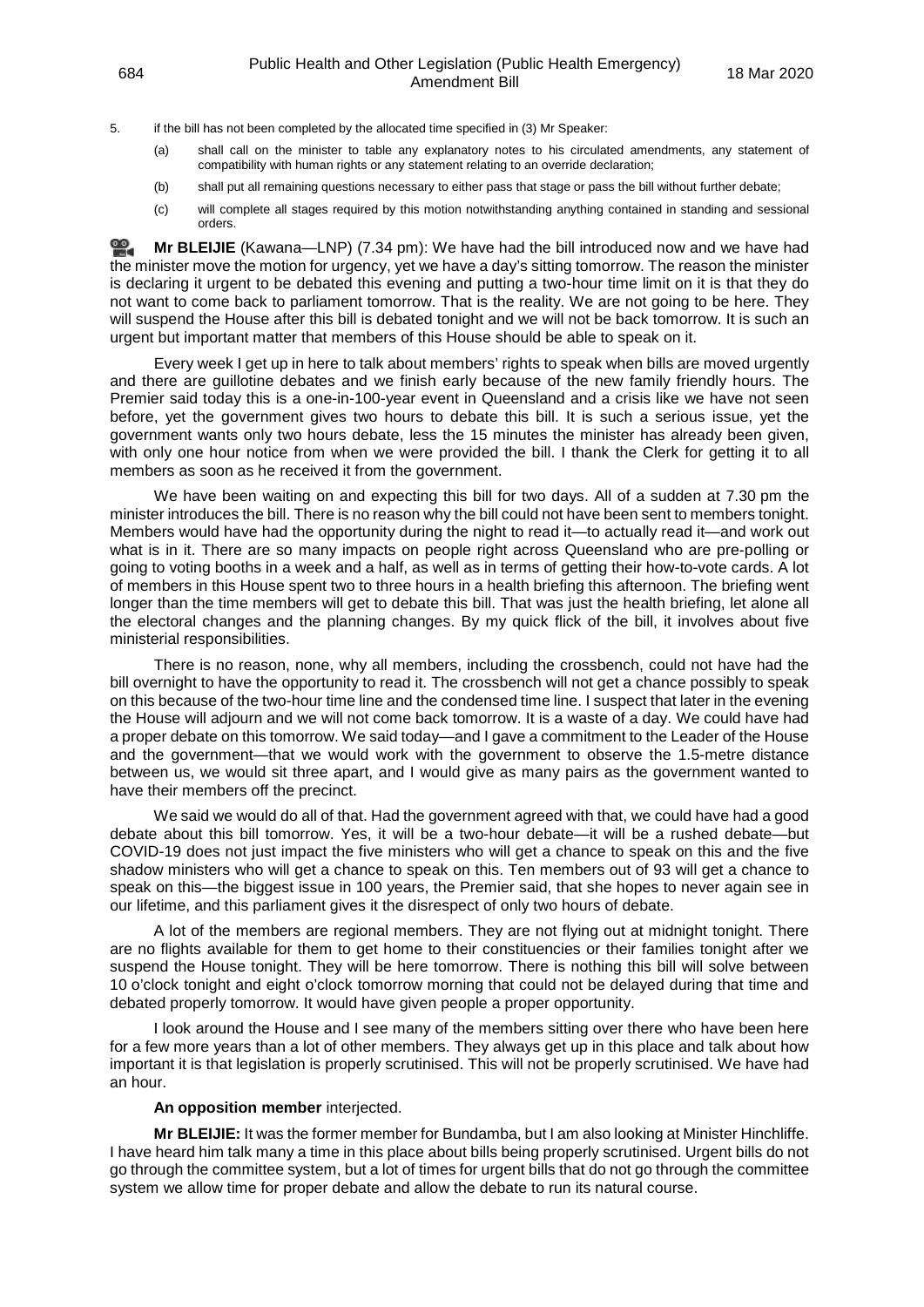5. if the bill has not been completed by the allocated time specified in (3) Mr Speaker:

   (a) shall call on the minister to table any explanatory notes to his circulated amendments, any statement of compatibility with human rights or any statement relating to an override declaration;

   (b) shall put all remaining questions necessary to either pass that stage or pass the bill without further debate;

   (c) will complete all stages required by this motion notwithstanding anything contained in standing and sessional orders.

**Mr BLEIJIE** (Kawana—LNP) (7.34 pm): We have had the bill introduced now and we have had the minister move the motion for urgency, yet we have a day's sitting tomorrow. The reason the minister is declaring it urgent to be debated this evening and putting a two-hour time limit on it is that they do not want to come back to parliament tomorrow. That is the reality. We are not going to be here. They will suspend the House after this bill is debated tonight and we will not be back tomorrow. It is such an urgent but important matter that members of this House should be able to speak on it.

Every week I get up in here to talk about members' rights to speak when bills are moved urgently and there are guillotine debates and we finish early because of the new family friendly hours. The Premier said today this is a one-in-100-year event in Queensland and a crisis like we have not seen before, yet the government gives two hours to debate this bill. It is such a serious issue, yet the government wants only two hours debate, less the 15 minutes the minister has already been given, with only one hour notice from when we were provided the bill. I thank the Clerk for getting it to all members as soon as he received it from the government.

We have been waiting on and expecting this bill for two days. All of a sudden at 7.30 pm the minister introduces the bill. There is no reason why the bill could not have been sent to members tonight. Members would have had the opportunity during the night to read it—to actually read it—and work out what is in it. There are so many impacts on people right across Queensland who are pre-polling or going to voting booths in a week and a half, as well as in terms of getting their how-to-vote cards. A lot of members in this House spent two to three hours in a health briefing this afternoon. The briefing went longer than the time members will get to debate this bill. That was just the health briefing, let alone all the electoral changes and the planning changes. By my quick flick of the bill, it involves about five ministerial responsibilities.

There is no reason, none, why all members, including the crossbench, could not have had the bill overnight to have the opportunity to read it. The crossbench will not get a chance possibly to speak on this because of the two-hour time line and the condensed time line. I suspect that later in the evening the House will adjourn and we will not come back tomorrow. It is a waste of a day. We could have had a proper debate on this tomorrow. We said today—and I gave a commitment to the Leader of the House and the government—that we would work with the government to observe the 1.5-metre distance between us, we would sit three apart, and I would give as many pairs as the government wanted to have their members off the precinct.

We said we would do all of that. Had the government agreed with that, we could have had a good debate about this bill tomorrow. Yes, it will be a two-hour debate—it will be a rushed debate—but COVID-19 does not just impact the five ministers who will get a chance to speak on this and the five shadow ministers who will get a chance to speak on this. Ten members out of 93 will get a chance to speak on this—the biggest issue in 100 years, the Premier said, that she hopes to never again see in our lifetime, and this parliament gives it the disrespect of only two hours of debate.

A lot of the members are regional members. They are not flying out at midnight tonight. There are no flights available for them to get home to their constituencies or their families tonight after we suspend the House tonight. They will be here tomorrow. There is nothing this bill will solve between 10 o'clock tonight and eight o'clock tomorrow morning that could not be delayed during that time and debated properly tomorrow. It would have given people a proper opportunity.

I look around the House and I see many of the members sitting over there who have been here for a few more years than a lot of other members. They always get up in this place and talk about how important it is that legislation is properly scrutinised. This will not be properly scrutinised. We have had an hour.

**An opposition member** interjected.

**Mr BLEIJIE:** It was the former member for Bundamba, but I am also looking at Minister Hinchliffe. I have heard him talk many a time in this place about bills being properly scrutinised. Urgent bills do not go through the committee system, but a lot of times for urgent bills that do not go through the committee system we allow time for proper debate and allow the debate to run its natural course.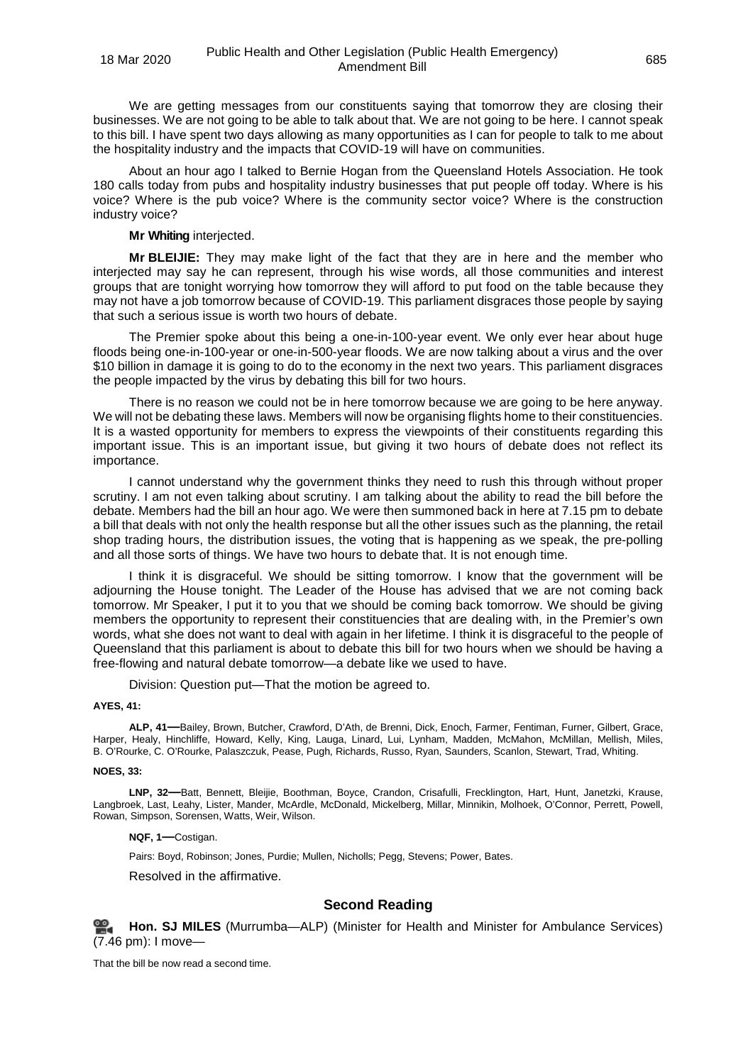We are getting messages from our constituents saying that tomorrow they are closing their businesses. We are not going to be able to talk about that. We are not going to be here. I cannot speak to this bill. I have spent two days allowing as many opportunities as I can for people to talk to me about the hospitality industry and the impacts that COVID-19 will have on communities.

About an hour ago I talked to Bernie Hogan from the Queensland Hotels Association. He took 180 calls today from pubs and hospitality industry businesses that put people off today. Where is his voice? Where is the pub voice? Where is the community sector voice? Where is the construction industry voice?

**Mr Whiting** interjected.

**Mr BLEIJIE:** They may make light of the fact that they are in here and the member who interjected may say he can represent, through his wise words, all those communities and interest groups that are tonight worrying how tomorrow they will afford to put food on the table because they may not have a job tomorrow because of COVID-19. This parliament disgraces those people by saying that such a serious issue is worth two hours of debate.

The Premier spoke about this being a one-in-100-year event. We only ever hear about huge floods being one-in-100-year or one-in-500-year floods. We are now talking about a virus and the over $10 billion in damage it is going to do to the economy in the next two years. This parliament disgraces the people impacted by the virus by debating this bill for two hours.

There is no reason we could not be in here tomorrow because we are going to be here anyway. We will not be debating these laws. Members will now be organising flights home to their constituencies. It is a wasted opportunity for members to express the viewpoints of their constituents regarding this important issue. This is an important issue, but giving it two hours of debate does not reflect its importance.

I cannot understand why the government thinks they need to rush this through without proper scrutiny. I am not even talking about scrutiny. I am talking about the ability to read the bill before the debate. Members had the bill an hour ago. We were then summoned back in here at 7.15 pm to debate a bill that deals with not only the health response but all the other issues such as the planning, the retail shop trading hours, the distribution issues, the voting that is happening as we speak, the pre-polling and all those sorts of things. We have two hours to debate that. It is not enough time.

I think it is disgraceful. We should be sitting tomorrow. I know that the government will be adjourning the House tonight. The Leader of the House has advised that we are not coming back tomorrow. Mr Speaker, I put it to you that we should be coming back tomorrow. We should be giving members the opportunity to represent their constituencies that are dealing with, in the Premier's own words, what she does not want to deal with again in her lifetime. I think it is disgraceful to the people of Queensland that this parliament is about to debate this bill for two hours when we should be having a free-flowing and natural debate tomorrow—a debate like we used to have.

Division: Question put—That the motion be agreed to.

**AYES, 41:**

**ALP, 41—**Bailey, Brown, Butcher, Crawford, D'Ath, de Brenni, Dick, Enoch, Farmer, Fentiman, Furner, Gilbert, Grace, Harper, Healy, Hinchliffe, Howard, Kelly, King, Lauga, Linard, Lui, Lynham, Madden, McMahon, McMillan, Mellish, Miles, B. O'Rourke, C. O'Rourke, Palaszczuk, Pease, Pugh, Richards, Russo, Ryan, Saunders, Scanlon, Stewart, Trad, Whiting.

**NOES, 33:**

**LNP, 32—**Batt, Bennett, Bleijie, Boothman, Boyce, Crandon, Crisafulli, Frecklington, Hart, Hunt, Janetzki, Krause, Langbroek, Last, Leahy, Lister, Mander, McArdle, McDonald, Mickelberg, Millar, Minnikin, Molhoek, O'Connor, Perrett, Powell, Rowan, Simpson, Sorensen, Watts, Weir, Wilson.

**NQF, 1—**Costigan.

Pairs: Boyd, Robinson; Jones, Purdie; Mullen, Nicholls; Pegg, Stevens; Power, Bates.

Resolved in the affirmative.

## Second Reading

**Hon. SJ MILES** (Murrumba—ALP) (Minister for Health and Minister for Ambulance Services) (7.46 pm): I move—

That the bill be now read a second time.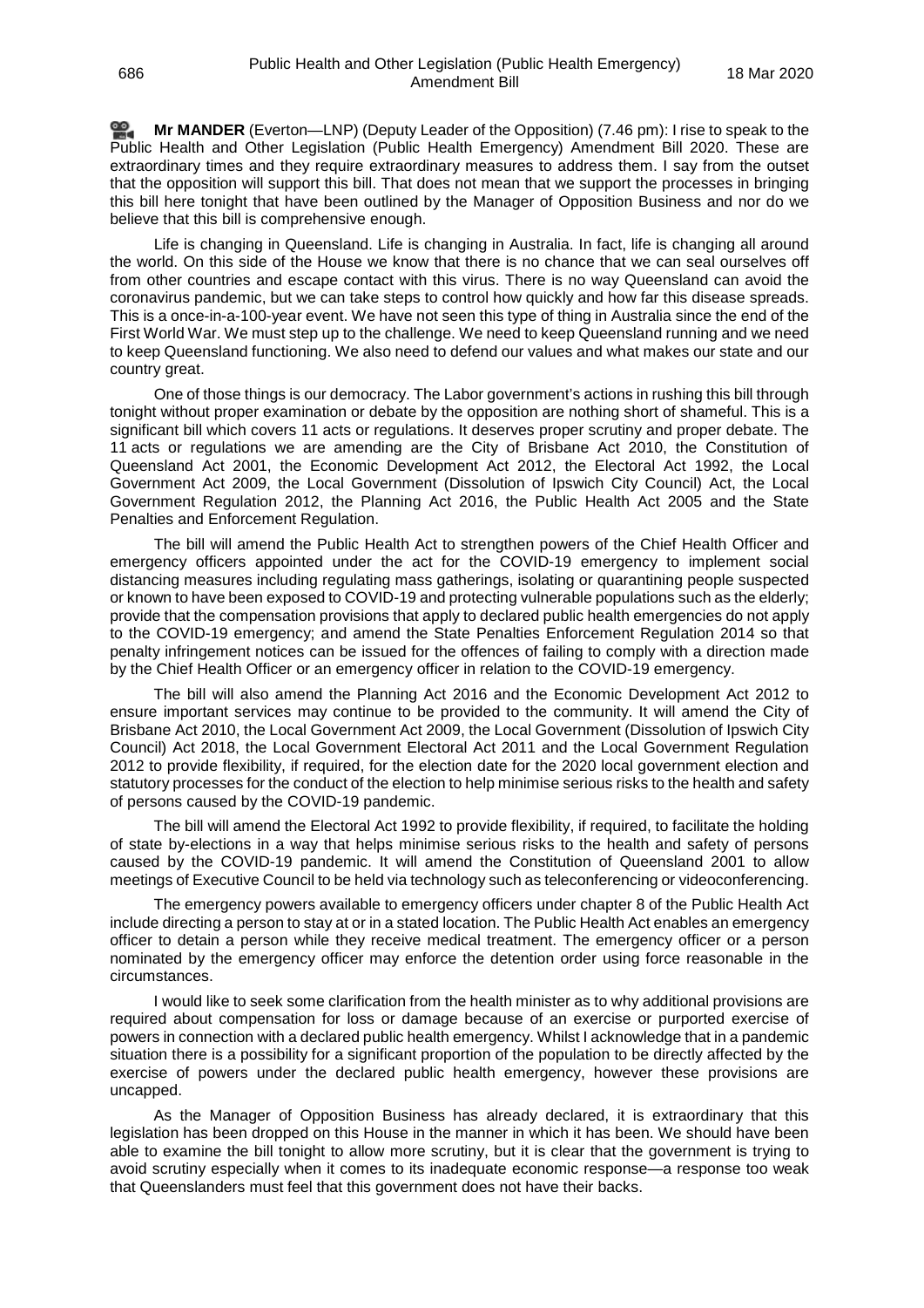**Mr MANDER** (Everton—LNP) (Deputy Leader of the Opposition) (7.46 pm): I rise to speak to the Public Health and Other Legislation (Public Health Emergency) Amendment Bill 2020. These are extraordinary times and they require extraordinary measures to address them. I say from the outset that the opposition will support this bill. That does not mean that we support the processes in bringing this bill here tonight that have been outlined by the Manager of Opposition Business and nor do we believe that this bill is comprehensive enough.

Life is changing in Queensland. Life is changing in Australia. In fact, life is changing all around the world. On this side of the House we know that there is no chance that we can seal ourselves off from other countries and escape contact with this virus. There is no way Queensland can avoid the coronavirus pandemic, but we can take steps to control how quickly and how far this disease spreads. This is a once-in-a-100-year event. We have not seen this type of thing in Australia since the end of the First World War. We must step up to the challenge. We need to keep Queensland running and we need to keep Queensland functioning. We also need to defend our values and what makes our state and our country great.

One of those things is our democracy. The Labor government's actions in rushing this bill through tonight without proper examination or debate by the opposition are nothing short of shameful. This is a significant bill which covers 11 acts or regulations. It deserves proper scrutiny and proper debate. The 11 acts or regulations we are amending are the City of Brisbane Act 2010, the Constitution of Queensland Act 2001, the Economic Development Act 2012, the Electoral Act 1992, the Local Government Act 2009, the Local Government (Dissolution of Ipswich City Council) Act, the Local Government Regulation 2012, the Planning Act 2016, the Public Health Act 2005 and the State Penalties and Enforcement Regulation.

The bill will amend the Public Health Act to strengthen powers of the Chief Health Officer and emergency officers appointed under the act for the COVID-19 emergency to implement social distancing measures including regulating mass gatherings, isolating or quarantining people suspected or known to have been exposed to COVID-19 and protecting vulnerable populations such as the elderly; provide that the compensation provisions that apply to declared public health emergencies do not apply to the COVID-19 emergency; and amend the State Penalties Enforcement Regulation 2014 so that penalty infringement notices can be issued for the offences of failing to comply with a direction made by the Chief Health Officer or an emergency officer in relation to the COVID-19 emergency.

The bill will also amend the Planning Act 2016 and the Economic Development Act 2012 to ensure important services may continue to be provided to the community. It will amend the City of Brisbane Act 2010, the Local Government Act 2009, the Local Government (Dissolution of Ipswich City Council) Act 2018, the Local Government Electoral Act 2011 and the Local Government Regulation 2012 to provide flexibility, if required, for the election date for the 2020 local government election and statutory processes for the conduct of the election to help minimise serious risks to the health and safety of persons caused by the COVID-19 pandemic.

The bill will amend the Electoral Act 1992 to provide flexibility, if required, to facilitate the holding of state by-elections in a way that helps minimise serious risks to the health and safety of persons caused by the COVID-19 pandemic. It will amend the Constitution of Queensland 2001 to allow meetings of Executive Council to be held via technology such as teleconferencing or videoconferencing.

The emergency powers available to emergency officers under chapter 8 of the Public Health Act include directing a person to stay at or in a stated location. The Public Health Act enables an emergency officer to detain a person while they receive medical treatment. The emergency officer or a person nominated by the emergency officer may enforce the detention order using force reasonable in the circumstances.

I would like to seek some clarification from the health minister as to why additional provisions are required about compensation for loss or damage because of an exercise or purported exercise of powers in connection with a declared public health emergency. Whilst I acknowledge that in a pandemic situation there is a possibility for a significant proportion of the population to be directly affected by the exercise of powers under the declared public health emergency, however these provisions are uncapped.

As the Manager of Opposition Business has already declared, it is extraordinary that this legislation has been dropped on this House in the manner in which it has been. We should have been able to examine the bill tonight to allow more scrutiny, but it is clear that the government is trying to avoid scrutiny especially when it comes to its inadequate economic response—a response too weak that Queenslanders must feel that this government does not have their backs.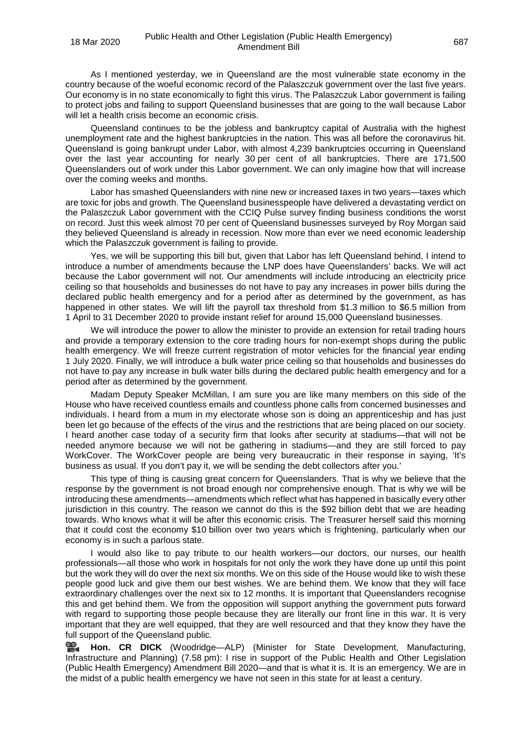As I mentioned yesterday, we in Queensland are the most vulnerable state economy in the country because of the woeful economic record of the Palaszczuk government over the last five years. Our economy is in no state economically to fight this virus. The Palaszczuk Labor government is failing to protect jobs and failing to support Queensland businesses that are going to the wall because Labor will let a health crisis become an economic crisis.

Queensland continues to be the jobless and bankruptcy capital of Australia with the highest unemployment rate and the highest bankruptcies in the nation. This was all before the coronavirus hit. Queensland is going bankrupt under Labor, with almost 4,239 bankruptcies occurring in Queensland over the last year accounting for nearly 30 per cent of all bankruptcies. There are 171,500 Queenslanders out of work under this Labor government. We can only imagine how that will increase over the coming weeks and months.

Labor has smashed Queenslanders with nine new or increased taxes in two years—taxes which are toxic for jobs and growth. The Queensland businesspeople have delivered a devastating verdict on the Palaszczuk Labor government with the CCIQ Pulse survey finding business conditions the worst on record. Just this week almost 70 per cent of Queensland businesses surveyed by Roy Morgan said they believed Queensland is already in recession. Now more than ever we need economic leadership which the Palaszczuk government is failing to provide.

Yes, we will be supporting this bill but, given that Labor has left Queensland behind, I intend to introduce a number of amendments because the LNP does have Queenslanders' backs. We will act because the Labor government will not. Our amendments will include introducing an electricity price ceiling so that households and businesses do not have to pay any increases in power bills during the declared public health emergency and for a period after as determined by the government, as has happened in other states. We will lift the payroll tax threshold from $1.3 million to $6.5 million from 1 April to 31 December 2020 to provide instant relief for around 15,000 Queensland businesses.

We will introduce the power to allow the minister to provide an extension for retail trading hours and provide a temporary extension to the core trading hours for non-exempt shops during the public health emergency. We will freeze current registration of motor vehicles for the financial year ending 1 July 2020. Finally, we will introduce a bulk water price ceiling so that households and businesses do not have to pay any increase in bulk water bills during the declared public health emergency and for a period after as determined by the government.

Madam Deputy Speaker McMillan, I am sure you are like many members on this side of the House who have received countless emails and countless phone calls from concerned businesses and individuals. I heard from a mum in my electorate whose son is doing an apprenticeship and has just been let go because of the effects of the virus and the restrictions that are being placed on our society. I heard another case today of a security firm that looks after security at stadiums—that will not be needed anymore because we will not be gathering in stadiums—and they are still forced to pay WorkCover. The WorkCover people are being very bureaucratic in their response in saying, 'It's business as usual. If you don't pay it, we will be sending the debt collectors after you.'

This type of thing is causing great concern for Queenslanders. That is why we believe that the response by the government is not broad enough nor comprehensive enough. That is why we will be introducing these amendments—amendments which reflect what has happened in basically every other jurisdiction in this country. The reason we cannot do this is the $92 billion debt that we are heading towards. Who knows what it will be after this economic crisis. The Treasurer herself said this morning that it could cost the economy $10 billion over two years which is frightening, particularly when our economy is in such a parlous state.

I would also like to pay tribute to our health workers—our doctors, our nurses, our health professionals—all those who work in hospitals for not only the work they have done up until this point but the work they will do over the next six months. We on this side of the House would like to wish these people good luck and give them our best wishes. We are behind them. We know that they will face extraordinary challenges over the next six to 12 months. It is important that Queenslanders recognise this and get behind them. We from the opposition will support anything the government puts forward with regard to supporting those people because they are literally our front line in this war. It is very important that they are well equipped, that they are well resourced and that they know they have the full support of the Queensland public.

**Hon. CR DICK** (Woodridge—ALP) (Minister for State Development, Manufacturing, Infrastructure and Planning) (7.58 pm): I rise in support of the Public Health and Other Legislation (Public Health Emergency) Amendment Bill 2020—and that is what it is. It is an emergency. We are in the midst of a public health emergency we have not seen in this state for at least a century.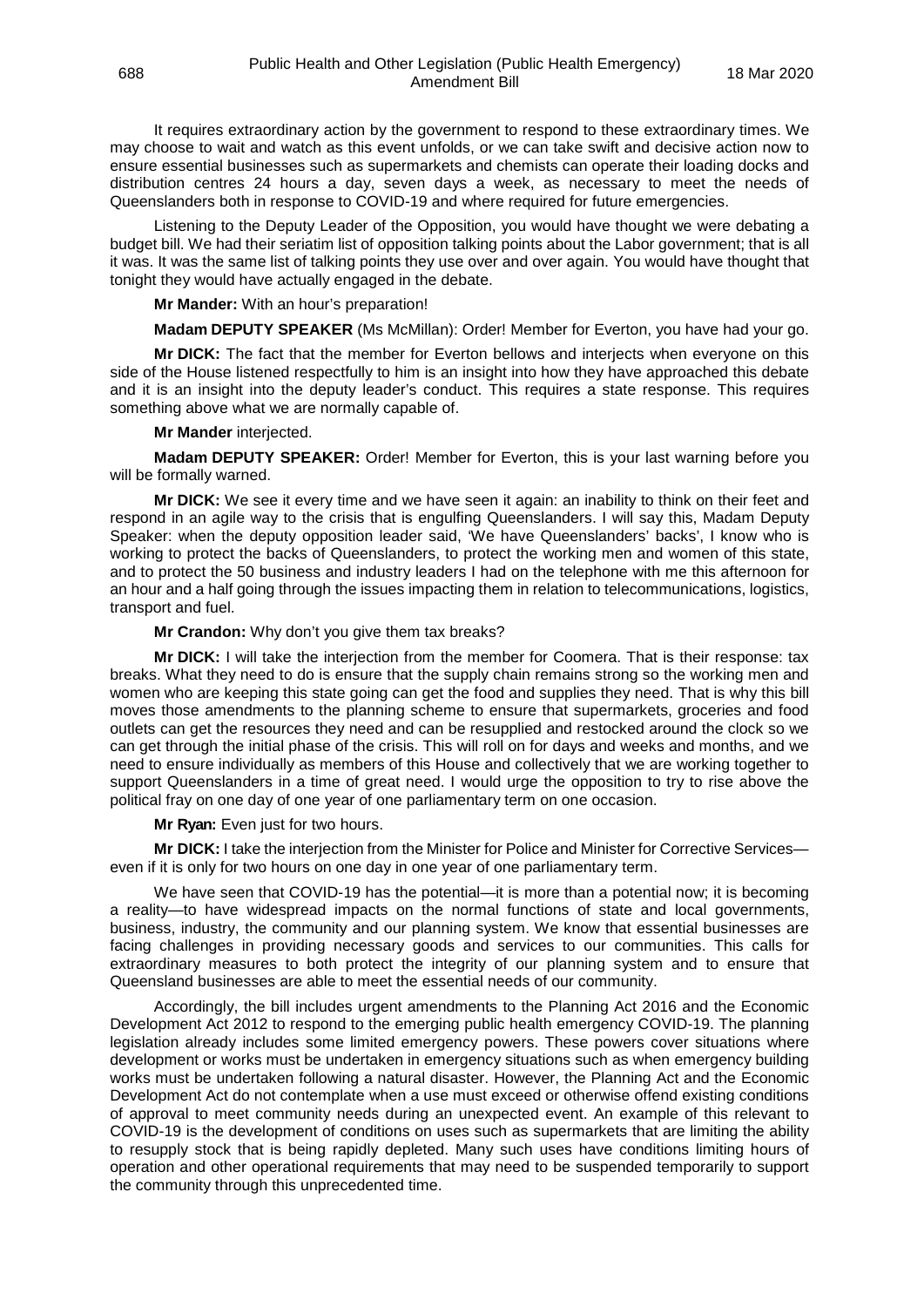It requires extraordinary action by the government to respond to these extraordinary times. We may choose to wait and watch as this event unfolds, or we can take swift and decisive action now to ensure essential businesses such as supermarkets and chemists can operate their loading docks and distribution centres 24 hours a day, seven days a week, as necessary to meet the needs of Queenslanders both in response to COVID-19 and where required for future emergencies.

Listening to the Deputy Leader of the Opposition, you would have thought we were debating a budget bill. We had their seriatim list of opposition talking points about the Labor government; that is all it was. It was the same list of talking points they use over and over again. You would have thought that tonight they would have actually engaged in the debate.

**Mr Mander:** With an hour's preparation!

**Madam DEPUTY SPEAKER** (Ms McMillan): Order! Member for Everton, you have had your go.

**Mr DICK:** The fact that the member for Everton bellows and interjects when everyone on this side of the House listened respectfully to him is an insight into how they have approached this debate and it is an insight into the deputy leader's conduct. This requires a state response. This requires something above what we are normally capable of.

**Mr Mander** interjected.

**Madam DEPUTY SPEAKER:** Order! Member for Everton, this is your last warning before you will be formally warned.

**Mr DICK:** We see it every time and we have seen it again: an inability to think on their feet and respond in an agile way to the crisis that is engulfing Queenslanders. I will say this, Madam Deputy Speaker: when the deputy opposition leader said, 'We have Queenslanders' backs', I know who is working to protect the backs of Queenslanders, to protect the working men and women of this state, and to protect the 50 business and industry leaders I had on the telephone with me this afternoon for an hour and a half going through the issues impacting them in relation to telecommunications, logistics, transport and fuel.

**Mr Crandon:** Why don't you give them tax breaks?

**Mr DICK:** I will take the interjection from the member for Coomera. That is their response: tax breaks. What they need to do is ensure that the supply chain remains strong so the working men and women who are keeping this state going can get the food and supplies they need. That is why this bill moves those amendments to the planning scheme to ensure that supermarkets, groceries and food outlets can get the resources they need and can be resupplied and restocked around the clock so we can get through the initial phase of the crisis. This will roll on for days and weeks and months, and we need to ensure individually as members of this House and collectively that we are working together to support Queenslanders in a time of great need. I would urge the opposition to try to rise above the political fray on one day of one year of one parliamentary term on one occasion.

**Mr Ryan:** Even just for two hours.

**Mr DICK:** I take the interjection from the Minister for Police and Minister for Corrective Services—even if it is only for two hours on one day in one year of one parliamentary term.

We have seen that COVID-19 has the potential—it is more than a potential now; it is becoming a reality—to have widespread impacts on the normal functions of state and local governments, business, industry, the community and our planning system. We know that essential businesses are facing challenges in providing necessary goods and services to our communities. This calls for extraordinary measures to both protect the integrity of our planning system and to ensure that Queensland businesses are able to meet the essential needs of our community.

Accordingly, the bill includes urgent amendments to the Planning Act 2016 and the Economic Development Act 2012 to respond to the emerging public health emergency COVID-19. The planning legislation already includes some limited emergency powers. These powers cover situations where development or works must be undertaken in emergency situations such as when emergency building works must be undertaken following a natural disaster. However, the Planning Act and the Economic Development Act do not contemplate when a use must exceed or otherwise offend existing conditions of approval to meet community needs during an unexpected event. An example of this relevant to COVID-19 is the development of conditions on uses such as supermarkets that are limiting the ability to resupply stock that is being rapidly depleted. Many such uses have conditions limiting hours of operation and other operational requirements that may need to be suspended temporarily to support the community through this unprecedented time.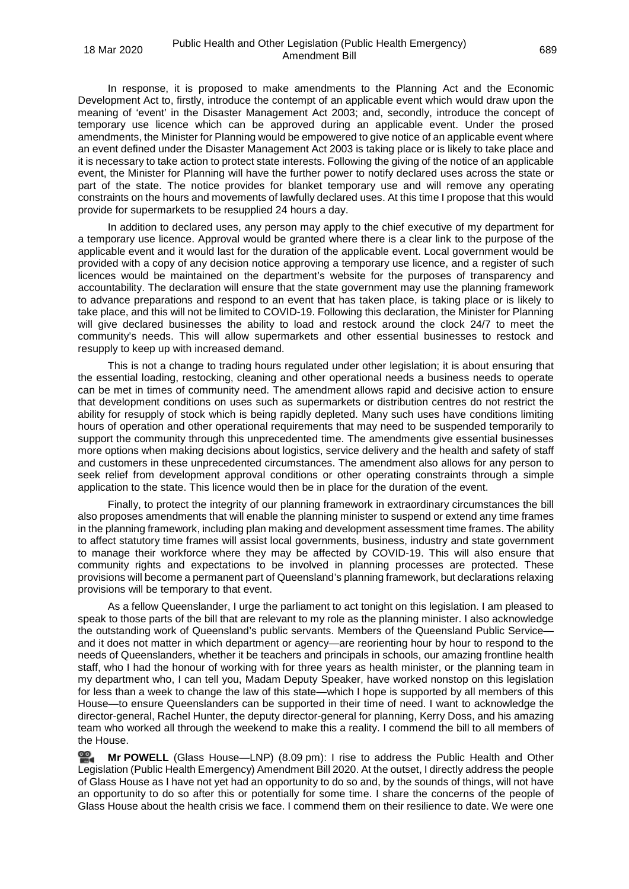In response, it is proposed to make amendments to the Planning Act and the Economic Development Act to, firstly, introduce the contempt of an applicable event which would draw upon the meaning of 'event' in the Disaster Management Act 2003; and, secondly, introduce the concept of temporary use licence which can be approved during an applicable event. Under the prosed amendments, the Minister for Planning would be empowered to give notice of an applicable event where an event defined under the Disaster Management Act 2003 is taking place or is likely to take place and it is necessary to take action to protect state interests. Following the giving of the notice of an applicable event, the Minister for Planning will have the further power to notify declared uses across the state or part of the state. The notice provides for blanket temporary use and will remove any operating constraints on the hours and movements of lawfully declared uses. At this time I propose that this would provide for supermarkets to be resupplied 24 hours a day.

In addition to declared uses, any person may apply to the chief executive of my department for a temporary use licence. Approval would be granted where there is a clear link to the purpose of the applicable event and it would last for the duration of the applicable event. Local government would be provided with a copy of any decision notice approving a temporary use licence, and a register of such licences would be maintained on the department's website for the purposes of transparency and accountability. The declaration will ensure that the state government may use the planning framework to advance preparations and respond to an event that has taken place, is taking place or is likely to take place, and this will not be limited to COVID-19. Following this declaration, the Minister for Planning will give declared businesses the ability to load and restock around the clock 24/7 to meet the community's needs. This will allow supermarkets and other essential businesses to restock and resupply to keep up with increased demand.

This is not a change to trading hours regulated under other legislation; it is about ensuring that the essential loading, restocking, cleaning and other operational needs a business needs to operate can be met in times of community need. The amendment allows rapid and decisive action to ensure that development conditions on uses such as supermarkets or distribution centres do not restrict the ability for resupply of stock which is being rapidly depleted. Many such uses have conditions limiting hours of operation and other operational requirements that may need to be suspended temporarily to support the community through this unprecedented time. The amendments give essential businesses more options when making decisions about logistics, service delivery and the health and safety of staff and customers in these unprecedented circumstances. The amendment also allows for any person to seek relief from development approval conditions or other operating constraints through a simple application to the state. This licence would then be in place for the duration of the event.

Finally, to protect the integrity of our planning framework in extraordinary circumstances the bill also proposes amendments that will enable the planning minister to suspend or extend any time frames in the planning framework, including plan making and development assessment time frames. The ability to affect statutory time frames will assist local governments, business, industry and state government to manage their workforce where they may be affected by COVID-19. This will also ensure that community rights and expectations to be involved in planning processes are protected. These provisions will become a permanent part of Queensland's planning framework, but declarations relaxing provisions will be temporary to that event.

As a fellow Queenslander, I urge the parliament to act tonight on this legislation. I am pleased to speak to those parts of the bill that are relevant to my role as the planning minister. I also acknowledge the outstanding work of Queensland's public servants. Members of the Queensland Public Service—and it does not matter in which department or agency—are reorienting hour by hour to respond to the needs of Queenslanders, whether it be teachers and principals in schools, our amazing frontline health staff, who I had the honour of working with for three years as health minister, or the planning team in my department who, I can tell you, Madam Deputy Speaker, have worked nonstop on this legislation for less than a week to change the law of this state—which I hope is supported by all members of this House—to ensure Queenslanders can be supported in their time of need. I want to acknowledge the director-general, Rachel Hunter, the deputy director-general for planning, Kerry Doss, and his amazing team who worked all through the weekend to make this a reality. I commend the bill to all members of the House.

**Mr POWELL** (Glass House—LNP) (8.09 pm): I rise to address the Public Health and Other Legislation (Public Health Emergency) Amendment Bill 2020. At the outset, I directly address the people of Glass House as I have not yet had an opportunity to do so and, by the sounds of things, will not have an opportunity to do so after this or potentially for some time. I share the concerns of the people of Glass House about the health crisis we face. I commend them on their resilience to date. We were one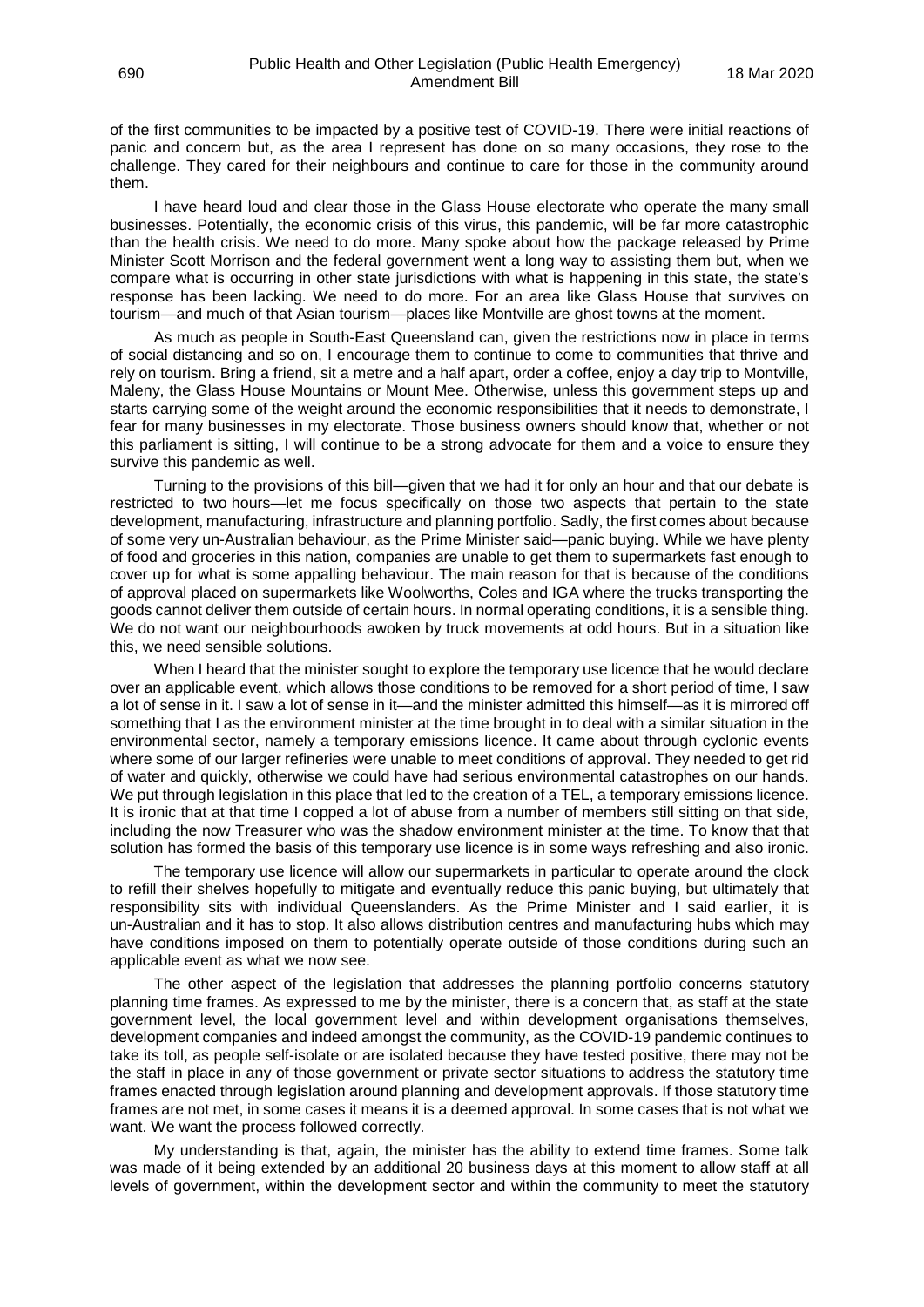of the first communities to be impacted by a positive test of COVID-19. There were initial reactions of panic and concern but, as the area I represent has done on so many occasions, they rose to the challenge. They cared for their neighbours and continue to care for those in the community around them.

I have heard loud and clear those in the Glass House electorate who operate the many small businesses. Potentially, the economic crisis of this virus, this pandemic, will be far more catastrophic than the health crisis. We need to do more. Many spoke about how the package released by Prime Minister Scott Morrison and the federal government went a long way to assisting them but, when we compare what is occurring in other state jurisdictions with what is happening in this state, the state's response has been lacking. We need to do more. For an area like Glass House that survives on tourism—and much of that Asian tourism—places like Montville are ghost towns at the moment.

As much as people in South-East Queensland can, given the restrictions now in place in terms of social distancing and so on, I encourage them to continue to come to communities that thrive and rely on tourism. Bring a friend, sit a metre and a half apart, order a coffee, enjoy a day trip to Montville, Maleny, the Glass House Mountains or Mount Mee. Otherwise, unless this government steps up and starts carrying some of the weight around the economic responsibilities that it needs to demonstrate, I fear for many businesses in my electorate. Those business owners should know that, whether or not this parliament is sitting, I will continue to be a strong advocate for them and a voice to ensure they survive this pandemic as well.

Turning to the provisions of this bill—given that we had it for only an hour and that our debate is restricted to two hours—let me focus specifically on those two aspects that pertain to the state development, manufacturing, infrastructure and planning portfolio. Sadly, the first comes about because of some very un-Australian behaviour, as the Prime Minister said—panic buying. While we have plenty of food and groceries in this nation, companies are unable to get them to supermarkets fast enough to cover up for what is some appalling behaviour. The main reason for that is because of the conditions of approval placed on supermarkets like Woolworths, Coles and IGA where the trucks transporting the goods cannot deliver them outside of certain hours. In normal operating conditions, it is a sensible thing. We do not want our neighbourhoods awoken by truck movements at odd hours. But in a situation like this, we need sensible solutions.

When I heard that the minister sought to explore the temporary use licence that he would declare over an applicable event, which allows those conditions to be removed for a short period of time, I saw a lot of sense in it. I saw a lot of sense in it—and the minister admitted this himself—as it is mirrored off something that I as the environment minister at the time brought in to deal with a similar situation in the environmental sector, namely a temporary emissions licence. It came about through cyclonic events where some of our larger refineries were unable to meet conditions of approval. They needed to get rid of water and quickly, otherwise we could have had serious environmental catastrophes on our hands. We put through legislation in this place that led to the creation of a TEL, a temporary emissions licence. It is ironic that at that time I copped a lot of abuse from a number of members still sitting on that side, including the now Treasurer who was the shadow environment minister at the time. To know that that solution has formed the basis of this temporary use licence is in some ways refreshing and also ironic.

The temporary use licence will allow our supermarkets in particular to operate around the clock to refill their shelves hopefully to mitigate and eventually reduce this panic buying, but ultimately that responsibility sits with individual Queenslanders. As the Prime Minister and I said earlier, it is un-Australian and it has to stop. It also allows distribution centres and manufacturing hubs which may have conditions imposed on them to potentially operate outside of those conditions during such an applicable event as what we now see.

The other aspect of the legislation that addresses the planning portfolio concerns statutory planning time frames. As expressed to me by the minister, there is a concern that, as staff at the state government level, the local government level and within development organisations themselves, development companies and indeed amongst the community, as the COVID-19 pandemic continues to take its toll, as people self-isolate or are isolated because they have tested positive, there may not be the staff in place in any of those government or private sector situations to address the statutory time frames enacted through legislation around planning and development approvals. If those statutory time frames are not met, in some cases it means it is a deemed approval. In some cases that is not what we want. We want the process followed correctly.

My understanding is that, again, the minister has the ability to extend time frames. Some talk was made of it being extended by an additional 20 business days at this moment to allow staff at all levels of government, within the development sector and within the community to meet the statutory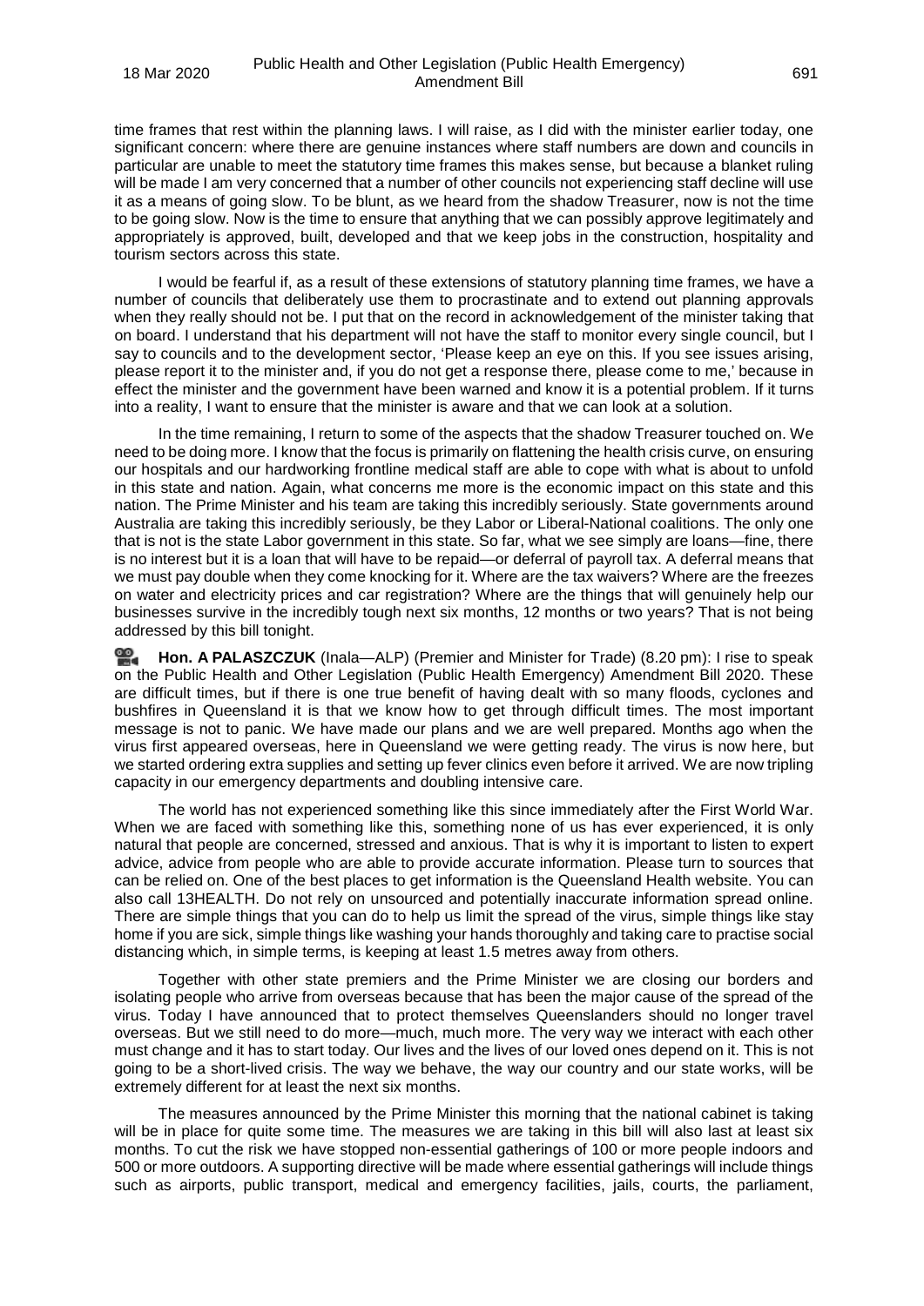time frames that rest within the planning laws. I will raise, as I did with the minister earlier today, one significant concern: where there are genuine instances where staff numbers are down and councils in particular are unable to meet the statutory time frames this makes sense, but because a blanket ruling will be made I am very concerned that a number of other councils not experiencing staff decline will use it as a means of going slow. To be blunt, as we heard from the shadow Treasurer, now is not the time to be going slow. Now is the time to ensure that anything that we can possibly approve legitimately and appropriately is approved, built, developed and that we keep jobs in the construction, hospitality and tourism sectors across this state.

I would be fearful if, as a result of these extensions of statutory planning time frames, we have a number of councils that deliberately use them to procrastinate and to extend out planning approvals when they really should not be. I put that on the record in acknowledgement of the minister taking that on board. I understand that his department will not have the staff to monitor every single council, but I say to councils and to the development sector, 'Please keep an eye on this. If you see issues arising, please report it to the minister and, if you do not get a response there, please come to me,' because in effect the minister and the government have been warned and know it is a potential problem. If it turns into a reality, I want to ensure that the minister is aware and that we can look at a solution.

In the time remaining, I return to some of the aspects that the shadow Treasurer touched on. We need to be doing more. I know that the focus is primarily on flattening the health crisis curve, on ensuring our hospitals and our hardworking frontline medical staff are able to cope with what is about to unfold in this state and nation. Again, what concerns me more is the economic impact on this state and this nation. The Prime Minister and his team are taking this incredibly seriously. State governments around Australia are taking this incredibly seriously, be they Labor or Liberal-National coalitions. The only one that is not is the state Labor government in this state. So far, what we see simply are loans—fine, there is no interest but it is a loan that will have to be repaid—or deferral of payroll tax. A deferral means that we must pay double when they come knocking for it. Where are the tax waivers? Where are the freezes on water and electricity prices and car registration? Where are the things that will genuinely help our businesses survive in the incredibly tough next six months, 12 months or two years? That is not being addressed by this bill tonight.

**Hon. A PALASZCZUK** (Inala—ALP) (Premier and Minister for Trade) (8.20 pm): I rise to speak on the Public Health and Other Legislation (Public Health Emergency) Amendment Bill 2020. These are difficult times, but if there is one true benefit of having dealt with so many floods, cyclones and bushfires in Queensland it is that we know how to get through difficult times. The most important message is not to panic. We have made our plans and we are well prepared. Months ago when the virus first appeared overseas, here in Queensland we were getting ready. The virus is now here, but we started ordering extra supplies and setting up fever clinics even before it arrived. We are now tripling capacity in our emergency departments and doubling intensive care.

The world has not experienced something like this since immediately after the First World War. When we are faced with something like this, something none of us has ever experienced, it is only natural that people are concerned, stressed and anxious. That is why it is important to listen to expert advice, advice from people who are able to provide accurate information. Please turn to sources that can be relied on. One of the best places to get information is the Queensland Health website. You can also call 13HEALTH. Do not rely on unsourced and potentially inaccurate information spread online. There are simple things that you can do to help us limit the spread of the virus, simple things like stay home if you are sick, simple things like washing your hands thoroughly and taking care to practise social distancing which, in simple terms, is keeping at least 1.5 metres away from others.

Together with other state premiers and the Prime Minister we are closing our borders and isolating people who arrive from overseas because that has been the major cause of the spread of the virus. Today I have announced that to protect themselves Queenslanders should no longer travel overseas. But we still need to do more—much, much more. The very way we interact with each other must change and it has to start today. Our lives and the lives of our loved ones depend on it. This is not going to be a short-lived crisis. The way we behave, the way our country and our state works, will be extremely different for at least the next six months.

The measures announced by the Prime Minister this morning that the national cabinet is taking will be in place for quite some time. The measures we are taking in this bill will also last at least six months. To cut the risk we have stopped non-essential gatherings of 100 or more people indoors and 500 or more outdoors. A supporting directive will be made where essential gatherings will include things such as airports, public transport, medical and emergency facilities, jails, courts, the parliament,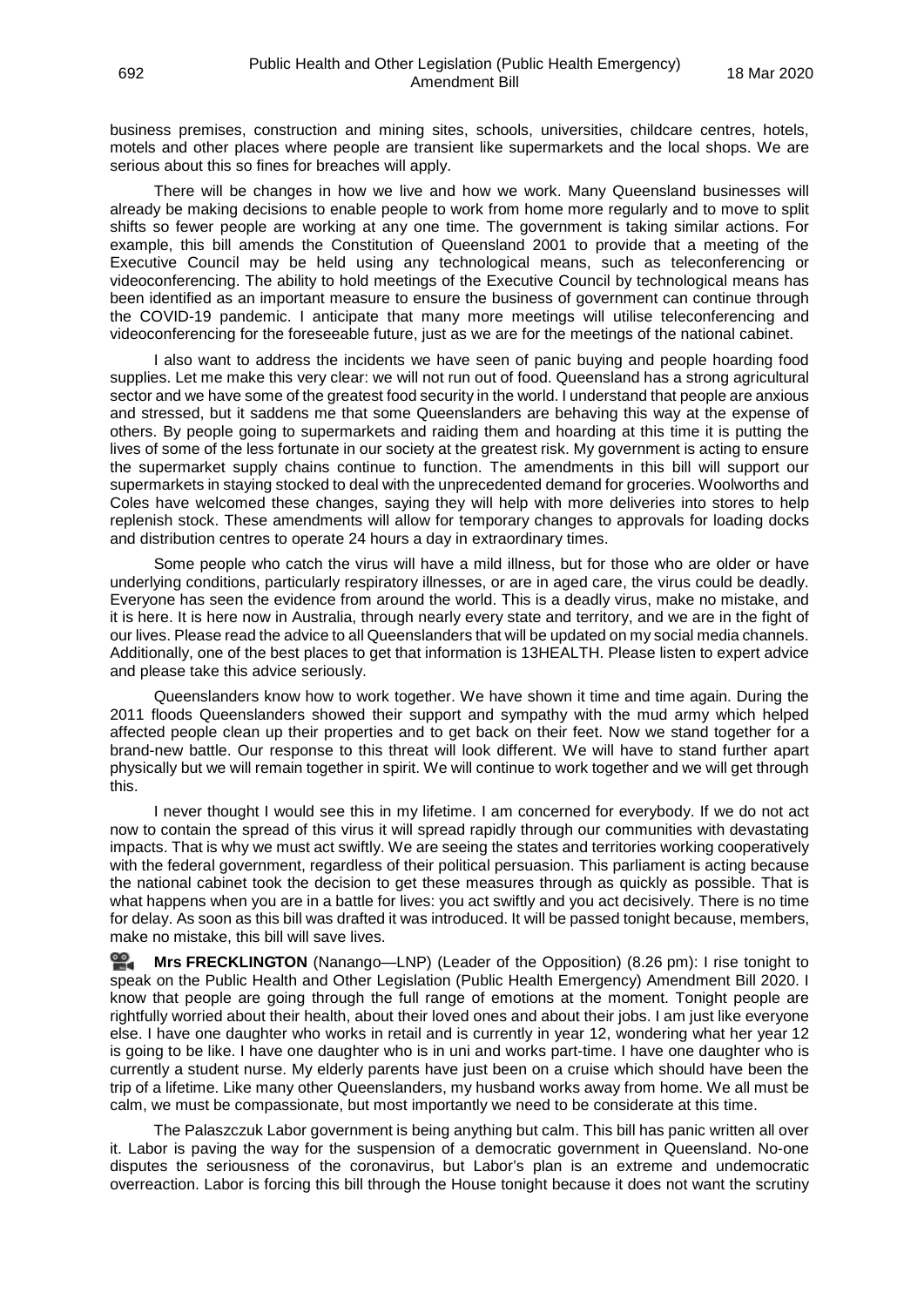business premises, construction and mining sites, schools, universities, childcare centres, hotels, motels and other places where people are transient like supermarkets and the local shops. We are serious about this so fines for breaches will apply.

There will be changes in how we live and how we work. Many Queensland businesses will already be making decisions to enable people to work from home more regularly and to move to split shifts so fewer people are working at any one time. The government is taking similar actions. For example, this bill amends the Constitution of Queensland 2001 to provide that a meeting of the Executive Council may be held using any technological means, such as teleconferencing or videoconferencing. The ability to hold meetings of the Executive Council by technological means has been identified as an important measure to ensure the business of government can continue through the COVID-19 pandemic. I anticipate that many more meetings will utilise teleconferencing and videoconferencing for the foreseeable future, just as we are for the meetings of the national cabinet.

I also want to address the incidents we have seen of panic buying and people hoarding food supplies. Let me make this very clear: we will not run out of food. Queensland has a strong agricultural sector and we have some of the greatest food security in the world. I understand that people are anxious and stressed, but it saddens me that some Queenslanders are behaving this way at the expense of others. By people going to supermarkets and raiding them and hoarding at this time it is putting the lives of some of the less fortunate in our society at the greatest risk. My government is acting to ensure the supermarket supply chains continue to function. The amendments in this bill will support our supermarkets in staying stocked to deal with the unprecedented demand for groceries. Woolworths and Coles have welcomed these changes, saying they will help with more deliveries into stores to help replenish stock. These amendments will allow for temporary changes to approvals for loading docks and distribution centres to operate 24 hours a day in extraordinary times.

Some people who catch the virus will have a mild illness, but for those who are older or have underlying conditions, particularly respiratory illnesses, or are in aged care, the virus could be deadly. Everyone has seen the evidence from around the world. This is a deadly virus, make no mistake, and it is here. It is here now in Australia, through nearly every state and territory, and we are in the fight of our lives. Please read the advice to all Queenslanders that will be updated on my social media channels. Additionally, one of the best places to get that information is 13HEALTH. Please listen to expert advice and please take this advice seriously.

Queenslanders know how to work together. We have shown it time and time again. During the 2011 floods Queenslanders showed their support and sympathy with the mud army which helped affected people clean up their properties and to get back on their feet. Now we stand together for a brand-new battle. Our response to this threat will look different. We will have to stand further apart physically but we will remain together in spirit. We will continue to work together and we will get through this.

I never thought I would see this in my lifetime. I am concerned for everybody. If we do not act now to contain the spread of this virus it will spread rapidly through our communities with devastating impacts. That is why we must act swiftly. We are seeing the states and territories working cooperatively with the federal government, regardless of their political persuasion. This parliament is acting because the national cabinet took the decision to get these measures through as quickly as possible. That is what happens when you are in a battle for lives: you act swiftly and you act decisively. There is no time for delay. As soon as this bill was drafted it was introduced. It will be passed tonight because, members, make no mistake, this bill will save lives.

**Mrs FRECKLINGTON** (Nanango—LNP) (Leader of the Opposition) (8.26 pm): I rise tonight to speak on the Public Health and Other Legislation (Public Health Emergency) Amendment Bill 2020. I know that people are going through the full range of emotions at the moment. Tonight people are rightfully worried about their health, about their loved ones and about their jobs. I am just like everyone else. I have one daughter who works in retail and is currently in year 12, wondering what her year 12 is going to be like. I have one daughter who is in uni and works part-time. I have one daughter who is currently a student nurse. My elderly parents have just been on a cruise which should have been the trip of a lifetime. Like many other Queenslanders, my husband works away from home. We all must be calm, we must be compassionate, but most importantly we need to be considerate at this time.

The Palaszczuk Labor government is being anything but calm. This bill has panic written all over it. Labor is paving the way for the suspension of a democratic government in Queensland. No-one disputes the seriousness of the coronavirus, but Labor's plan is an extreme and undemocratic overreaction. Labor is forcing this bill through the House tonight because it does not want the scrutiny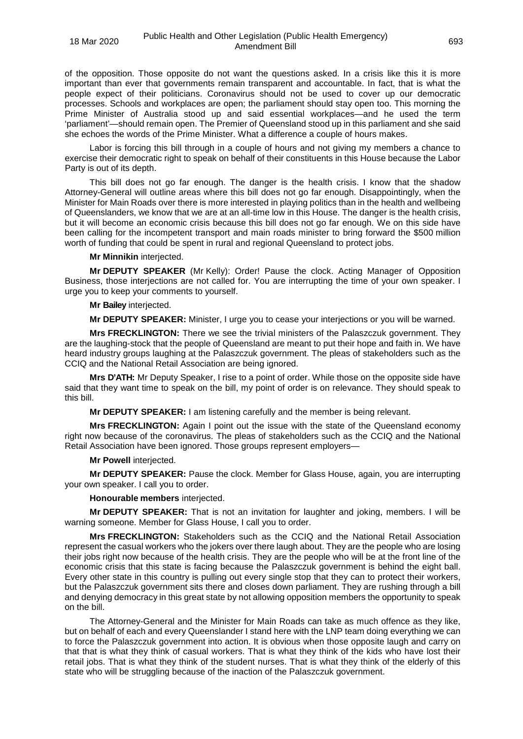of the opposition. Those opposite do not want the questions asked. In a crisis like this it is more important than ever that governments remain transparent and accountable. In fact, that is what the people expect of their politicians. Coronavirus should not be used to cover up our democratic processes. Schools and workplaces are open; the parliament should stay open too. This morning the Prime Minister of Australia stood up and said essential workplaces—and he used the term 'parliament'—should remain open. The Premier of Queensland stood up in this parliament and she said she echoes the words of the Prime Minister. What a difference a couple of hours makes.

Labor is forcing this bill through in a couple of hours and not giving my members a chance to exercise their democratic right to speak on behalf of their constituents in this House because the Labor Party is out of its depth.

This bill does not go far enough. The danger is the health crisis. I know that the shadow Attorney-General will outline areas where this bill does not go far enough. Disappointingly, when the Minister for Main Roads over there is more interested in playing politics than in the health and wellbeing of Queenslanders, we know that we are at an all-time low in this House. The danger is the health crisis, but it will become an economic crisis because this bill does not go far enough. We on this side have been calling for the incompetent transport and main roads minister to bring forward the $500 million worth of funding that could be spent in rural and regional Queensland to protect jobs.

**Mr Minnikin** interjected.

**Mr DEPUTY SPEAKER** (Mr Kelly): Order! Pause the clock. Acting Manager of Opposition Business, those interjections are not called for. You are interrupting the time of your own speaker. I urge you to keep your comments to yourself.

**Mr Bailey** interjected.

**Mr DEPUTY SPEAKER:** Minister, I urge you to cease your interjections or you will be warned.

**Mrs FRECKLINGTON:** There we see the trivial ministers of the Palaszczuk government. They are the laughing-stock that the people of Queensland are meant to put their hope and faith in. We have heard industry groups laughing at the Palaszczuk government. The pleas of stakeholders such as the CCIQ and the National Retail Association are being ignored.

**Mrs D'ATH:** Mr Deputy Speaker, I rise to a point of order. While those on the opposite side have said that they want time to speak on the bill, my point of order is on relevance. They should speak to this bill.

**Mr DEPUTY SPEAKER:** I am listening carefully and the member is being relevant.

**Mrs FRECKLINGTON:** Again I point out the issue with the state of the Queensland economy right now because of the coronavirus. The pleas of stakeholders such as the CCIQ and the National Retail Association have been ignored. Those groups represent employers—

**Mr Powell** interjected.

**Mr DEPUTY SPEAKER:** Pause the clock. Member for Glass House, again, you are interrupting your own speaker. I call you to order.

**Honourable members** interjected.

**Mr DEPUTY SPEAKER:** That is not an invitation for laughter and joking, members. I will be warning someone. Member for Glass House, I call you to order.

**Mrs FRECKLINGTON:** Stakeholders such as the CCIQ and the National Retail Association represent the casual workers who the jokers over there laugh about. They are the people who are losing their jobs right now because of the health crisis. They are the people who will be at the front line of the economic crisis that this state is facing because the Palaszczuk government is behind the eight ball. Every other state in this country is pulling out every single stop that they can to protect their workers, but the Palaszczuk government sits there and closes down parliament. They are rushing through a bill and denying democracy in this great state by not allowing opposition members the opportunity to speak on the bill.

The Attorney-General and the Minister for Main Roads can take as much offence as they like, but on behalf of each and every Queenslander I stand here with the LNP team doing everything we can to force the Palaszczuk government into action. It is obvious when those opposite laugh and carry on that that is what they think of casual workers. That is what they think of the kids who have lost their retail jobs. That is what they think of the student nurses. That is what they think of the elderly of this state who will be struggling because of the inaction of the Palaszczuk government.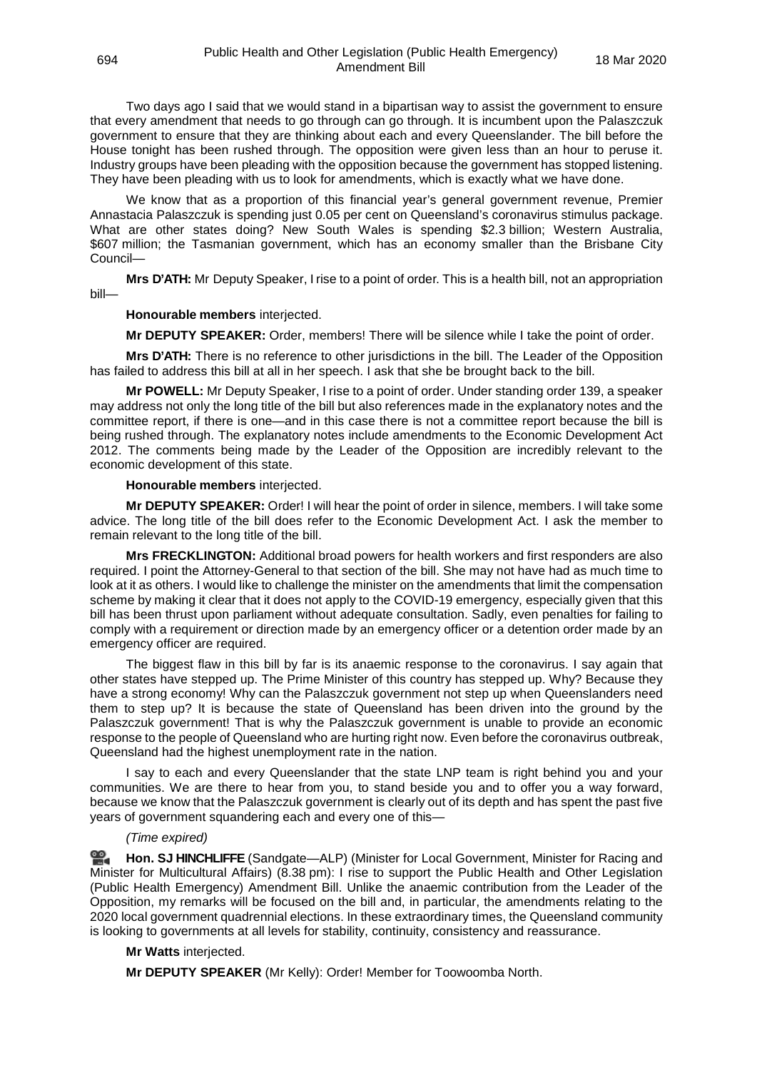Two days ago I said that we would stand in a bipartisan way to assist the government to ensure that every amendment that needs to go through can go through. It is incumbent upon the Palaszczuk government to ensure that they are thinking about each and every Queenslander. The bill before the House tonight has been rushed through. The opposition were given less than an hour to peruse it. Industry groups have been pleading with the opposition because the government has stopped listening. They have been pleading with us to look for amendments, which is exactly what we have done.

We know that as a proportion of this financial year's general government revenue, Premier Annastacia Palaszczuk is spending just 0.05 per cent on Queensland's coronavirus stimulus package. What are other states doing? New South Wales is spending $2.3 billion; Western Australia, $607 million; the Tasmanian government, which has an economy smaller than the Brisbane City Council—

**Mrs D'ATH:** Mr Deputy Speaker, I rise to a point of order. This is a health bill, not an appropriation bill—

**Honourable members** interjected.

**Mr DEPUTY SPEAKER:** Order, members! There will be silence while I take the point of order.

**Mrs D'ATH:** There is no reference to other jurisdictions in the bill. The Leader of the Opposition has failed to address this bill at all in her speech. I ask that she be brought back to the bill.

**Mr POWELL:** Mr Deputy Speaker, I rise to a point of order. Under standing order 139, a speaker may address not only the long title of the bill but also references made in the explanatory notes and the committee report, if there is one—and in this case there is not a committee report because the bill is being rushed through. The explanatory notes include amendments to the Economic Development Act 2012. The comments being made by the Leader of the Opposition are incredibly relevant to the economic development of this state.

**Honourable members** interjected.

**Mr DEPUTY SPEAKER:** Order! I will hear the point of order in silence, members. I will take some advice. The long title of the bill does refer to the Economic Development Act. I ask the member to remain relevant to the long title of the bill.

**Mrs FRECKLINGTON:** Additional broad powers for health workers and first responders are also required. I point the Attorney-General to that section of the bill. She may not have had as much time to look at it as others. I would like to challenge the minister on the amendments that limit the compensation scheme by making it clear that it does not apply to the COVID-19 emergency, especially given that this bill has been thrust upon parliament without adequate consultation. Sadly, even penalties for failing to comply with a requirement or direction made by an emergency officer or a detention order made by an emergency officer are required.

The biggest flaw in this bill by far is its anaemic response to the coronavirus. I say again that other states have stepped up. The Prime Minister of this country has stepped up. Why? Because they have a strong economy! Why can the Palaszczuk government not step up when Queenslanders need them to step up? It is because the state of Queensland has been driven into the ground by the Palaszczuk government! That is why the Palaszczuk government is unable to provide an economic response to the people of Queensland who are hurting right now. Even before the coronavirus outbreak, Queensland had the highest unemployment rate in the nation.

I say to each and every Queenslander that the state LNP team is right behind you and your communities. We are there to hear from you, to stand beside you and to offer you a way forward, because we know that the Palaszczuk government is clearly out of its depth and has spent the past five years of government squandering each and every one of this—

*(Time expired)*

**Hon. SJ HINCHLIFFE** (Sandgate—ALP) (Minister for Local Government, Minister for Racing and Minister for Multicultural Affairs) (8.38 pm): I rise to support the Public Health and Other Legislation (Public Health Emergency) Amendment Bill. Unlike the anaemic contribution from the Leader of the Opposition, my remarks will be focused on the bill and, in particular, the amendments relating to the 2020 local government quadrennial elections. In these extraordinary times, the Queensland community is looking to governments at all levels for stability, continuity, consistency and reassurance.

**Mr Watts** interjected.

**Mr DEPUTY SPEAKER** (Mr Kelly): Order! Member for Toowoomba North.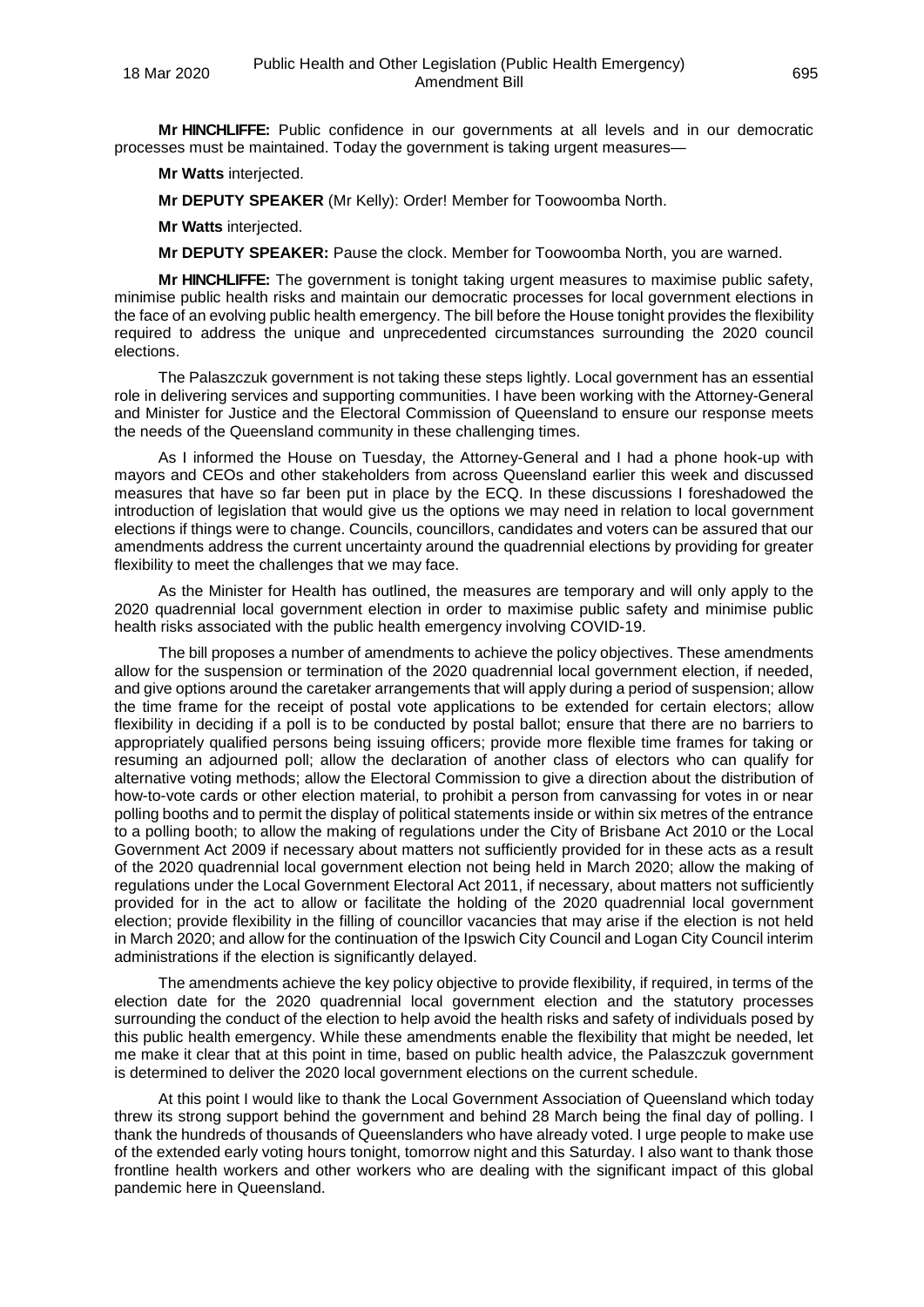**Mr HINCHLIFFE:** Public confidence in our governments at all levels and in our democratic processes must be maintained. Today the government is taking urgent measures—

**Mr Watts** interjected.

**Mr DEPUTY SPEAKER** (Mr Kelly): Order! Member for Toowoomba North.

**Mr Watts** interjected.

**Mr DEPUTY SPEAKER:** Pause the clock. Member for Toowoomba North, you are warned.

**Mr HINCHLIFFE:** The government is tonight taking urgent measures to maximise public safety, minimise public health risks and maintain our democratic processes for local government elections in the face of an evolving public health emergency. The bill before the House tonight provides the flexibility required to address the unique and unprecedented circumstances surrounding the 2020 council elections.

The Palaszczuk government is not taking these steps lightly. Local government has an essential role in delivering services and supporting communities. I have been working with the Attorney-General and Minister for Justice and the Electoral Commission of Queensland to ensure our response meets the needs of the Queensland community in these challenging times.

As I informed the House on Tuesday, the Attorney-General and I had a phone hook-up with mayors and CEOs and other stakeholders from across Queensland earlier this week and discussed measures that have so far been put in place by the ECQ. In these discussions I foreshadowed the introduction of legislation that would give us the options we may need in relation to local government elections if things were to change. Councils, councillors, candidates and voters can be assured that our amendments address the current uncertainty around the quadrennial elections by providing for greater flexibility to meet the challenges that we may face.

As the Minister for Health has outlined, the measures are temporary and will only apply to the 2020 quadrennial local government election in order to maximise public safety and minimise public health risks associated with the public health emergency involving COVID-19.

The bill proposes a number of amendments to achieve the policy objectives. These amendments allow for the suspension or termination of the 2020 quadrennial local government election, if needed, and give options around the caretaker arrangements that will apply during a period of suspension; allow the time frame for the receipt of postal vote applications to be extended for certain electors; allow flexibility in deciding if a poll is to be conducted by postal ballot; ensure that there are no barriers to appropriately qualified persons being issuing officers; provide more flexible time frames for taking or resuming an adjourned poll; allow the declaration of another class of electors who can qualify for alternative voting methods; allow the Electoral Commission to give a direction about the distribution of how-to-vote cards or other election material, to prohibit a person from canvassing for votes in or near polling booths and to permit the display of political statements inside or within six metres of the entrance to a polling booth; to allow the making of regulations under the City of Brisbane Act 2010 or the Local Government Act 2009 if necessary about matters not sufficiently provided for in these acts as a result of the 2020 quadrennial local government election not being held in March 2020; allow the making of regulations under the Local Government Electoral Act 2011, if necessary, about matters not sufficiently provided for in the act to allow or facilitate the holding of the 2020 quadrennial local government election; provide flexibility in the filling of councillor vacancies that may arise if the election is not held in March 2020; and allow for the continuation of the Ipswich City Council and Logan City Council interim administrations if the election is significantly delayed.

The amendments achieve the key policy objective to provide flexibility, if required, in terms of the election date for the 2020 quadrennial local government election and the statutory processes surrounding the conduct of the election to help avoid the health risks and safety of individuals posed by this public health emergency. While these amendments enable the flexibility that might be needed, let me make it clear that at this point in time, based on public health advice, the Palaszczuk government is determined to deliver the 2020 local government elections on the current schedule.

At this point I would like to thank the Local Government Association of Queensland which today threw its strong support behind the government and behind 28 March being the final day of polling. I thank the hundreds of thousands of Queenslanders who have already voted. I urge people to make use of the extended early voting hours tonight, tomorrow night and this Saturday. I also want to thank those frontline health workers and other workers who are dealing with the significant impact of this global pandemic here in Queensland.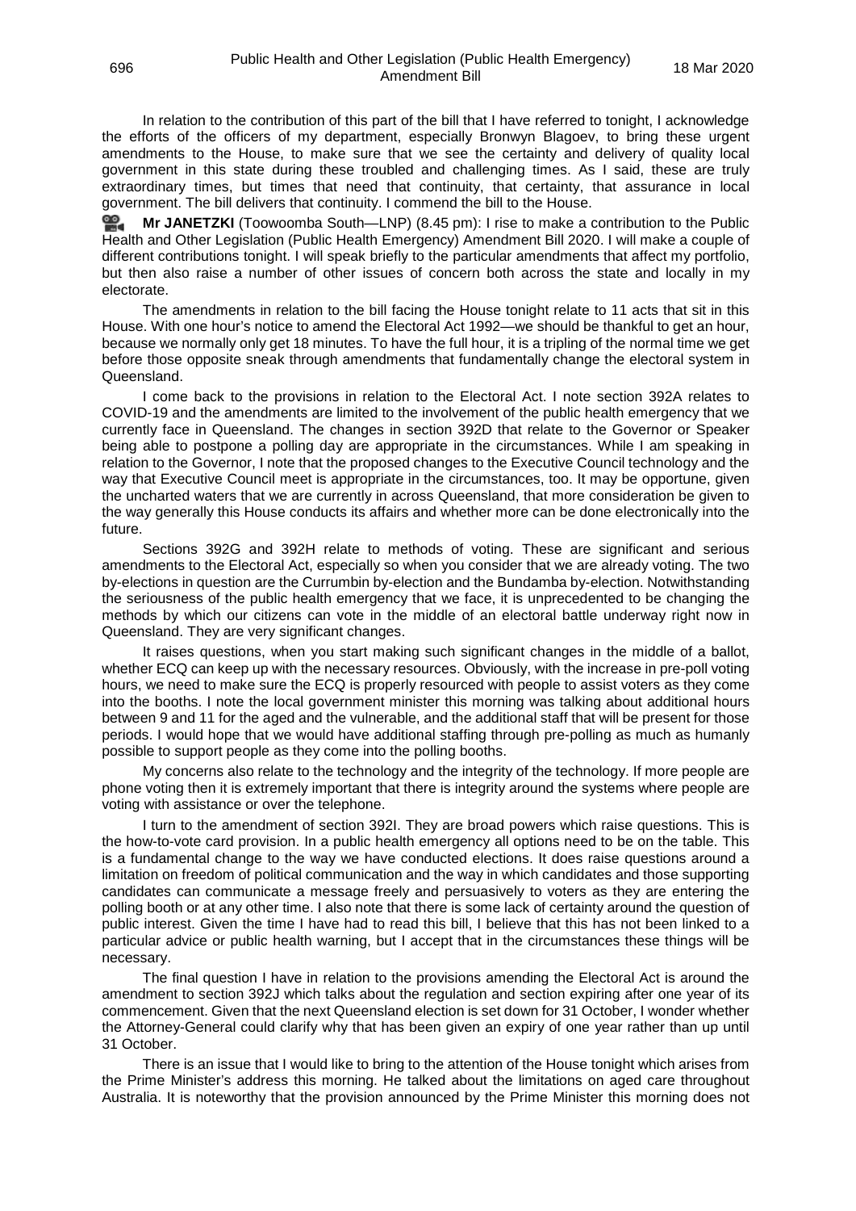In relation to the contribution of this part of the bill that I have referred to tonight, I acknowledge the efforts of the officers of my department, especially Bronwyn Blagoev, to bring these urgent amendments to the House, to make sure that we see the certainty and delivery of quality local government in this state during these troubled and challenging times. As I said, these are truly extraordinary times, but times that need that continuity, that certainty, that assurance in local government. The bill delivers that continuity. I commend the bill to the House.

**Mr JANETZKI** (Toowoomba South—LNP) (8.45 pm): I rise to make a contribution to the Public Health and Other Legislation (Public Health Emergency) Amendment Bill 2020. I will make a couple of different contributions tonight. I will speak briefly to the particular amendments that affect my portfolio, but then also raise a number of other issues of concern both across the state and locally in my electorate.

The amendments in relation to the bill facing the House tonight relate to 11 acts that sit in this House. With one hour's notice to amend the Electoral Act 1992—we should be thankful to get an hour, because we normally only get 18 minutes. To have the full hour, it is a tripling of the normal time we get before those opposite sneak through amendments that fundamentally change the electoral system in Queensland.

I come back to the provisions in relation to the Electoral Act. I note section 392A relates to COVID-19 and the amendments are limited to the involvement of the public health emergency that we currently face in Queensland. The changes in section 392D that relate to the Governor or Speaker being able to postpone a polling day are appropriate in the circumstances. While I am speaking in relation to the Governor, I note that the proposed changes to the Executive Council technology and the way that Executive Council meet is appropriate in the circumstances, too. It may be opportune, given the uncharted waters that we are currently in across Queensland, that more consideration be given to the way generally this House conducts its affairs and whether more can be done electronically into the future.

Sections 392G and 392H relate to methods of voting. These are significant and serious amendments to the Electoral Act, especially so when you consider that we are already voting. The two by-elections in question are the Currumbin by-election and the Bundamba by-election. Notwithstanding the seriousness of the public health emergency that we face, it is unprecedented to be changing the methods by which our citizens can vote in the middle of an electoral battle underway right now in Queensland. They are very significant changes.

It raises questions, when you start making such significant changes in the middle of a ballot, whether ECQ can keep up with the necessary resources. Obviously, with the increase in pre-poll voting hours, we need to make sure the ECQ is properly resourced with people to assist voters as they come into the booths. I note the local government minister this morning was talking about additional hours between 9 and 11 for the aged and the vulnerable, and the additional staff that will be present for those periods. I would hope that we would have additional staffing through pre-polling as much as humanly possible to support people as they come into the polling booths.

My concerns also relate to the technology and the integrity of the technology. If more people are phone voting then it is extremely important that there is integrity around the systems where people are voting with assistance or over the telephone.

I turn to the amendment of section 392I. They are broad powers which raise questions. This is the how-to-vote card provision. In a public health emergency all options need to be on the table. This is a fundamental change to the way we have conducted elections. It does raise questions around a limitation on freedom of political communication and the way in which candidates and those supporting candidates can communicate a message freely and persuasively to voters as they are entering the polling booth or at any other time. I also note that there is some lack of certainty around the question of public interest. Given the time I have had to read this bill, I believe that this has not been linked to a particular advice or public health warning, but I accept that in the circumstances these things will be necessary.

The final question I have in relation to the provisions amending the Electoral Act is around the amendment to section 392J which talks about the regulation and section expiring after one year of its commencement. Given that the next Queensland election is set down for 31 October, I wonder whether the Attorney-General could clarify why that has been given an expiry of one year rather than up until 31 October.

There is an issue that I would like to bring to the attention of the House tonight which arises from the Prime Minister's address this morning. He talked about the limitations on aged care throughout Australia. It is noteworthy that the provision announced by the Prime Minister this morning does not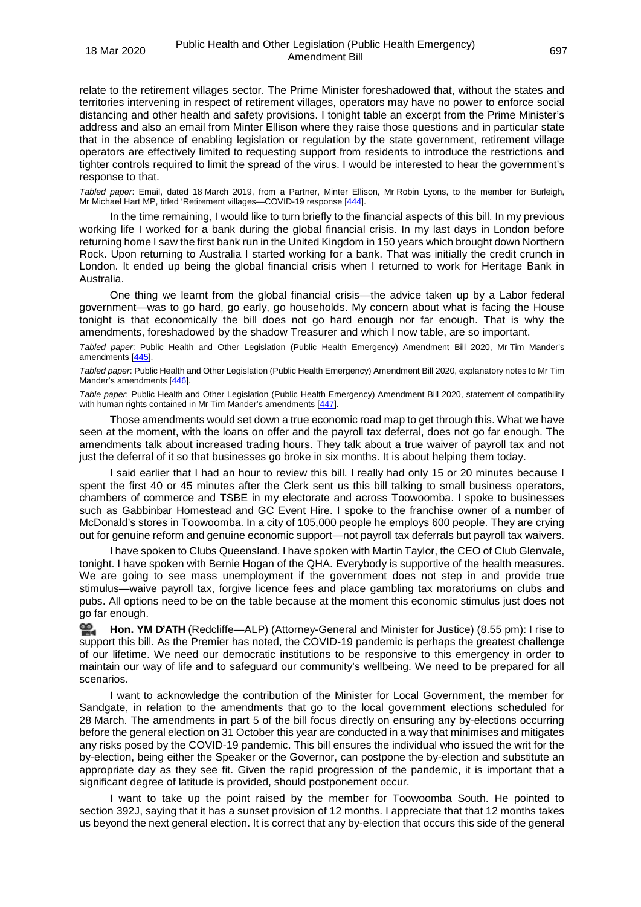relate to the retirement villages sector. The Prime Minister foreshadowed that, without the states and territories intervening in respect of retirement villages, operators may have no power to enforce social distancing and other health and safety provisions. I tonight table an excerpt from the Prime Minister's address and also an email from Minter Ellison where they raise those questions and in particular state that in the absence of enabling legislation or regulation by the state government, retirement village operators are effectively limited to requesting support from residents to introduce the restrictions and tighter controls required to limit the spread of the virus. I would be interested to hear the government's response to that.

*Tabled paper*: Email, dated 18 March 2019, from a Partner, Minter Ellison, Mr Robin Lyons, to the member for Burleigh, Mr Michael Hart MP, titled 'Retirement villages—COVID-19 response [444].

In the time remaining, I would like to turn briefly to the financial aspects of this bill. In my previous working life I worked for a bank during the global financial crisis. In my last days in London before returning home I saw the first bank run in the United Kingdom in 150 years which brought down Northern Rock. Upon returning to Australia I started working for a bank. That was initially the credit crunch in London. It ended up being the global financial crisis when I returned to work for Heritage Bank in Australia.

One thing we learnt from the global financial crisis—the advice taken up by a Labor federal government—was to go hard, go early, go households. My concern about what is facing the House tonight is that economically the bill does not go hard enough nor far enough. That is why the amendments, foreshadowed by the shadow Treasurer and which I now table, are so important.

*Tabled paper*: Public Health and Other Legislation (Public Health Emergency) Amendment Bill 2020, Mr Tim Mander's amendments [445].

*Tabled paper*: Public Health and Other Legislation (Public Health Emergency) Amendment Bill 2020, explanatory notes to Mr Tim Mander's amendments [446].

*Table paper*: Public Health and Other Legislation (Public Health Emergency) Amendment Bill 2020, statement of compatibility with human rights contained in Mr Tim Mander's amendments [447].

Those amendments would set down a true economic road map to get through this. What we have seen at the moment, with the loans on offer and the payroll tax deferral, does not go far enough. The amendments talk about increased trading hours. They talk about a true waiver of payroll tax and not just the deferral of it so that businesses go broke in six months. It is about helping them today.

I said earlier that I had an hour to review this bill. I really had only 15 or 20 minutes because I spent the first 40 or 45 minutes after the Clerk sent us this bill talking to small business operators, chambers of commerce and TSBE in my electorate and across Toowoomba. I spoke to businesses such as Gabbinbar Homestead and GC Event Hire. I spoke to the franchise owner of a number of McDonald's stores in Toowoomba. In a city of 105,000 people he employs 600 people. They are crying out for genuine reform and genuine economic support—not payroll tax deferrals but payroll tax waivers.

I have spoken to Clubs Queensland. I have spoken with Martin Taylor, the CEO of Club Glenvale, tonight. I have spoken with Bernie Hogan of the QHA. Everybody is supportive of the health measures. We are going to see mass unemployment if the government does not step in and provide true stimulus—waive payroll tax, forgive licence fees and place gambling tax moratoriums on clubs and pubs. All options need to be on the table because at the moment this economic stimulus just does not go far enough.

**Hon. YM D'ATH** (Redcliffe—ALP) (Attorney-General and Minister for Justice) (8.55 pm): I rise to support this bill. As the Premier has noted, the COVID-19 pandemic is perhaps the greatest challenge of our lifetime. We need our democratic institutions to be responsive to this emergency in order to maintain our way of life and to safeguard our community's wellbeing. We need to be prepared for all scenarios.

I want to acknowledge the contribution of the Minister for Local Government, the member for Sandgate, in relation to the amendments that go to the local government elections scheduled for 28 March. The amendments in part 5 of the bill focus directly on ensuring any by-elections occurring before the general election on 31 October this year are conducted in a way that minimises and mitigates any risks posed by the COVID-19 pandemic. This bill ensures the individual who issued the writ for the by-election, being either the Speaker or the Governor, can postpone the by-election and substitute an appropriate day as they see fit. Given the rapid progression of the pandemic, it is important that a significant degree of latitude is provided, should postponement occur.

I want to take up the point raised by the member for Toowoomba South. He pointed to section 392J, saying that it has a sunset provision of 12 months. I appreciate that that 12 months takes us beyond the next general election. It is correct that any by-election that occurs this side of the general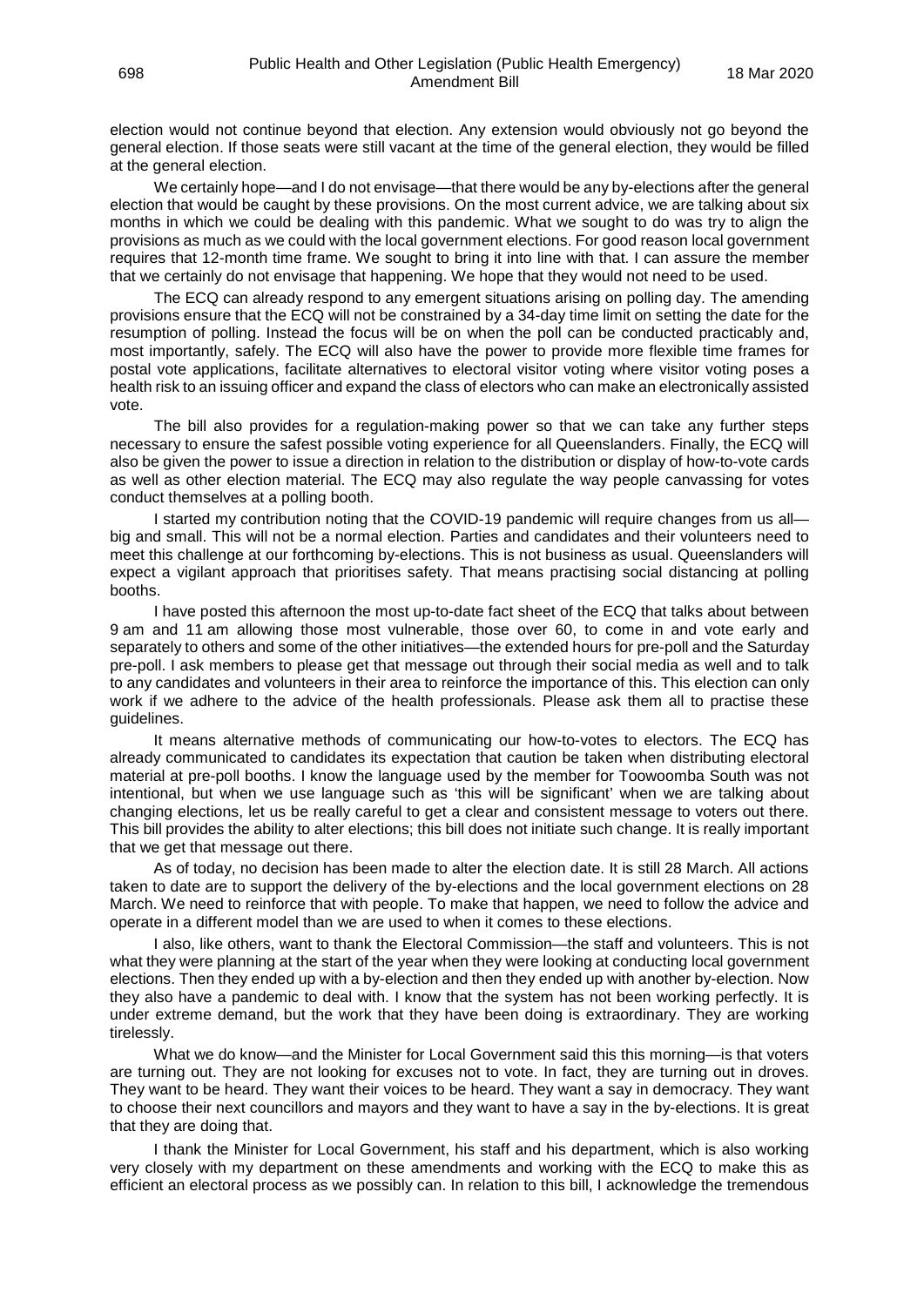election would not continue beyond that election. Any extension would obviously not go beyond the general election. If those seats were still vacant at the time of the general election, they would be filled at the general election.

We certainly hope—and I do not envisage—that there would be any by-elections after the general election that would be caught by these provisions. On the most current advice, we are talking about six months in which we could be dealing with this pandemic. What we sought to do was try to align the provisions as much as we could with the local government elections. For good reason local government requires that 12-month time frame. We sought to bring it into line with that. I can assure the member that we certainly do not envisage that happening. We hope that they would not need to be used.

The ECQ can already respond to any emergent situations arising on polling day. The amending provisions ensure that the ECQ will not be constrained by a 34-day time limit on setting the date for the resumption of polling. Instead the focus will be on when the poll can be conducted practicably and, most importantly, safely. The ECQ will also have the power to provide more flexible time frames for postal vote applications, facilitate alternatives to electoral visitor voting where visitor voting poses a health risk to an issuing officer and expand the class of electors who can make an electronically assisted vote.

The bill also provides for a regulation-making power so that we can take any further steps necessary to ensure the safest possible voting experience for all Queenslanders. Finally, the ECQ will also be given the power to issue a direction in relation to the distribution or display of how-to-vote cards as well as other election material. The ECQ may also regulate the way people canvassing for votes conduct themselves at a polling booth.

I started my contribution noting that the COVID-19 pandemic will require changes from us all—big and small. This will not be a normal election. Parties and candidates and their volunteers need to meet this challenge at our forthcoming by-elections. This is not business as usual. Queenslanders will expect a vigilant approach that prioritises safety. That means practising social distancing at polling booths.

I have posted this afternoon the most up-to-date fact sheet of the ECQ that talks about between 9 am and 11 am allowing those most vulnerable, those over 60, to come in and vote early and separately to others and some of the other initiatives—the extended hours for pre-poll and the Saturday pre-poll. I ask members to please get that message out through their social media as well and to talk to any candidates and volunteers in their area to reinforce the importance of this. This election can only work if we adhere to the advice of the health professionals. Please ask them all to practise these guidelines.

It means alternative methods of communicating our how-to-votes to electors. The ECQ has already communicated to candidates its expectation that caution be taken when distributing electoral material at pre-poll booths. I know the language used by the member for Toowoomba South was not intentional, but when we use language such as 'this will be significant' when we are talking about changing elections, let us be really careful to get a clear and consistent message to voters out there. This bill provides the ability to alter elections; this bill does not initiate such change. It is really important that we get that message out there.

As of today, no decision has been made to alter the election date. It is still 28 March. All actions taken to date are to support the delivery of the by-elections and the local government elections on 28 March. We need to reinforce that with people. To make that happen, we need to follow the advice and operate in a different model than we are used to when it comes to these elections.

I also, like others, want to thank the Electoral Commission—the staff and volunteers. This is not what they were planning at the start of the year when they were looking at conducting local government elections. Then they ended up with a by-election and then they ended up with another by-election. Now they also have a pandemic to deal with. I know that the system has not been working perfectly. It is under extreme demand, but the work that they have been doing is extraordinary. They are working tirelessly.

What we do know—and the Minister for Local Government said this this morning—is that voters are turning out. They are not looking for excuses not to vote. In fact, they are turning out in droves. They want to be heard. They want their voices to be heard. They want a say in democracy. They want to choose their next councillors and mayors and they want to have a say in the by-elections. It is great that they are doing that.

I thank the Minister for Local Government, his staff and his department, which is also working very closely with my department on these amendments and working with the ECQ to make this as efficient an electoral process as we possibly can. In relation to this bill, I acknowledge the tremendous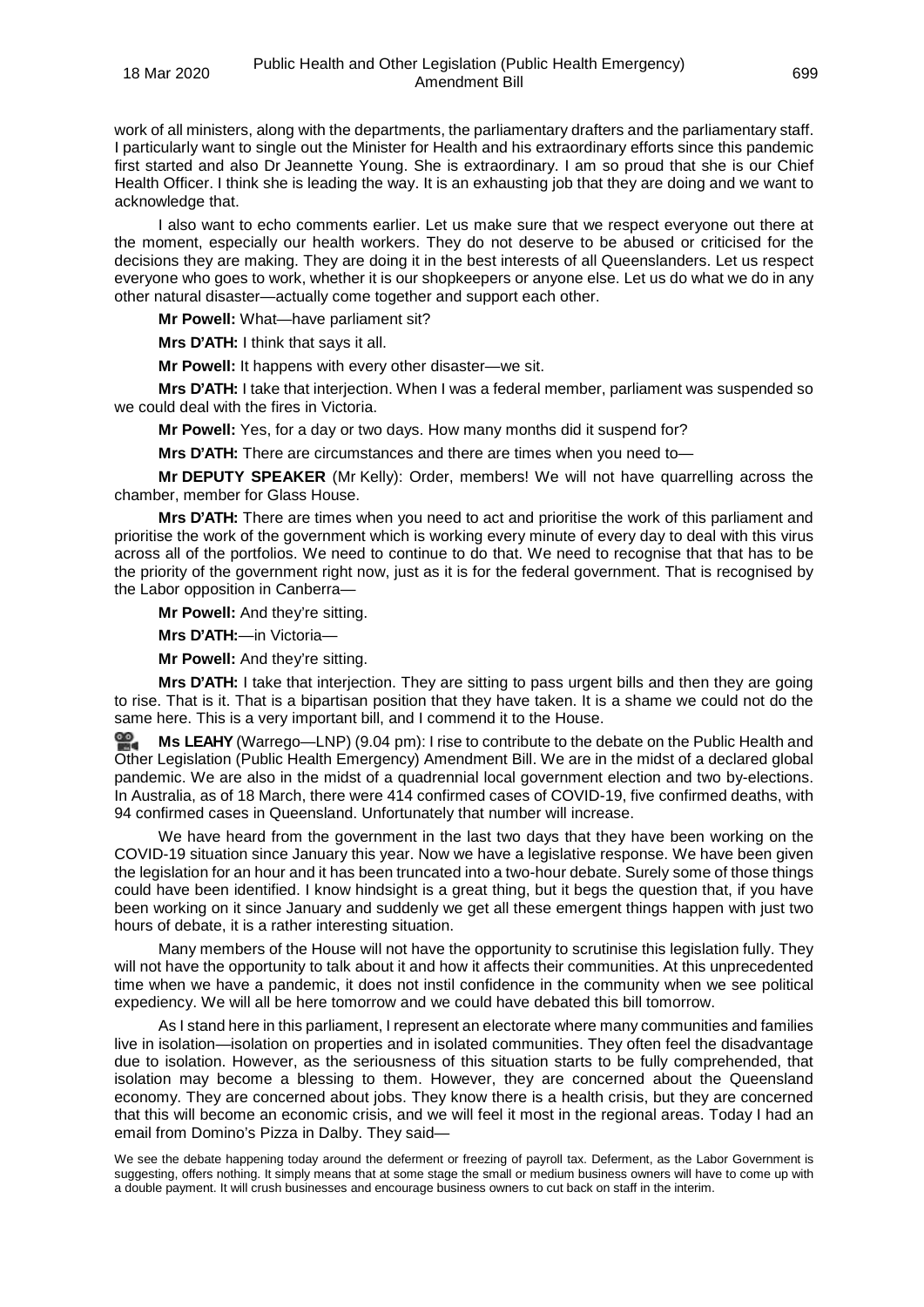work of all ministers, along with the departments, the parliamentary drafters and the parliamentary staff. I particularly want to single out the Minister for Health and his extraordinary efforts since this pandemic first started and also Dr Jeannette Young. She is extraordinary. I am so proud that she is our Chief Health Officer. I think she is leading the way. It is an exhausting job that they are doing and we want to acknowledge that.

I also want to echo comments earlier. Let us make sure that we respect everyone out there at the moment, especially our health workers. They do not deserve to be abused or criticised for the decisions they are making. They are doing it in the best interests of all Queenslanders. Let us respect everyone who goes to work, whether it is our shopkeepers or anyone else. Let us do what we do in any other natural disaster—actually come together and support each other.

**Mr Powell:** What—have parliament sit?

**Mrs D'ATH:** I think that says it all.

**Mr Powell:** It happens with every other disaster—we sit.

**Mrs D'ATH:** I take that interjection. When I was a federal member, parliament was suspended so we could deal with the fires in Victoria.

**Mr Powell:** Yes, for a day or two days. How many months did it suspend for?

**Mrs D'ATH:** There are circumstances and there are times when you need to—

**Mr DEPUTY SPEAKER** (Mr Kelly): Order, members! We will not have quarrelling across the chamber, member for Glass House.

**Mrs D'ATH:** There are times when you need to act and prioritise the work of this parliament and prioritise the work of the government which is working every minute of every day to deal with this virus across all of the portfolios. We need to continue to do that. We need to recognise that that has to be the priority of the government right now, just as it is for the federal government. That is recognised by the Labor opposition in Canberra—

**Mr Powell:** And they're sitting.

**Mrs D'ATH:**—in Victoria—

**Mr Powell:** And they're sitting.

**Mrs D'ATH:** I take that interjection. They are sitting to pass urgent bills and then they are going to rise. That is it. That is a bipartisan position that they have taken. It is a shame we could not do the same here. This is a very important bill, and I commend it to the House.

**Ms LEAHY** (Warrego—LNP) (9.04 pm): I rise to contribute to the debate on the Public Health and Other Legislation (Public Health Emergency) Amendment Bill. We are in the midst of a declared global pandemic. We are also in the midst of a quadrennial local government election and two by-elections. In Australia, as of 18 March, there were 414 confirmed cases of COVID-19, five confirmed deaths, with 94 confirmed cases in Queensland. Unfortunately that number will increase.

We have heard from the government in the last two days that they have been working on the COVID-19 situation since January this year. Now we have a legislative response. We have been given the legislation for an hour and it has been truncated into a two-hour debate. Surely some of those things could have been identified. I know hindsight is a great thing, but it begs the question that, if you have been working on it since January and suddenly we get all these emergent things happen with just two hours of debate, it is a rather interesting situation.

Many members of the House will not have the opportunity to scrutinise this legislation fully. They will not have the opportunity to talk about it and how it affects their communities. At this unprecedented time when we have a pandemic, it does not instil confidence in the community when we see political expediency. We will all be here tomorrow and we could have debated this bill tomorrow.

As I stand here in this parliament, I represent an electorate where many communities and families live in isolation—isolation on properties and in isolated communities. They often feel the disadvantage due to isolation. However, as the seriousness of this situation starts to be fully comprehended, that isolation may become a blessing to them. However, they are concerned about the Queensland economy. They are concerned about jobs. They know there is a health crisis, but they are concerned that this will become an economic crisis, and we will feel it most in the regional areas. Today I had an email from Domino's Pizza in Dalby. They said—

> We see the debate happening today around the deferment or freezing of payroll tax. Deferment, as the Labor Government is suggesting, offers nothing. It simply means that at some stage the small or medium business owners will have to come up with a double payment. It will crush businesses and encourage business owners to cut back on staff in the interim.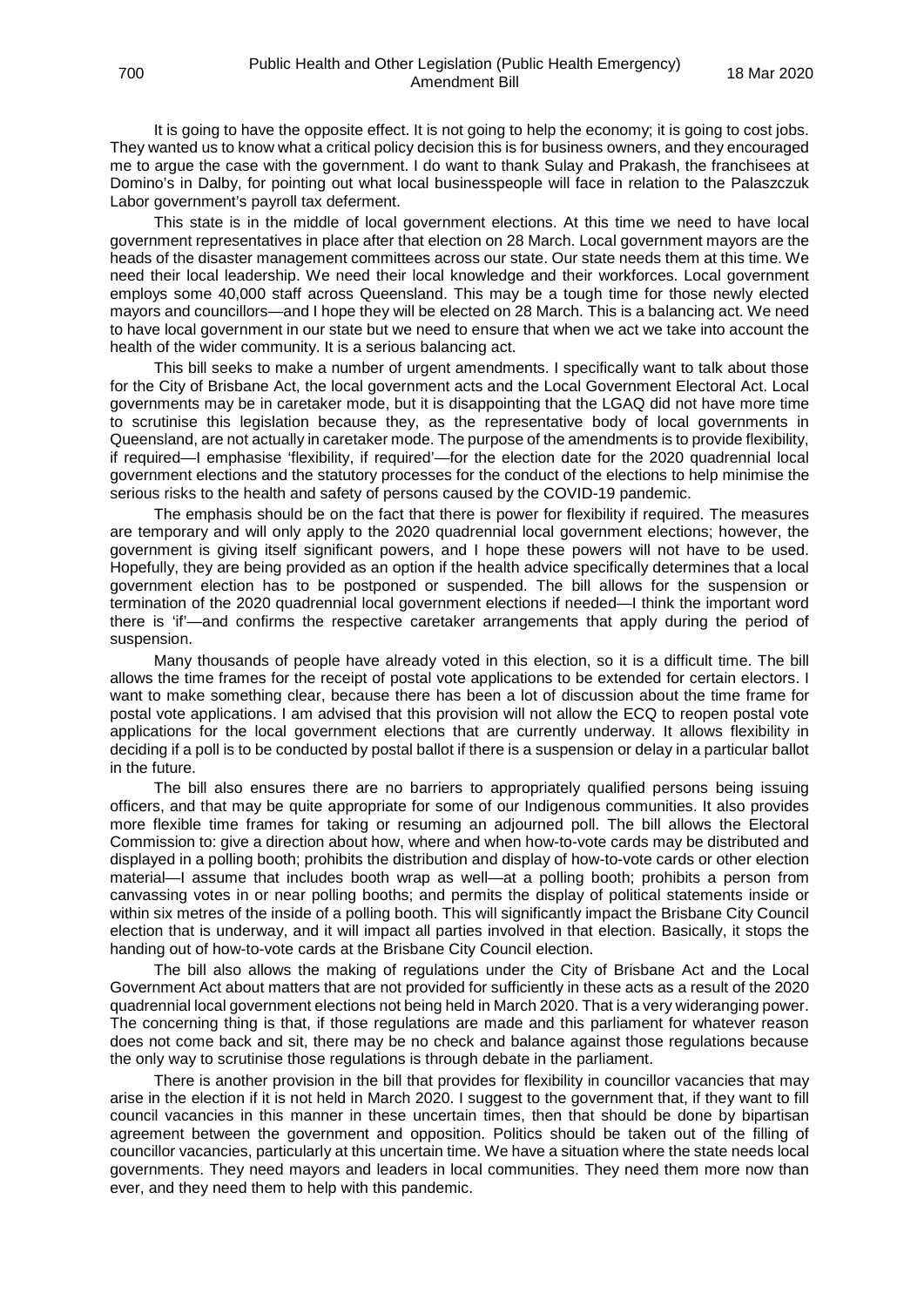It is going to have the opposite effect. It is not going to help the economy; it is going to cost jobs. They wanted us to know what a critical policy decision this is for business owners, and they encouraged me to argue the case with the government. I do want to thank Sulay and Prakash, the franchisees at Domino's in Dalby, for pointing out what local businesspeople will face in relation to the Palaszczuk Labor government's payroll tax deferment.

This state is in the middle of local government elections. At this time we need to have local government representatives in place after that election on 28 March. Local government mayors are the heads of the disaster management committees across our state. Our state needs them at this time. We need their local leadership. We need their local knowledge and their workforces. Local government employs some 40,000 staff across Queensland. This may be a tough time for those newly elected mayors and councillors—and I hope they will be elected on 28 March. This is a balancing act. We need to have local government in our state but we need to ensure that when we act we take into account the health of the wider community. It is a serious balancing act.

This bill seeks to make a number of urgent amendments. I specifically want to talk about those for the City of Brisbane Act, the local government acts and the Local Government Electoral Act. Local governments may be in caretaker mode, but it is disappointing that the LGAQ did not have more time to scrutinise this legislation because they, as the representative body of local governments in Queensland, are not actually in caretaker mode. The purpose of the amendments is to provide flexibility, if required—I emphasise 'flexibility, if required'—for the election date for the 2020 quadrennial local government elections and the statutory processes for the conduct of the elections to help minimise the serious risks to the health and safety of persons caused by the COVID-19 pandemic.

The emphasis should be on the fact that there is power for flexibility if required. The measures are temporary and will only apply to the 2020 quadrennial local government elections; however, the government is giving itself significant powers, and I hope these powers will not have to be used. Hopefully, they are being provided as an option if the health advice specifically determines that a local government election has to be postponed or suspended. The bill allows for the suspension or termination of the 2020 quadrennial local government elections if needed—I think the important word there is 'if'—and confirms the respective caretaker arrangements that apply during the period of suspension.

Many thousands of people have already voted in this election, so it is a difficult time. The bill allows the time frames for the receipt of postal vote applications to be extended for certain electors. I want to make something clear, because there has been a lot of discussion about the time frame for postal vote applications. I am advised that this provision will not allow the ECQ to reopen postal vote applications for the local government elections that are currently underway. It allows flexibility in deciding if a poll is to be conducted by postal ballot if there is a suspension or delay in a particular ballot in the future.

The bill also ensures there are no barriers to appropriately qualified persons being issuing officers, and that may be quite appropriate for some of our Indigenous communities. It also provides more flexible time frames for taking or resuming an adjourned poll. The bill allows the Electoral Commission to: give a direction about how, where and when how-to-vote cards may be distributed and displayed in a polling booth; prohibits the distribution and display of how-to-vote cards or other election material—I assume that includes booth wrap as well—at a polling booth; prohibits a person from canvassing votes in or near polling booths; and permits the display of political statements inside or within six metres of the inside of a polling booth. This will significantly impact the Brisbane City Council election that is underway, and it will impact all parties involved in that election. Basically, it stops the handing out of how-to-vote cards at the Brisbane City Council election.

The bill also allows the making of regulations under the City of Brisbane Act and the Local Government Act about matters that are not provided for sufficiently in these acts as a result of the 2020 quadrennial local government elections not being held in March 2020. That is a very wideranging power. The concerning thing is that, if those regulations are made and this parliament for whatever reason does not come back and sit, there may be no check and balance against those regulations because the only way to scrutinise those regulations is through debate in the parliament.

There is another provision in the bill that provides for flexibility in councillor vacancies that may arise in the election if it is not held in March 2020. I suggest to the government that, if they want to fill council vacancies in this manner in these uncertain times, then that should be done by bipartisan agreement between the government and opposition. Politics should be taken out of the filling of councillor vacancies, particularly at this uncertain time. We have a situation where the state needs local governments. They need mayors and leaders in local communities. They need them more now than ever, and they need them to help with this pandemic.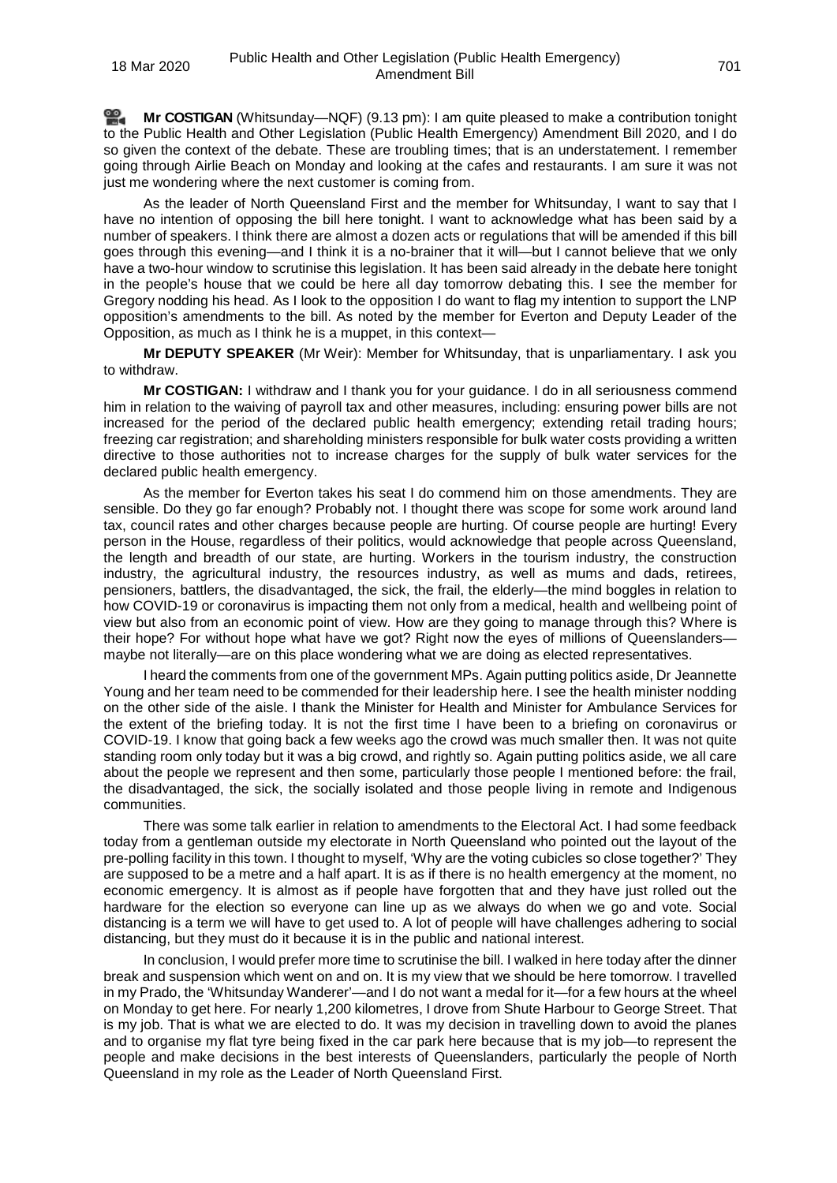**Mr COSTIGAN** (Whitsunday—NQF) (9.13 pm): I am quite pleased to make a contribution tonight to the Public Health and Other Legislation (Public Health Emergency) Amendment Bill 2020, and I do so given the context of the debate. These are troubling times; that is an understatement. I remember going through Airlie Beach on Monday and looking at the cafes and restaurants. I am sure it was not just me wondering where the next customer is coming from.

As the leader of North Queensland First and the member for Whitsunday, I want to say that I have no intention of opposing the bill here tonight. I want to acknowledge what has been said by a number of speakers. I think there are almost a dozen acts or regulations that will be amended if this bill goes through this evening—and I think it is a no-brainer that it will—but I cannot believe that we only have a two-hour window to scrutinise this legislation. It has been said already in the debate here tonight in the people's house that we could be here all day tomorrow debating this. I see the member for Gregory nodding his head. As I look to the opposition I do want to flag my intention to support the LNP opposition's amendments to the bill. As noted by the member for Everton and Deputy Leader of the Opposition, as much as I think he is a muppet, in this context—

**Mr DEPUTY SPEAKER** (Mr Weir): Member for Whitsunday, that is unparliamentary. I ask you to withdraw.

**Mr COSTIGAN:** I withdraw and I thank you for your guidance. I do in all seriousness commend him in relation to the waiving of payroll tax and other measures, including: ensuring power bills are not increased for the period of the declared public health emergency; extending retail trading hours; freezing car registration; and shareholding ministers responsible for bulk water costs providing a written directive to those authorities not to increase charges for the supply of bulk water services for the declared public health emergency.

As the member for Everton takes his seat I do commend him on those amendments. They are sensible. Do they go far enough? Probably not. I thought there was scope for some work around land tax, council rates and other charges because people are hurting. Of course people are hurting! Every person in the House, regardless of their politics, would acknowledge that people across Queensland, the length and breadth of our state, are hurting. Workers in the tourism industry, the construction industry, the agricultural industry, the resources industry, as well as mums and dads, retirees, pensioners, battlers, the disadvantaged, the sick, the frail, the elderly—the mind boggles in relation to how COVID-19 or coronavirus is impacting them not only from a medical, health and wellbeing point of view but also from an economic point of view. How are they going to manage through this? Where is their hope? For without hope what have we got? Right now the eyes of millions of Queenslanders—maybe not literally—are on this place wondering what we are doing as elected representatives.

I heard the comments from one of the government MPs. Again putting politics aside, Dr Jeannette Young and her team need to be commended for their leadership here. I see the health minister nodding on the other side of the aisle. I thank the Minister for Health and Minister for Ambulance Services for the extent of the briefing today. It is not the first time I have been to a briefing on coronavirus or COVID-19. I know that going back a few weeks ago the crowd was much smaller then. It was not quite standing room only today but it was a big crowd, and rightly so. Again putting politics aside, we all care about the people we represent and then some, particularly those people I mentioned before: the frail, the disadvantaged, the sick, the socially isolated and those people living in remote and Indigenous communities.

There was some talk earlier in relation to amendments to the Electoral Act. I had some feedback today from a gentleman outside my electorate in North Queensland who pointed out the layout of the pre-polling facility in this town. I thought to myself, 'Why are the voting cubicles so close together?' They are supposed to be a metre and a half apart. It is as if there is no health emergency at the moment, no economic emergency. It is almost as if people have forgotten that and they have just rolled out the hardware for the election so everyone can line up as we always do when we go and vote. Social distancing is a term we will have to get used to. A lot of people will have challenges adhering to social distancing, but they must do it because it is in the public and national interest.

In conclusion, I would prefer more time to scrutinise the bill. I walked in here today after the dinner break and suspension which went on and on. It is my view that we should be here tomorrow. I travelled in my Prado, the 'Whitsunday Wanderer'—and I do not want a medal for it—for a few hours at the wheel on Monday to get here. For nearly 1,200 kilometres, I drove from Shute Harbour to George Street. That is my job. That is what we are elected to do. It was my decision in travelling down to avoid the planes and to organise my flat tyre being fixed in the car park here because that is my job—to represent the people and make decisions in the best interests of Queenslanders, particularly the people of North Queensland in my role as the Leader of North Queensland First.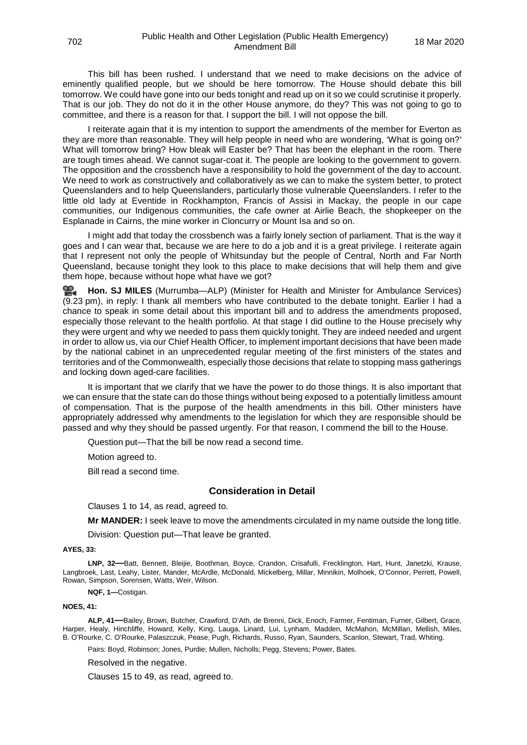This bill has been rushed. I understand that we need to make decisions on the advice of eminently qualified people, but we should be here tomorrow. The House should debate this bill tomorrow. We could have gone into our beds tonight and read up on it so we could scrutinise it properly. That is our job. They do not do it in the other House anymore, do they? This was not going to go to committee, and there is a reason for that. I support the bill. I will not oppose the bill.

I reiterate again that it is my intention to support the amendments of the member for Everton as they are more than reasonable. They will help people in need who are wondering, 'What is going on?' What will tomorrow bring? How bleak will Easter be? That has been the elephant in the room. There are tough times ahead. We cannot sugar-coat it. The people are looking to the government to govern. The opposition and the crossbench have a responsibility to hold the government of the day to account. We need to work as constructively and collaboratively as we can to make the system better, to protect Queenslanders and to help Queenslanders, particularly those vulnerable Queenslanders. I refer to the little old lady at Eventide in Rockhampton, Francis of Assisi in Mackay, the people in our cape communities, our Indigenous communities, the cafe owner at Airlie Beach, the shopkeeper on the Esplanade in Cairns, the mine worker in Cloncurry or Mount Isa and so on.

I might add that today the crossbench was a fairly lonely section of parliament. That is the way it goes and I can wear that, because we are here to do a job and it is a great privilege. I reiterate again that I represent not only the people of Whitsunday but the people of Central, North and Far North Queensland, because tonight they look to this place to make decisions that will help them and give them hope, because without hope what have we got?

**Hon. SJ MILES** (Murrumba—ALP) (Minister for Health and Minister for Ambulance Services) (9.23 pm), in reply: I thank all members who have contributed to the debate tonight. Earlier I had a chance to speak in some detail about this important bill and to address the amendments proposed, especially those relevant to the health portfolio. At that stage I did outline to the House precisely why they were urgent and why we needed to pass them quickly tonight. They are indeed needed and urgent in order to allow us, via our Chief Health Officer, to implement important decisions that have been made by the national cabinet in an unprecedented regular meeting of the first ministers of the states and territories and of the Commonwealth, especially those decisions that relate to stopping mass gatherings and locking down aged-care facilities.

It is important that we clarify that we have the power to do those things. It is also important that we can ensure that the state can do those things without being exposed to a potentially limitless amount of compensation. That is the purpose of the health amendments in this bill. Other ministers have appropriately addressed why amendments to the legislation for which they are responsible should be passed and why they should be passed urgently. For that reason, I commend the bill to the House.

Question put—That the bill be now read a second time.

Motion agreed to.

Bill read a second time.

## Consideration in Detail

Clauses 1 to 14, as read, agreed to.

**Mr MANDER:** I seek leave to move the amendments circulated in my name outside the long title.

Division: Question put—That leave be granted.

**AYES, 33:**

**LNP, 32—**Batt, Bennett, Bleijie, Boothman, Boyce, Crandon, Crisafulli, Frecklington, Hart, Hunt, Janetzki, Krause, Langbroek, Last, Leahy, Lister, Mander, McArdle, McDonald, Mickelberg, Millar, Minnikin, Molhoek, O'Connor, Perrett, Powell, Rowan, Simpson, Sorensen, Watts, Weir, Wilson.

**NQF, 1—**Costigan.

**NOES, 41:**

**ALP, 41—**Bailey, Brown, Butcher, Crawford, D'Ath, de Brenni, Dick, Enoch, Farmer, Fentiman, Furner, Gilbert, Grace, Harper, Healy, Hinchliffe, Howard, Kelly, King, Lauga, Linard, Lui, Lynham, Madden, McMahon, McMillan, Mellish, Miles, B. O'Rourke, C. O'Rourke, Palaszczuk, Pease, Pugh, Richards, Russo, Ryan, Saunders, Scanlon, Stewart, Trad, Whiting.

Pairs: Boyd, Robinson; Jones, Purdie; Mullen, Nicholls; Pegg, Stevens; Power, Bates.

Resolved in the negative.

Clauses 15 to 49, as read, agreed to.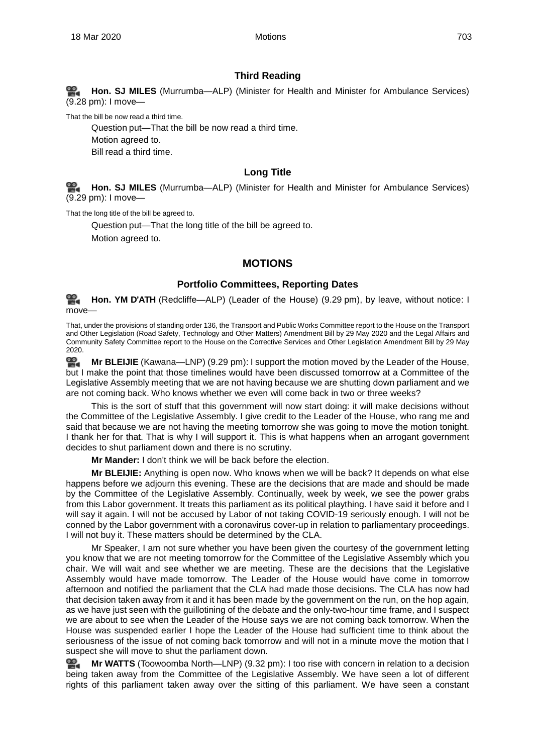### Third Reading

**Hon. SJ MILES** (Murrumba—ALP) (Minister for Health and Minister for Ambulance Services) (9.28 pm): I move—

That the bill be now read a third time.

Question put—That the bill be now read a third time.

Motion agreed to.

Bill read a third time.

### Long Title

**Hon. SJ MILES** (Murrumba—ALP) (Minister for Health and Minister for Ambulance Services) (9.29 pm): I move—

That the long title of the bill be agreed to.

Question put—That the long title of the bill be agreed to.

Motion agreed to.

## MOTIONS

### Portfolio Committees, Reporting Dates

**Hon. YM D'ATH** (Redcliffe—ALP) (Leader of the House) (9.29 pm), by leave, without notice: I move—

That, under the provisions of standing order 136, the Transport and Public Works Committee report to the House on the Transport and Other Legislation (Road Safety, Technology and Other Matters) Amendment Bill by 29 May 2020 and the Legal Affairs and Community Safety Committee report to the House on the Corrective Services and Other Legislation Amendment Bill by 29 May 2020.

**Mr BLEIJIE** (Kawana—LNP) (9.29 pm): I support the motion moved by the Leader of the House, but I make the point that those timelines would have been discussed tomorrow at a Committee of the Legislative Assembly meeting that we are not having because we are shutting down parliament and we are not coming back. Who knows whether we even will come back in two or three weeks?

This is the sort of stuff that this government will now start doing: it will make decisions without the Committee of the Legislative Assembly. I give credit to the Leader of the House, who rang me and said that because we are not having the meeting tomorrow she was going to move the motion tonight. I thank her for that. That is why I will support it. This is what happens when an arrogant government decides to shut parliament down and there is no scrutiny.

**Mr Mander:** I don't think we will be back before the election.

**Mr BLEIJIE:** Anything is open now. Who knows when we will be back? It depends on what else happens before we adjourn this evening. These are the decisions that are made and should be made by the Committee of the Legislative Assembly. Continually, week by week, we see the power grabs from this Labor government. It treats this parliament as its political plaything. I have said it before and I will say it again. I will not be accused by Labor of not taking COVID-19 seriously enough. I will not be conned by the Labor government with a coronavirus cover-up in relation to parliamentary proceedings. I will not buy it. These matters should be determined by the CLA.

Mr Speaker, I am not sure whether you have been given the courtesy of the government letting you know that we are not meeting tomorrow for the Committee of the Legislative Assembly which you chair. We will wait and see whether we are meeting. These are the decisions that the Legislative Assembly would have made tomorrow. The Leader of the House would have come in tomorrow afternoon and notified the parliament that the CLA had made those decisions. The CLA has now had that decision taken away from it and it has been made by the government on the run, on the hop again, as we have just seen with the guillotining of the debate and the only-two-hour time frame, and I suspect we are about to see when the Leader of the House says we are not coming back tomorrow. When the House was suspended earlier I hope the Leader of the House had sufficient time to think about the seriousness of the issue of not coming back tomorrow and will not in a minute move the motion that I suspect she will move to shut the parliament down.

**Mr WATTS** (Toowoomba North—LNP) (9.32 pm): I too rise with concern in relation to a decision being taken away from the Committee of the Legislative Assembly. We have seen a lot of different rights of this parliament taken away over the sitting of this parliament. We have seen a constant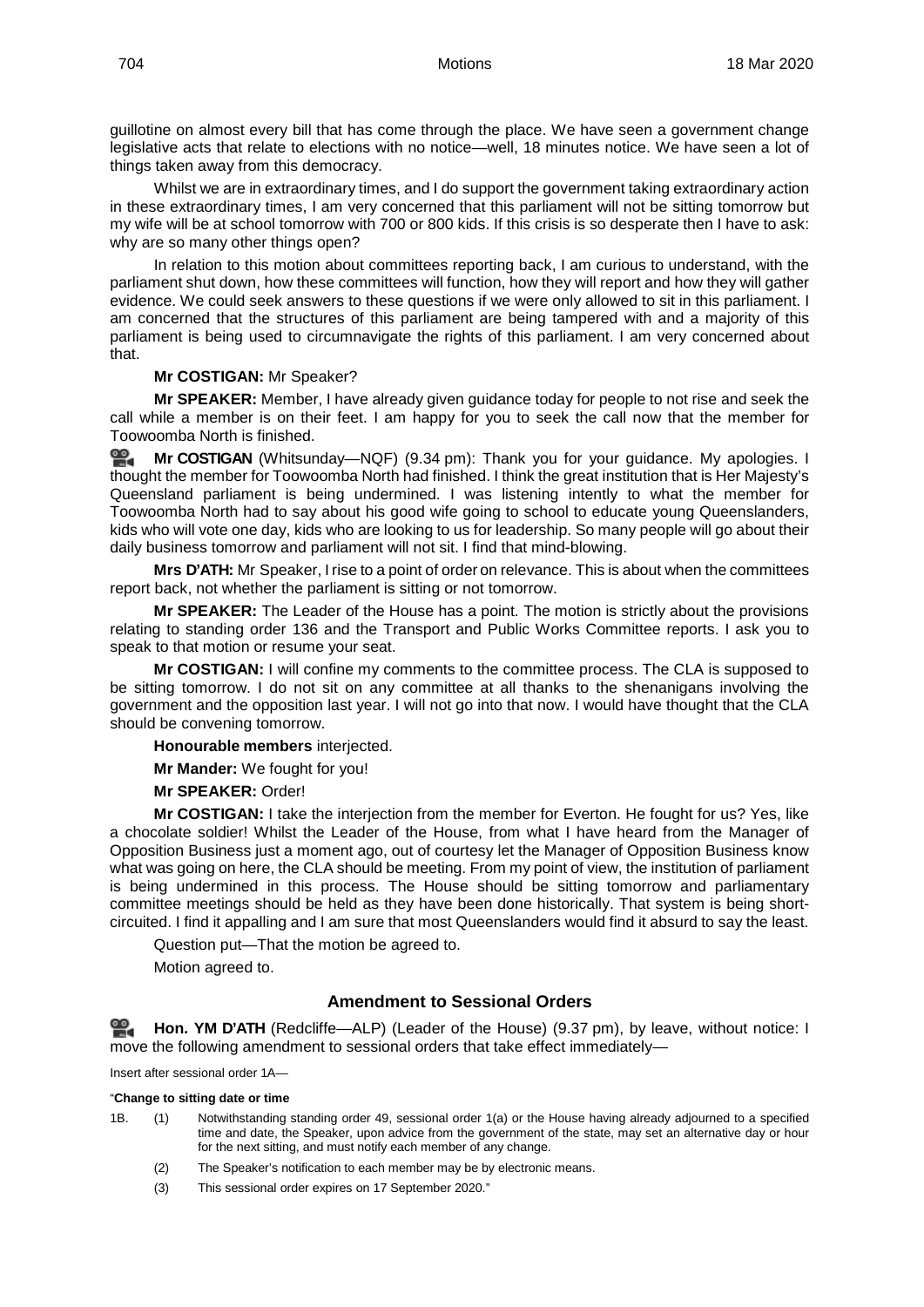guillotine on almost every bill that has come through the place. We have seen a government change legislative acts that relate to elections with no notice—well, 18 minutes notice. We have seen a lot of things taken away from this democracy.

Whilst we are in extraordinary times, and I do support the government taking extraordinary action in these extraordinary times, I am very concerned that this parliament will not be sitting tomorrow but my wife will be at school tomorrow with 700 or 800 kids. If this crisis is so desperate then I have to ask: why are so many other things open?

In relation to this motion about committees reporting back, I am curious to understand, with the parliament shut down, how these committees will function, how they will report and how they will gather evidence. We could seek answers to these questions if we were only allowed to sit in this parliament. I am concerned that the structures of this parliament are being tampered with and a majority of this parliament is being used to circumnavigate the rights of this parliament. I am very concerned about that.

**Mr COSTIGAN:** Mr Speaker?

**Mr SPEAKER:** Member, I have already given guidance today for people to not rise and seek the call while a member is on their feet. I am happy for you to seek the call now that the member for Toowoomba North is finished.

**Mr COSTIGAN** (Whitsunday—NQF) (9.34 pm): Thank you for your guidance. My apologies. I thought the member for Toowoomba North had finished. I think the great institution that is Her Majesty's Queensland parliament is being undermined. I was listening intently to what the member for Toowoomba North had to say about his good wife going to school to educate young Queenslanders, kids who will vote one day, kids who are looking to us for leadership. So many people will go about their daily business tomorrow and parliament will not sit. I find that mind-blowing.

**Mrs D'ATH:** Mr Speaker, I rise to a point of order on relevance. This is about when the committees report back, not whether the parliament is sitting or not tomorrow.

**Mr SPEAKER:** The Leader of the House has a point. The motion is strictly about the provisions relating to standing order 136 and the Transport and Public Works Committee reports. I ask you to speak to that motion or resume your seat.

**Mr COSTIGAN:** I will confine my comments to the committee process. The CLA is supposed to be sitting tomorrow. I do not sit on any committee at all thanks to the shenanigans involving the government and the opposition last year. I will not go into that now. I would have thought that the CLA should be convening tomorrow.

**Honourable members** interjected.

**Mr Mander:** We fought for you!

**Mr SPEAKER:** Order!

**Mr COSTIGAN:** I take the interjection from the member for Everton. He fought for us? Yes, like a chocolate soldier! Whilst the Leader of the House, from what I have heard from the Manager of Opposition Business just a moment ago, out of courtesy let the Manager of Opposition Business know what was going on here, the CLA should be meeting. From my point of view, the institution of parliament is being undermined in this process. The House should be sitting tomorrow and parliamentary committee meetings should be held as they have been done historically. That system is being short-circuited. I find it appalling and I am sure that most Queenslanders would find it absurd to say the least.

Question put—That the motion be agreed to.

Motion agreed to.

## Amendment to Sessional Orders

**Hon. YM D'ATH** (Redcliffe—ALP) (Leader of the House) (9.37 pm), by leave, without notice: I move the following amendment to sessional orders that take effect immediately—

Insert after sessional order 1A—

"**Change to sitting date or time**

1B. (1) Notwithstanding standing order 49, sessional order 1(a) or the House having already adjourned to a specified time and date, the Speaker, upon advice from the government of the state, may set an alternative day or hour for the next sitting, and must notify each member of any change.

(2) The Speaker's notification to each member may be by electronic means.

(3) This sessional order expires on 17 September 2020."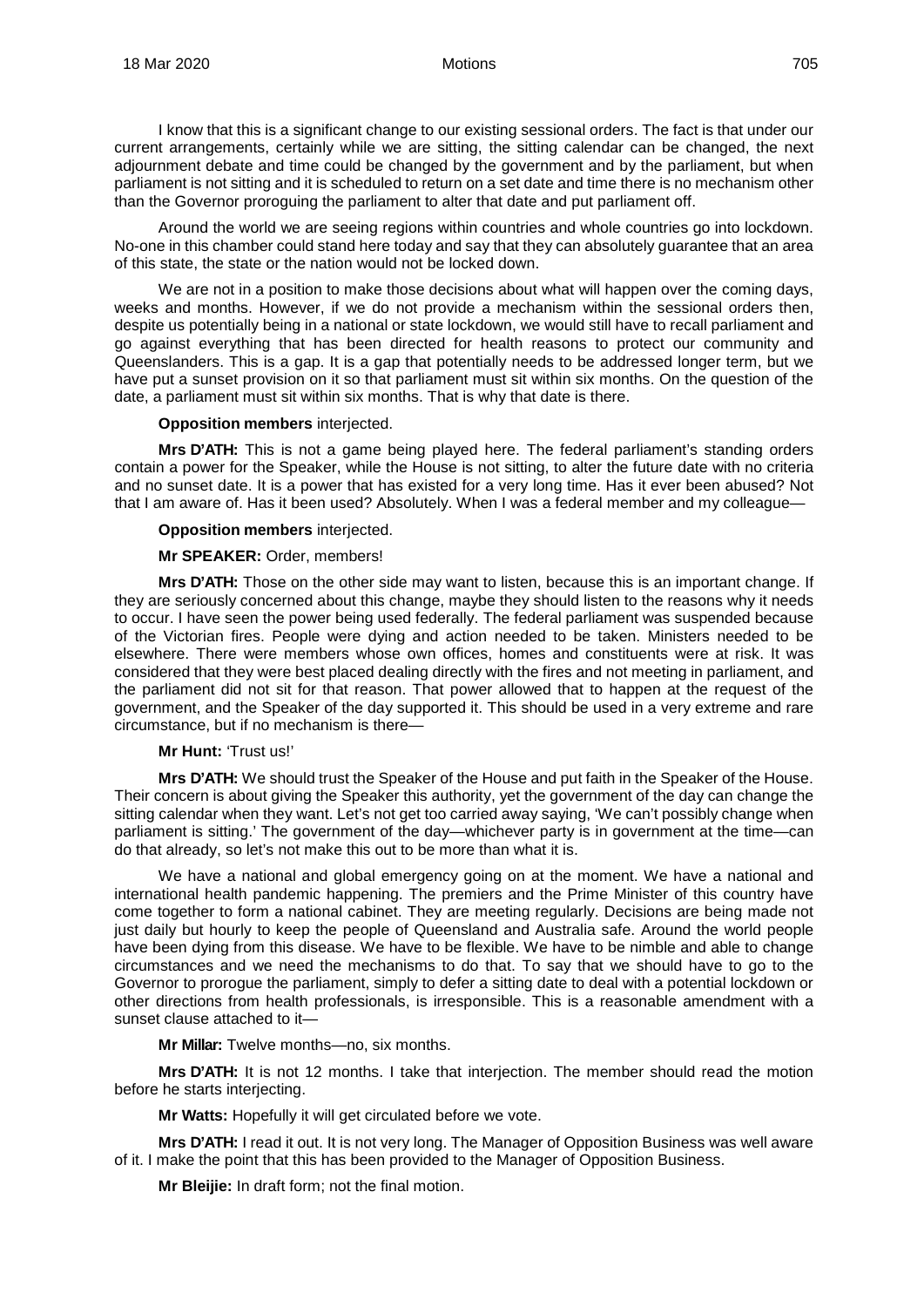I know that this is a significant change to our existing sessional orders. The fact is that under our current arrangements, certainly while we are sitting, the sitting calendar can be changed, the next adjournment debate and time could be changed by the government and by the parliament, but when parliament is not sitting and it is scheduled to return on a set date and time there is no mechanism other than the Governor proroguing the parliament to alter that date and put parliament off.

Around the world we are seeing regions within countries and whole countries go into lockdown. No-one in this chamber could stand here today and say that they can absolutely guarantee that an area of this state, the state or the nation would not be locked down.

We are not in a position to make those decisions about what will happen over the coming days, weeks and months. However, if we do not provide a mechanism within the sessional orders then, despite us potentially being in a national or state lockdown, we would still have to recall parliament and go against everything that has been directed for health reasons to protect our community and Queenslanders. This is a gap. It is a gap that potentially needs to be addressed longer term, but we have put a sunset provision on it so that parliament must sit within six months. On the question of the date, a parliament must sit within six months. That is why that date is there.

**Opposition members** interjected.

**Mrs D'ATH:** This is not a game being played here. The federal parliament's standing orders contain a power for the Speaker, while the House is not sitting, to alter the future date with no criteria and no sunset date. It is a power that has existed for a very long time. Has it ever been abused? Not that I am aware of. Has it been used? Absolutely. When I was a federal member and my colleague—

**Opposition members** interjected.

**Mr SPEAKER:** Order, members!

**Mrs D'ATH:** Those on the other side may want to listen, because this is an important change. If they are seriously concerned about this change, maybe they should listen to the reasons why it needs to occur. I have seen the power being used federally. The federal parliament was suspended because of the Victorian fires. People were dying and action needed to be taken. Ministers needed to be elsewhere. There were members whose own offices, homes and constituents were at risk. It was considered that they were best placed dealing directly with the fires and not meeting in parliament, and the parliament did not sit for that reason. That power allowed that to happen at the request of the government, and the Speaker of the day supported it. This should be used in a very extreme and rare circumstance, but if no mechanism is there—

**Mr Hunt:** 'Trust us!'

**Mrs D'ATH:** We should trust the Speaker of the House and put faith in the Speaker of the House. Their concern is about giving the Speaker this authority, yet the government of the day can change the sitting calendar when they want. Let's not get too carried away saying, 'We can't possibly change when parliament is sitting.' The government of the day—whichever party is in government at the time—can do that already, so let's not make this out to be more than what it is.

We have a national and global emergency going on at the moment. We have a national and international health pandemic happening. The premiers and the Prime Minister of this country have come together to form a national cabinet. They are meeting regularly. Decisions are being made not just daily but hourly to keep the people of Queensland and Australia safe. Around the world people have been dying from this disease. We have to be flexible. We have to be nimble and able to change circumstances and we need the mechanisms to do that. To say that we should have to go to the Governor to prorogue the parliament, simply to defer a sitting date to deal with a potential lockdown or other directions from health professionals, is irresponsible. This is a reasonable amendment with a sunset clause attached to it—

**Mr Millar:** Twelve months—no, six months.

**Mrs D'ATH:** It is not 12 months. I take that interjection. The member should read the motion before he starts interjecting.

**Mr Watts:** Hopefully it will get circulated before we vote.

**Mrs D'ATH:** I read it out. It is not very long. The Manager of Opposition Business was well aware of it. I make the point that this has been provided to the Manager of Opposition Business.

**Mr Bleijie:** In draft form; not the final motion.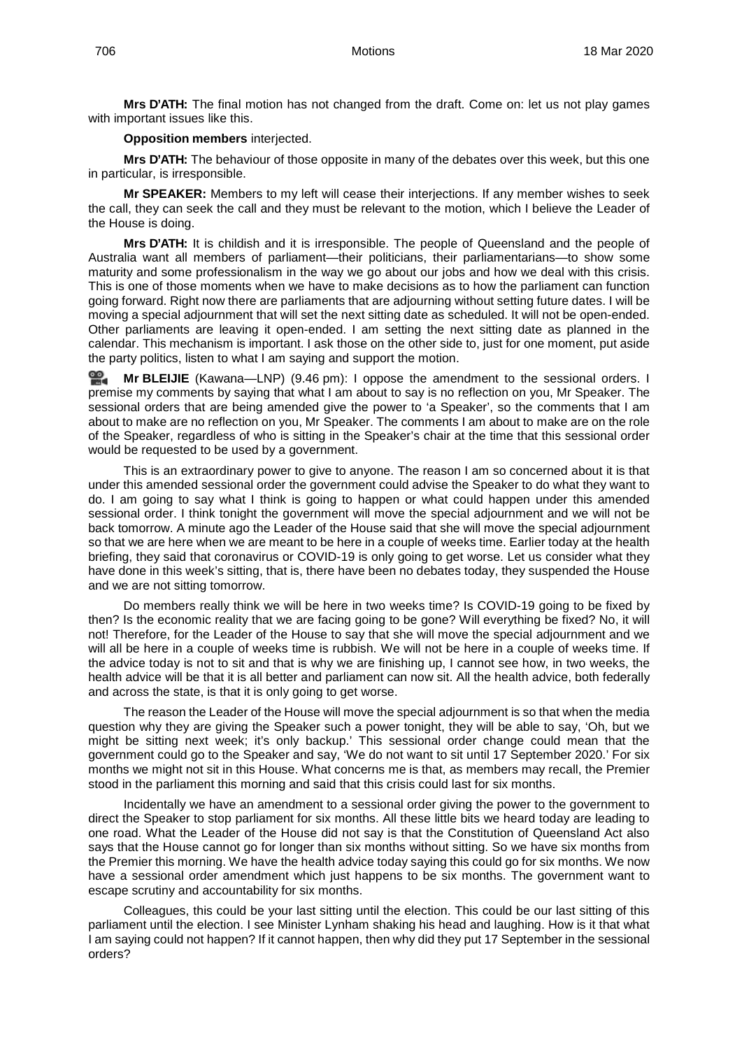**Mrs D'ATH:** The final motion has not changed from the draft. Come on: let us not play games with important issues like this.

**Opposition members** interjected.

**Mrs D'ATH:** The behaviour of those opposite in many of the debates over this week, but this one in particular, is irresponsible.

**Mr SPEAKER:** Members to my left will cease their interjections. If any member wishes to seek the call, they can seek the call and they must be relevant to the motion, which I believe the Leader of the House is doing.

**Mrs D'ATH:** It is childish and it is irresponsible. The people of Queensland and the people of Australia want all members of parliament—their politicians, their parliamentarians—to show some maturity and some professionalism in the way we go about our jobs and how we deal with this crisis. This is one of those moments when we have to make decisions as to how the parliament can function going forward. Right now there are parliaments that are adjourning without setting future dates. I will be moving a special adjournment that will set the next sitting date as scheduled. It will not be open-ended. Other parliaments are leaving it open-ended. I am setting the next sitting date as planned in the calendar. This mechanism is important. I ask those on the other side to, just for one moment, put aside the party politics, listen to what I am saying and support the motion.

**Mr BLEIJIE** (Kawana—LNP) (9.46 pm): I oppose the amendment to the sessional orders. I premise my comments by saying that what I am about to say is no reflection on you, Mr Speaker. The sessional orders that are being amended give the power to 'a Speaker', so the comments that I am about to make are no reflection on you, Mr Speaker. The comments I am about to make are on the role of the Speaker, regardless of who is sitting in the Speaker's chair at the time that this sessional order would be requested to be used by a government.

This is an extraordinary power to give to anyone. The reason I am so concerned about it is that under this amended sessional order the government could advise the Speaker to do what they want to do. I am going to say what I think is going to happen or what could happen under this amended sessional order. I think tonight the government will move the special adjournment and we will not be back tomorrow. A minute ago the Leader of the House said that she will move the special adjournment so that we are here when we are meant to be here in a couple of weeks time. Earlier today at the health briefing, they said that coronavirus or COVID-19 is only going to get worse. Let us consider what they have done in this week's sitting, that is, there have been no debates today, they suspended the House and we are not sitting tomorrow.

Do members really think we will be here in two weeks time? Is COVID-19 going to be fixed by then? Is the economic reality that we are facing going to be gone? Will everything be fixed? No, it will not! Therefore, for the Leader of the House to say that she will move the special adjournment and we will all be here in a couple of weeks time is rubbish. We will not be here in a couple of weeks time. If the advice today is not to sit and that is why we are finishing up, I cannot see how, in two weeks, the health advice will be that it is all better and parliament can now sit. All the health advice, both federally and across the state, is that it is only going to get worse.

The reason the Leader of the House will move the special adjournment is so that when the media question why they are giving the Speaker such a power tonight, they will be able to say, 'Oh, but we might be sitting next week; it's only backup.' This sessional order change could mean that the government could go to the Speaker and say, 'We do not want to sit until 17 September 2020.' For six months we might not sit in this House. What concerns me is that, as members may recall, the Premier stood in the parliament this morning and said that this crisis could last for six months.

Incidentally we have an amendment to a sessional order giving the power to the government to direct the Speaker to stop parliament for six months. All these little bits we heard today are leading to one road. What the Leader of the House did not say is that the Constitution of Queensland Act also says that the House cannot go for longer than six months without sitting. So we have six months from the Premier this morning. We have the health advice today saying this could go for six months. We now have a sessional order amendment which just happens to be six months. The government want to escape scrutiny and accountability for six months.

Colleagues, this could be your last sitting until the election. This could be our last sitting of this parliament until the election. I see Minister Lynham shaking his head and laughing. How is it that what I am saying could not happen? If it cannot happen, then why did they put 17 September in the sessional orders?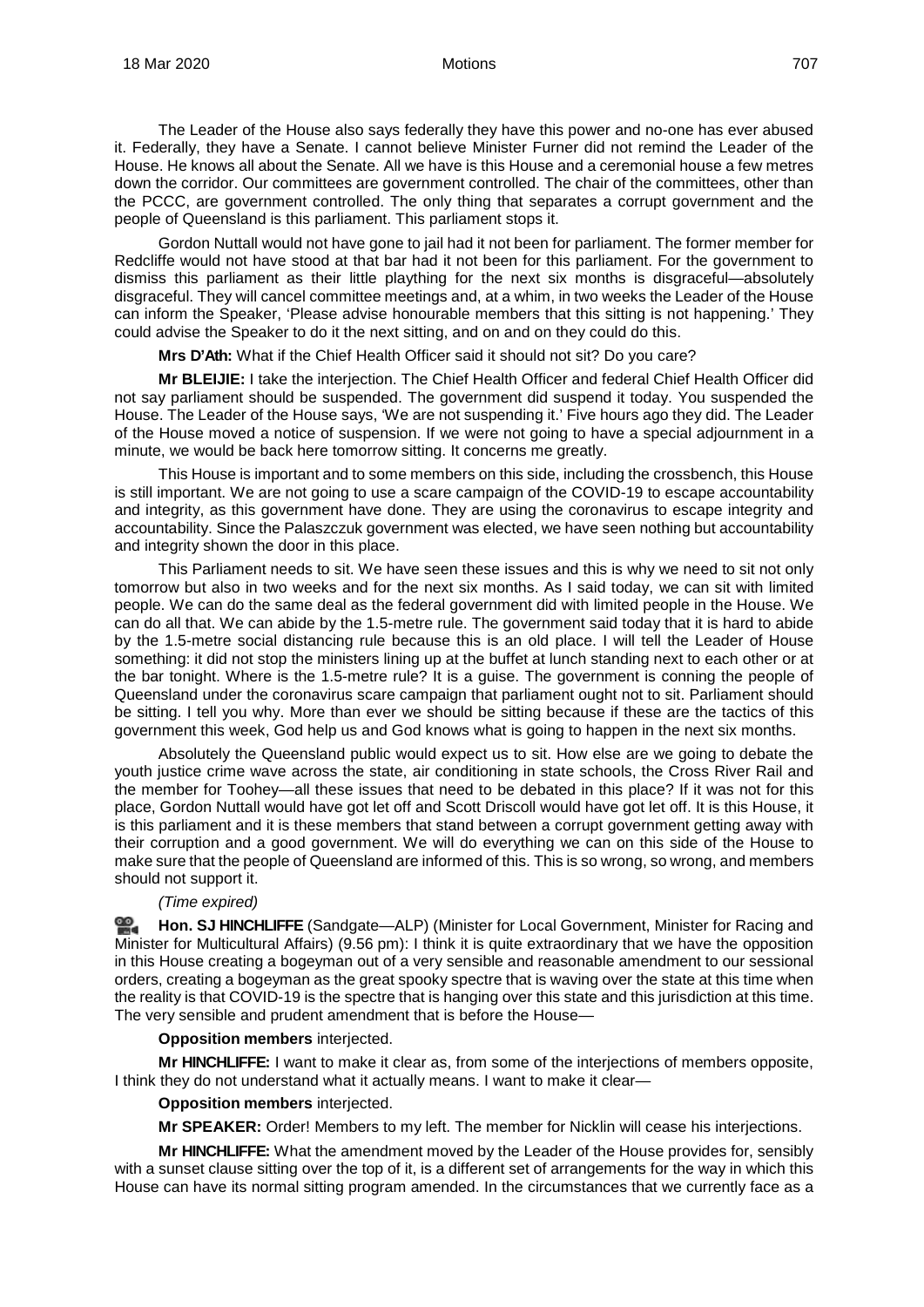The Leader of the House also says federally they have this power and no-one has ever abused it. Federally, they have a Senate. I cannot believe Minister Furner did not remind the Leader of the House. He knows all about the Senate. All we have is this House and a ceremonial house a few metres down the corridor. Our committees are government controlled. The chair of the committees, other than the PCCC, are government controlled. The only thing that separates a corrupt government and the people of Queensland is this parliament. This parliament stops it.

Gordon Nuttall would not have gone to jail had it not been for parliament. The former member for Redcliffe would not have stood at that bar had it not been for this parliament. For the government to dismiss this parliament as their little plaything for the next six months is disgraceful—absolutely disgraceful. They will cancel committee meetings and, at a whim, in two weeks the Leader of the House can inform the Speaker, 'Please advise honourable members that this sitting is not happening.' They could advise the Speaker to do it the next sitting, and on and on they could do this.

**Mrs D'Ath:** What if the Chief Health Officer said it should not sit? Do you care?

**Mr BLEIJIE:** I take the interjection. The Chief Health Officer and federal Chief Health Officer did not say parliament should be suspended. The government did suspend it today. You suspended the House. The Leader of the House says, 'We are not suspending it.' Five hours ago they did. The Leader of the House moved a notice of suspension. If we were not going to have a special adjournment in a minute, we would be back here tomorrow sitting. It concerns me greatly.

This House is important and to some members on this side, including the crossbench, this House is still important. We are not going to use a scare campaign of the COVID-19 to escape accountability and integrity, as this government have done. They are using the coronavirus to escape integrity and accountability. Since the Palaszczuk government was elected, we have seen nothing but accountability and integrity shown the door in this place.

This Parliament needs to sit. We have seen these issues and this is why we need to sit not only tomorrow but also in two weeks and for the next six months. As I said today, we can sit with limited people. We can do the same deal as the federal government did with limited people in the House. We can do all that. We can abide by the 1.5-metre rule. The government said today that it is hard to abide by the 1.5-metre social distancing rule because this is an old place. I will tell the Leader of House something: it did not stop the ministers lining up at the buffet at lunch standing next to each other or at the bar tonight. Where is the 1.5-metre rule? It is a guise. The government is conning the people of Queensland under the coronavirus scare campaign that parliament ought not to sit. Parliament should be sitting. I tell you why. More than ever we should be sitting because if these are the tactics of this government this week, God help us and God knows what is going to happen in the next six months.

Absolutely the Queensland public would expect us to sit. How else are we going to debate the youth justice crime wave across the state, air conditioning in state schools, the Cross River Rail and the member for Toohey—all these issues that need to be debated in this place? If it was not for this place, Gordon Nuttall would have got let off and Scott Driscoll would have got let off. It is this House, it is this parliament and it is these members that stand between a corrupt government getting away with their corruption and a good government. We will do everything we can on this side of the House to make sure that the people of Queensland are informed of this. This is so wrong, so wrong, and members should not support it.

*(Time expired)*

**Hon. SJ HINCHLIFFE** (Sandgate—ALP) (Minister for Local Government, Minister for Racing and Minister for Multicultural Affairs) (9.56 pm): I think it is quite extraordinary that we have the opposition in this House creating a bogeyman out of a very sensible and reasonable amendment to our sessional orders, creating a bogeyman as the great spooky spectre that is waving over the state at this time when the reality is that COVID-19 is the spectre that is hanging over this state and this jurisdiction at this time. The very sensible and prudent amendment that is before the House—

**Opposition members** interjected.

**Mr HINCHLIFFE:** I want to make it clear as, from some of the interjections of members opposite, I think they do not understand what it actually means. I want to make it clear—

**Opposition members** interjected.

**Mr SPEAKER:** Order! Members to my left. The member for Nicklin will cease his interjections.

**Mr HINCHLIFFE:** What the amendment moved by the Leader of the House provides for, sensibly with a sunset clause sitting over the top of it, is a different set of arrangements for the way in which this House can have its normal sitting program amended. In the circumstances that we currently face as a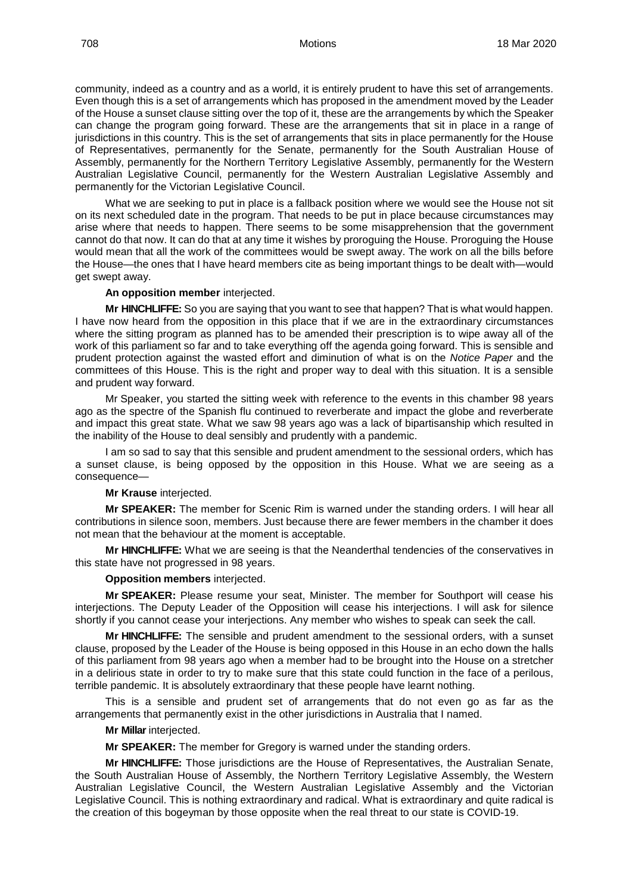community, indeed as a community, indeed as a country and as a world, it is entirely prudent to have this set of arrangements. Even though this is a set of arrangements which has proposed in the amendment moved by the Leader of the House a sunset clause sitting over the top of it, these are the arrangements by which the Speaker can change the program going forward. These are the arrangements that sit in place in a range of jurisdictions in this country. This is the set of arrangements that sits in place permanently for the House of Representatives, permanently for the Senate, permanently for the South Australian House of Assembly, permanently for the Northern Territory Legislative Assembly, permanently for the Western Australian Legislative Council, permanently for the Western Australian Legislative Assembly and permanently for the Victorian Legislative Council.

What we are seeking to put in place is a fallback position where we would see the House not sit on its next scheduled date in the program. That needs to be put in place because circumstances may arise where that needs to happen. There seems to be some misapprehension that the government cannot do that now. It can do that at any time it wishes by proroguing the House. Proroguing the House would mean that all the work of the committees would be swept away. The work on all the bills before the House—the ones that I have heard members cite as being important things to be dealt with—would get swept away.

**An opposition member** interjected.

**Mr HINCHLIFFE:** So you are saying that you want to see that happen? That is what would happen. I have now heard from the opposition in this place that if we are in the extraordinary circumstances where the sitting program as planned has to be amended their prescription is to wipe away all of the work of this parliament so far and to take everything off the agenda going forward. This is sensible and prudent protection against the wasted effort and diminution of what is on the *Notice Paper* and the committees of this House. This is the right and proper way to deal with this situation. It is a sensible and prudent way forward.

Mr Speaker, you started the sitting week with reference to the events in this chamber 98 years ago as the spectre of the Spanish flu continued to reverberate and impact the globe and reverberate and impact this great state. What we saw 98 years ago was a lack of bipartisanship which resulted in the inability of the House to deal sensibly and prudently with a pandemic.

I am so sad to say that this sensible and prudent amendment to the sessional orders, which has a sunset clause, is being opposed by the opposition in this House. What we are seeing as a consequence—

**Mr Krause** interjected.

**Mr SPEAKER:** The member for Scenic Rim is warned under the standing orders. I will hear all contributions in silence soon, members. Just because there are fewer members in the chamber it does not mean that the behaviour at the moment is acceptable.

**Mr HINCHLIFFE:** What we are seeing is that the Neanderthal tendencies of the conservatives in this state have not progressed in 98 years.

**Opposition members** interjected.

**Mr SPEAKER:** Please resume your seat, Minister. The member for Southport will cease his interjections. The Deputy Leader of the Opposition will cease his interjections. I will ask for silence shortly if you cannot cease your interjections. Any member who wishes to speak can seek the call.

**Mr HINCHLIFFE:** The sensible and prudent amendment to the sessional orders, with a sunset clause, proposed by the Leader of the House is being opposed in this House in an echo down the halls of this parliament from 98 years ago when a member had to be brought into the House on a stretcher in a delirious state in order to try to make sure that this state could function in the face of a perilous, terrible pandemic. It is absolutely extraordinary that these people have learnt nothing.

This is a sensible and prudent set of arrangements that do not even go as far as the arrangements that permanently exist in the other jurisdictions in Australia that I named.

**Mr Millar** interjected.

**Mr SPEAKER:** The member for Gregory is warned under the standing orders.

**Mr HINCHLIFFE:** Those jurisdictions are the House of Representatives, the Australian Senate, the South Australian House of Assembly, the Northern Territory Legislative Assembly, the Western Australian Legislative Council, the Western Australian Legislative Assembly and the Victorian Legislative Council. This is nothing extraordinary and radical. What is extraordinary and quite radical is the creation of this bogeyman by those opposite when the real threat to our state is COVID-19.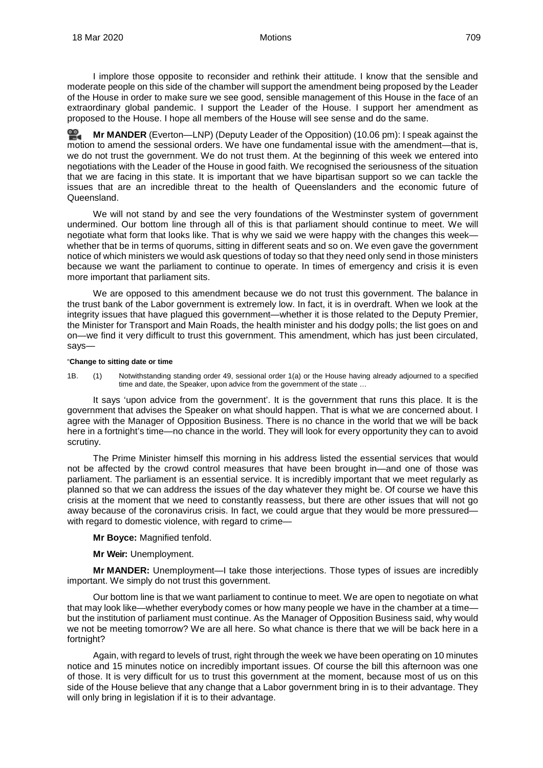I implore those opposite to reconsider and rethink their attitude. I know that the sensible and moderate people on this side of the chamber will support the amendment being proposed by the Leader of the House in order to make sure we see good, sensible management of this House in the face of an extraordinary global pandemic. I support the Leader of the House. I support her amendment as proposed to the House. I hope all members of the House will see sense and do the same.

**Mr MANDER** (Everton—LNP) (Deputy Leader of the Opposition) (10.06 pm): I speak against the motion to amend the sessional orders. We have one fundamental issue with the amendment—that is, we do not trust the government. We do not trust them. At the beginning of this week we entered into negotiations with the Leader of the House in good faith. We recognised the seriousness of the situation that we are facing in this state. It is important that we have bipartisan support so we can tackle the issues that are an incredible threat to the health of Queenslanders and the economic future of Queensland.

We will not stand by and see the very foundations of the Westminster system of government undermined. Our bottom line through all of this is that parliament should continue to meet. We will negotiate what form that looks like. That is why we said we were happy with the changes this week—whether that be in terms of quorums, sitting in different seats and so on. We even gave the government notice of which ministers we would ask questions of today so that they need only send in those ministers because we want the parliament to continue to operate. In times of emergency and crisis it is even more important that parliament sits.

We are opposed to this amendment because we do not trust this government. The balance in the trust bank of the Labor government is extremely low. In fact, it is in overdraft. When we look at the integrity issues that have plagued this government—whether it is those related to the Deputy Premier, the Minister for Transport and Main Roads, the health minister and his dodgy polls; the list goes on and on—we find it very difficult to trust this government. This amendment, which has just been circulated, says—

"**Change to sitting date or time**

1B. (1) Notwithstanding standing order 49, sessional order 1(a) or the House having already adjourned to a specified time and date, the Speaker, upon advice from the government of the state …

It says 'upon advice from the government'. It is the government that runs this place. It is the government that advises the Speaker on what should happen. That is what we are concerned about. I agree with the Manager of Opposition Business. There is no chance in the world that we will be back here in a fortnight's time—no chance in the world. They will look for every opportunity they can to avoid scrutiny.

The Prime Minister himself this morning in his address listed the essential services that would not be affected by the crowd control measures that have been brought in—and one of those was parliament. The parliament is an essential service. It is incredibly important that we meet regularly as planned so that we can address the issues of the day whatever they might be. Of course we have this crisis at the moment that we need to constantly reassess, but there are other issues that will not go away because of the coronavirus crisis. In fact, we could argue that they would be more pressured—with regard to domestic violence, with regard to crime—

**Mr Boyce:** Magnified tenfold.

**Mr Weir:** Unemployment.

**Mr MANDER:** Unemployment—I take those interjections. Those types of issues are incredibly important. We simply do not trust this government.

Our bottom line is that we want parliament to continue to meet. We are open to negotiate on what that may look like—whether everybody comes or how many people we have in the chamber at a time—but the institution of parliament must continue. As the Manager of Opposition Business said, why would we not be meeting tomorrow? We are all here. So what chance is there that we will be back here in a fortnight?

Again, with regard to levels of trust, right through the week we have been operating on 10 minutes notice and 15 minutes notice on incredibly important issues. Of course the bill this afternoon was one of those. It is very difficult for us to trust this government at the moment, because most of us on this side of the House believe that any change that a Labor government bring in is to their advantage. They will only bring in legislation if it is to their advantage.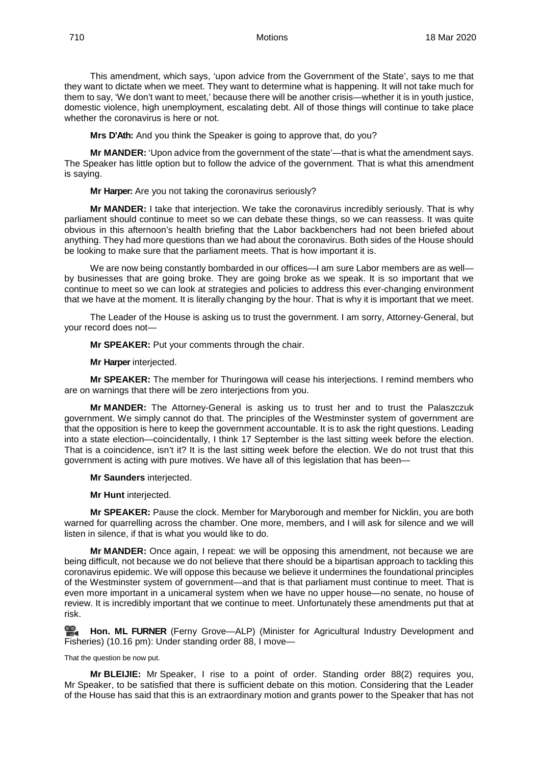This amendment, which says, 'upon advice from the Government of the State', says to me that they want to dictate when we meet. They want to determine what is happening. It will not take much for them to say, 'We don't want to meet,' because there will be another crisis—whether it is in youth justice, domestic violence, high unemployment, escalating debt. All of those things will continue to take place whether the coronavirus is here or not.

**Mrs D'Ath:** And you think the Speaker is going to approve that, do you?

**Mr MANDER:** 'Upon advice from the government of the state'—that is what the amendment says. The Speaker has little option but to follow the advice of the government. That is what this amendment is saying.

**Mr Harper:** Are you not taking the coronavirus seriously?

**Mr MANDER:** I take that interjection. We take the coronavirus incredibly seriously. That is why parliament should continue to meet so we can debate these things, so we can reassess. It was quite obvious in this afternoon's health briefing that the Labor backbenchers had not been briefed about anything. They had more questions than we had about the coronavirus. Both sides of the House should be looking to make sure that the parliament meets. That is how important it is.

We are now being constantly bombarded in our offices—I am sure Labor members are as well—by businesses that are going broke. They are going broke as we speak. It is so important that we continue to meet so we can look at strategies and policies to address this ever-changing environment that we have at the moment. It is literally changing by the hour. That is why it is important that we meet.

The Leader of the House is asking us to trust the government. I am sorry, Attorney-General, but your record does not—

**Mr SPEAKER:** Put your comments through the chair.

**Mr Harper** interjected.

**Mr SPEAKER:** The member for Thuringowa will cease his interjections. I remind members who are on warnings that there will be zero interjections from you.

**Mr MANDER:** The Attorney-General is asking us to trust her and to trust the Palaszczuk government. We simply cannot do that. The principles of the Westminster system of government are that the opposition is here to keep the government accountable. It is to ask the right questions. Leading into a state election—coincidentally, I think 17 September is the last sitting week before the election. That is a coincidence, isn't it? It is the last sitting week before the election. We do not trust that this government is acting with pure motives. We have all of this legislation that has been—

**Mr Saunders** interjected.

**Mr Hunt** interjected.

**Mr SPEAKER:** Pause the clock. Member for Maryborough and member for Nicklin, you are both warned for quarrelling across the chamber. One more, members, and I will ask for silence and we will listen in silence, if that is what you would like to do.

**Mr MANDER:** Once again, I repeat: we will be opposing this amendment, not because we are being difficult, not because we do not believe that there should be a bipartisan approach to tackling this coronavirus epidemic. We will oppose this because we believe it undermines the foundational principles of the Westminster system of government—and that is that parliament must continue to meet. That is even more important in a unicameral system when we have no upper house—no senate, no house of review. It is incredibly important that we continue to meet. Unfortunately these amendments put that at risk.

**Hon. ML FURNER** (Ferny Grove—ALP) (Minister for Agricultural Industry Development and Fisheries) (10.16 pm): Under standing order 88, I move—

That the question be now put.

**Mr BLEIJIE:** Mr Speaker, I rise to a point of order. Standing order 88(2) requires you, Mr Speaker, to be satisfied that there is sufficient debate on this motion. Considering that the Leader of the House has said that this is an extraordinary motion and grants power to the Speaker that has not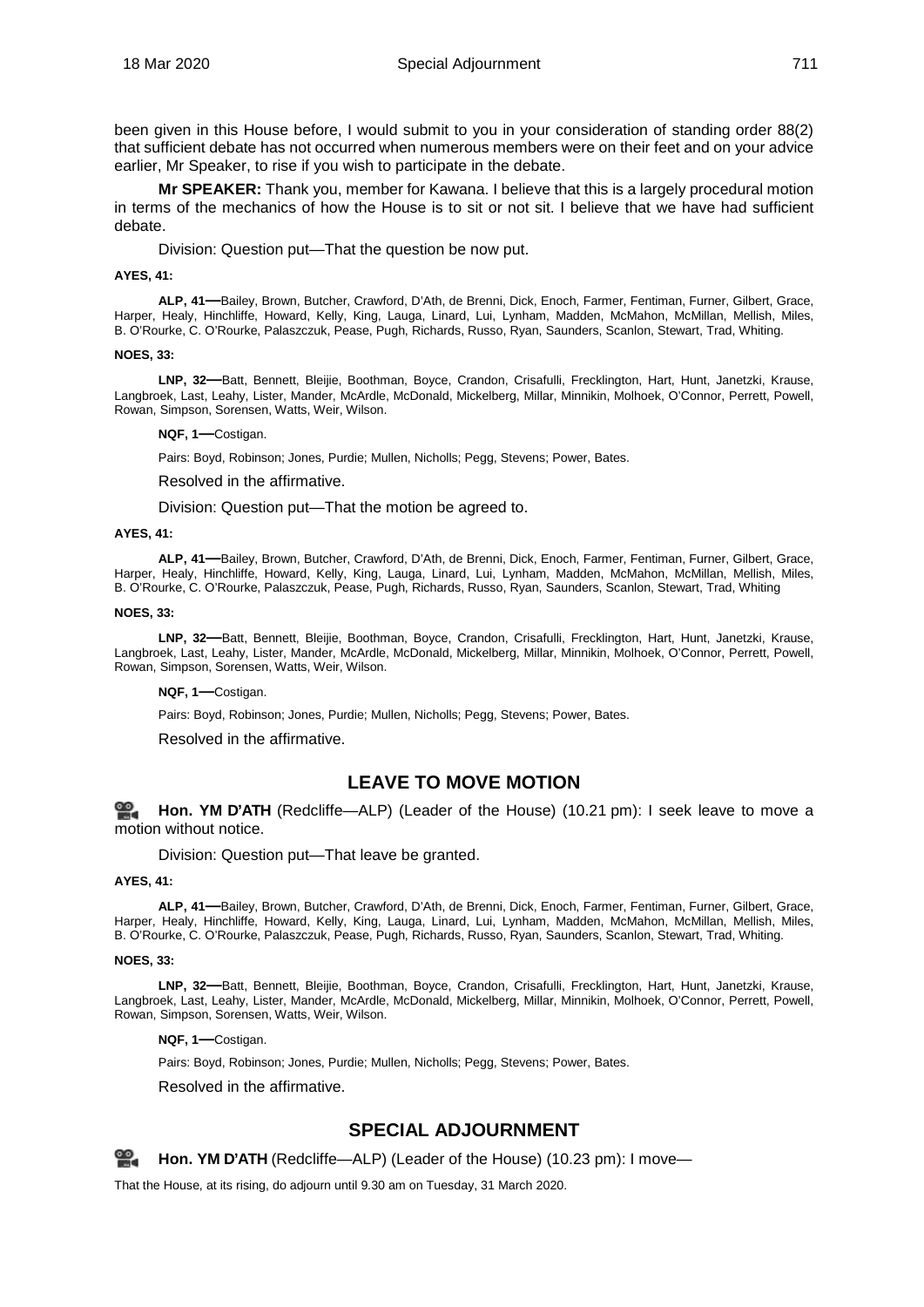been given in this House before, I would submit to you in your consideration of standing order 88(2) that sufficient debate has not occurred when numerous members were on their feet and on your advice earlier, Mr Speaker, to rise if you wish to participate in the debate.

**Mr SPEAKER:** Thank you, member for Kawana. I believe that this is a largely procedural motion in terms of the mechanics of how the House is to sit or not sit. I believe that we have had sufficient debate.

Division: Question put—That the question be now put.

**AYES, 41:**

**ALP, 41—**Bailey, Brown, Butcher, Crawford, D'Ath, de Brenni, Dick, Enoch, Farmer, Fentiman, Furner, Gilbert, Grace, Harper, Healy, Hinchliffe, Howard, Kelly, King, Lauga, Linard, Lui, Lynham, Madden, McMahon, McMillan, Mellish, Miles, B. O'Rourke, C. O'Rourke, Palaszczuk, Pease, Pugh, Richards, Russo, Ryan, Saunders, Scanlon, Stewart, Trad, Whiting.

**NOES, 33:**

**LNP, 32—**Batt, Bennett, Bleijie, Boothman, Boyce, Crandon, Crisafulli, Frecklington, Hart, Hunt, Janetzki, Krause, Langbroek, Last, Leahy, Lister, Mander, McArdle, McDonald, Mickelberg, Millar, Minnikin, Molhoek, O'Connor, Perrett, Powell, Rowan, Simpson, Sorensen, Watts, Weir, Wilson.

**NQF, 1—**Costigan.

Pairs: Boyd, Robinson; Jones, Purdie; Mullen, Nicholls; Pegg, Stevens; Power, Bates.

Resolved in the affirmative.

Division: Question put—That the motion be agreed to.

**AYES, 41:**

**ALP, 41—**Bailey, Brown, Butcher, Crawford, D'Ath, de Brenni, Dick, Enoch, Farmer, Fentiman, Furner, Gilbert, Grace, Harper, Healy, Hinchliffe, Howard, Kelly, King, Lauga, Linard, Lui, Lynham, Madden, McMahon, McMillan, Mellish, Miles, B. O'Rourke, C. O'Rourke, Palaszczuk, Pease, Pugh, Richards, Russo, Ryan, Saunders, Scanlon, Stewart, Trad, Whiting

**NOES, 33:**

**LNP, 32—**Batt, Bennett, Bleijie, Boothman, Boyce, Crandon, Crisafulli, Frecklington, Hart, Hunt, Janetzki, Krause, Langbroek, Last, Leahy, Lister, Mander, McArdle, McDonald, Mickelberg, Millar, Minnikin, Molhoek, O'Connor, Perrett, Powell, Rowan, Simpson, Sorensen, Watts, Weir, Wilson.

**NQF, 1—**Costigan.

Pairs: Boyd, Robinson; Jones, Purdie; Mullen, Nicholls; Pegg, Stevens; Power, Bates.

Resolved in the affirmative.

## LEAVE TO MOVE MOTION

**Hon. YM D'ATH** (Redcliffe—ALP) (Leader of the House) (10.21 pm): I seek leave to move a motion without notice.

Division: Question put—That leave be granted.

**AYES, 41:**

**ALP, 41—**Bailey, Brown, Butcher, Crawford, D'Ath, de Brenni, Dick, Enoch, Farmer, Fentiman, Furner, Gilbert, Grace, Harper, Healy, Hinchliffe, Howard, Kelly, King, Lauga, Linard, Lui, Lynham, Madden, McMahon, McMillan, Mellish, Miles, B. O'Rourke, C. O'Rourke, Palaszczuk, Pease, Pugh, Richards, Russo, Ryan, Saunders, Scanlon, Stewart, Trad, Whiting.

**NOES, 33:**

**LNP, 32—**Batt, Bennett, Bleijie, Boothman, Boyce, Crandon, Crisafulli, Frecklington, Hart, Hunt, Janetzki, Krause, Langbroek, Last, Leahy, Lister, Mander, McArdle, McDonald, Mickelberg, Millar, Minnikin, Molhoek, O'Connor, Perrett, Powell, Rowan, Simpson, Sorensen, Watts, Weir, Wilson.

**NQF, 1—**Costigan.

Pairs: Boyd, Robinson; Jones, Purdie; Mullen, Nicholls; Pegg, Stevens; Power, Bates.

Resolved in the affirmative.

## SPECIAL ADJOURNMENT

**Hon. YM D'ATH** (Redcliffe—ALP) (Leader of the House) (10.23 pm): I move—

That the House, at its rising, do adjourn until 9.30 am on Tuesday, 31 March 2020.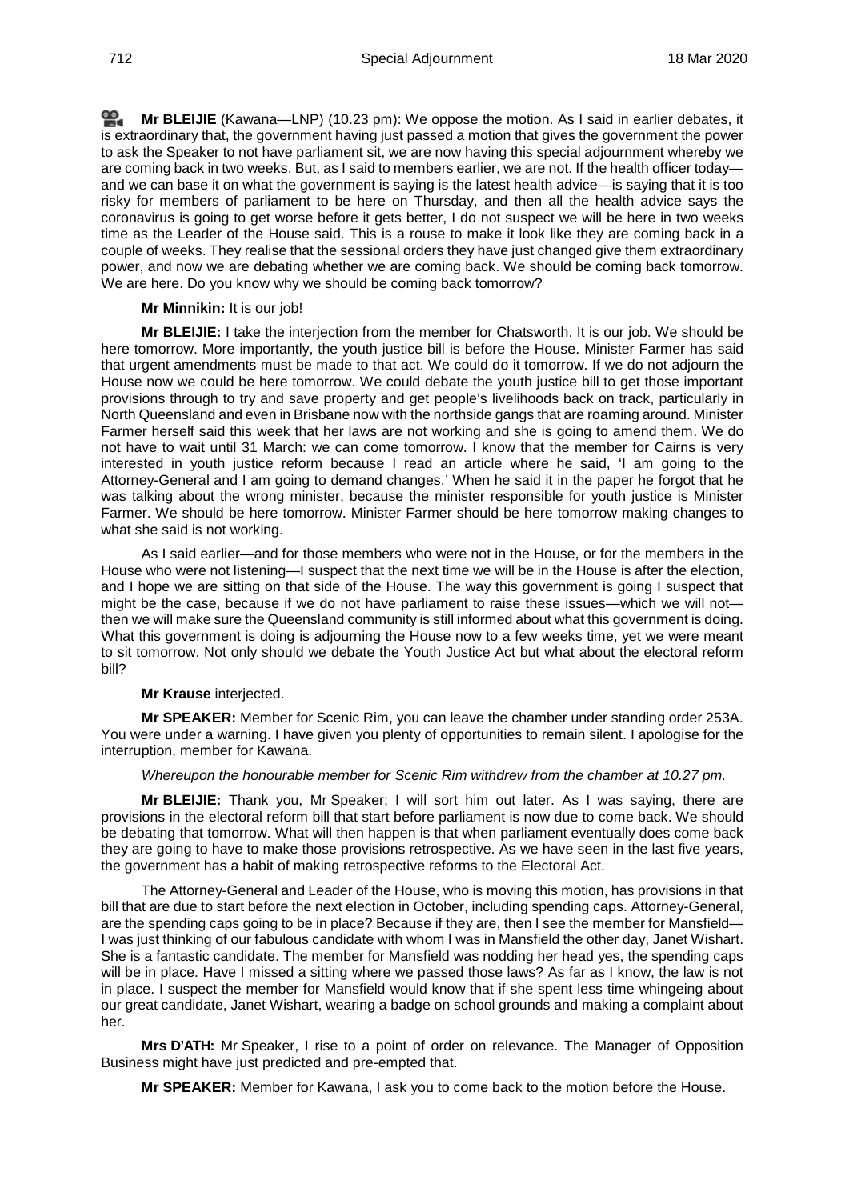**Mr BLEIJIE** (Kawana—LNP) (10.23 pm): We oppose the motion. As I said in earlier debates, it is extraordinary that, the government having just passed a motion that gives the government the power to ask the Speaker to not have parliament sit, we are now having this special adjournment whereby we are coming back in two weeks. But, as I said to members earlier, we are not. If the health officer today—and we can base it on what the government is saying is the latest health advice—is saying that it is too risky for members of parliament to be here on Thursday, and then all the health advice says the coronavirus is going to get worse before it gets better, I do not suspect we will be here in two weeks time as the Leader of the House said. This is a rouse to make it look like they are coming back in a couple of weeks. They realise that the sessional orders they have just changed give them extraordinary power, and now we are debating whether we are coming back. We should be coming back tomorrow. We are here. Do you know why we should be coming back tomorrow?

**Mr Minnikin:** It is our job!

**Mr BLEIJIE:** I take the interjection from the member for Chatsworth. It is our job. We should be here tomorrow. More importantly, the youth justice bill is before the House. Minister Farmer has said that urgent amendments must be made to that act. We could do it tomorrow. If we do not adjourn the House now we could be here tomorrow. We could debate the youth justice bill to get those important provisions through to try and save property and get people's livelihoods back on track, particularly in North Queensland and even in Brisbane now with the northside gangs that are roaming around. Minister Farmer herself said this week that her laws are not working and she is going to amend them. We do not have to wait until 31 March: we can come tomorrow. I know that the member for Cairns is very interested in youth justice reform because I read an article where he said, 'I am going to the Attorney-General and I am going to demand changes.' When he said it in the paper he forgot that he was talking about the wrong minister, because the minister responsible for youth justice is Minister Farmer. We should be here tomorrow. Minister Farmer should be here tomorrow making changes to what she said is not working.

As I said earlier—and for those members who were not in the House, or for the members in the House who were not listening—I suspect that the next time we will be in the House is after the election, and I hope we are sitting on that side of the House. The way this government is going I suspect that might be the case, because if we do not have parliament to raise these issues—which we will not—then we will make sure the Queensland community is still informed about what this government is doing. What this government is doing is adjourning the House now to a few weeks time, yet we were meant to sit tomorrow. Not only should we debate the Youth Justice Act but what about the electoral reform bill?

**Mr Krause** interjected.

**Mr SPEAKER:** Member for Scenic Rim, you can leave the chamber under standing order 253A. You were under a warning. I have given you plenty of opportunities to remain silent. I apologise for the interruption, member for Kawana.

*Whereupon the honourable member for Scenic Rim withdrew from the chamber at 10.27 pm.*

**Mr BLEIJIE:** Thank you, Mr Speaker; I will sort him out later. As I was saying, there are provisions in the electoral reform bill that start before parliament is now due to come back. We should be debating that tomorrow. What will then happen is that when parliament eventually does come back they are going to have to make those provisions retrospective. As we have seen in the last five years, the government has a habit of making retrospective reforms to the Electoral Act.

The Attorney-General and Leader of the House, who is moving this motion, has provisions in that bill that are due to start before the next election in October, including spending caps. Attorney-General, are the spending caps going to be in place? Because if they are, then I see the member for Mansfield—I was just thinking of our fabulous candidate with whom I was in Mansfield the other day, Janet Wishart. She is a fantastic candidate. The member for Mansfield was nodding her head yes, the spending caps will be in place. Have I missed a sitting where we passed those laws? As far as I know, the law is not in place. I suspect the member for Mansfield would know that if she spent less time whingeing about our great candidate, Janet Wishart, wearing a badge on school grounds and making a complaint about her.

**Mrs D'ATH:** Mr Speaker, I rise to a point of order on relevance. The Manager of Opposition Business might have just predicted and pre-empted that.

**Mr SPEAKER:** Member for Kawana, I ask you to come back to the motion before the House.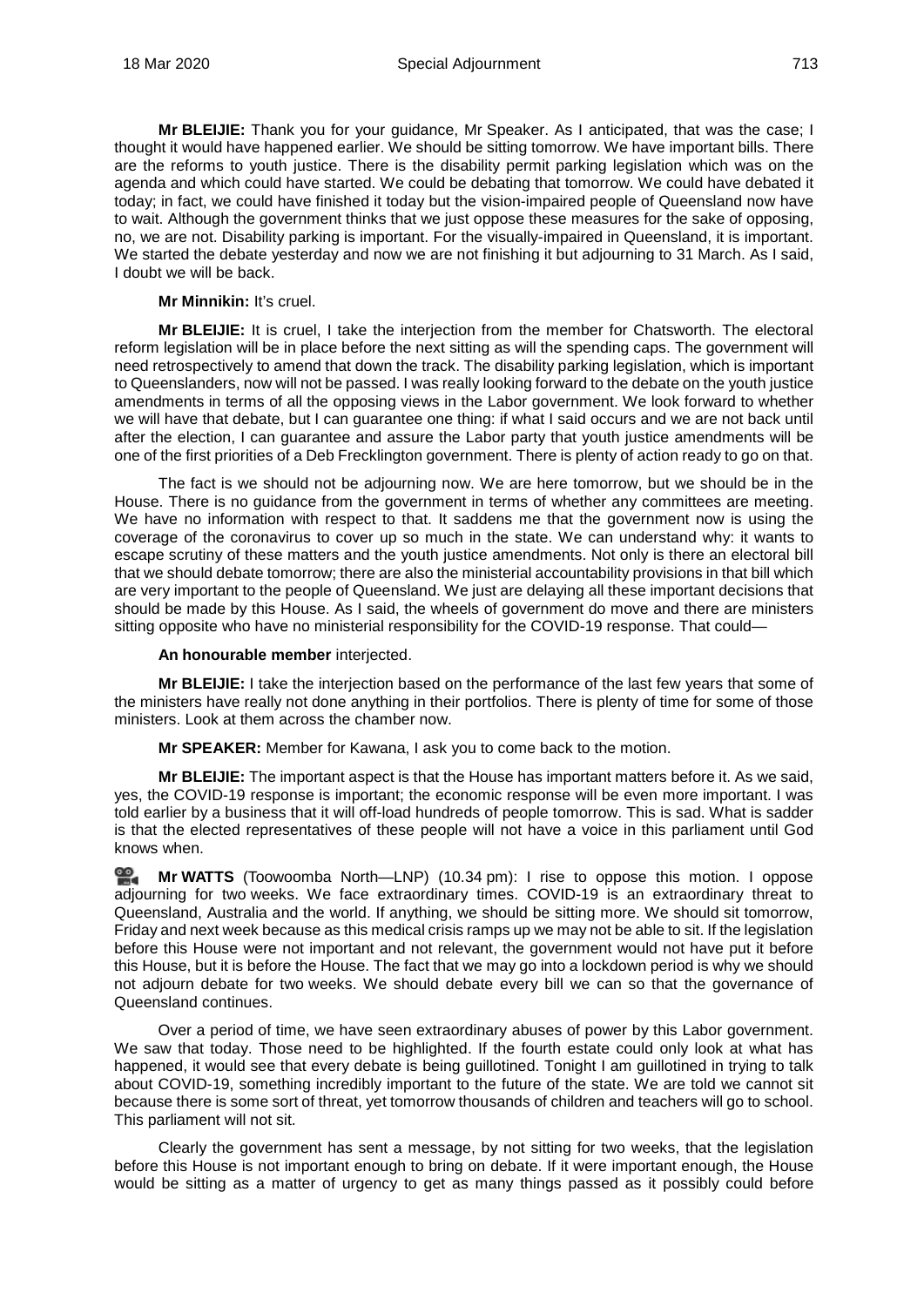**Mr BLEIJIE:** Thank you for your guidance, Mr Speaker. As I anticipated, that was the case; I thought it would have happened earlier. We should be sitting tomorrow. We have important bills. There are the reforms to youth justice. There is the disability permit parking legislation which was on the agenda and which could have started. We could be debating that tomorrow. We could have debated it today; in fact, we could have finished it today but the vision-impaired people of Queensland now have to wait. Although the government thinks that we just oppose these measures for the sake of opposing, no, we are not. Disability parking is important. For the visually-impaired in Queensland, it is important. We started the debate yesterday and now we are not finishing it but adjourning to 31 March. As I said, I doubt we will be back.

**Mr Minnikin:** It's cruel.

**Mr BLEIJIE:** It is cruel, I take the interjection from the member for Chatsworth. The electoral reform legislation will be in place before the next sitting as will the spending caps. The government will need retrospectively to amend that down the track. The disability parking legislation, which is important to Queenslanders, now will not be passed. I was really looking forward to the debate on the youth justice amendments in terms of all the opposing views in the Labor government. We look forward to whether we will have that debate, but I can guarantee one thing: if what I said occurs and we are not back until after the election, I can guarantee and assure the Labor party that youth justice amendments will be one of the first priorities of a Deb Frecklington government. There is plenty of action ready to go on that.

The fact is we should not be adjourning now. We are here tomorrow, but we should be in the House. There is no guidance from the government in terms of whether any committees are meeting. We have no information with respect to that. It saddens me that the government now is using the coverage of the coronavirus to cover up so much in the state. We can understand why: it wants to escape scrutiny of these matters and the youth justice amendments. Not only is there an electoral bill that we should debate tomorrow; there are also the ministerial accountability provisions in that bill which are very important to the people of Queensland. We just are delaying all these important decisions that should be made by this House. As I said, the wheels of government do move and there are ministers sitting opposite who have no ministerial responsibility for the COVID-19 response. That could—

**An honourable member** interjected.

**Mr BLEIJIE:** I take the interjection based on the performance of the last few years that some of the ministers have really not done anything in their portfolios. There is plenty of time for some of those ministers. Look at them across the chamber now.

**Mr SPEAKER:** Member for Kawana, I ask you to come back to the motion.

**Mr BLEIJIE:** The important aspect is that the House has important matters before it. As we said, yes, the COVID-19 response is important; the economic response will be even more important. I was told earlier by a business that it will off-load hundreds of people tomorrow. This is sad. What is sadder is that the elected representatives of these people will not have a voice in this parliament until God knows when.

**Mr WATTS** (Toowoomba North—LNP) (10.34 pm): I rise to oppose this motion. I oppose adjourning for two weeks. We face extraordinary times. COVID-19 is an extraordinary threat to Queensland, Australia and the world. If anything, we should be sitting more. We should sit tomorrow, Friday and next week because as this medical crisis ramps up we may not be able to sit. If the legislation before this House were not important and not relevant, the government would not have put it before this House, but it is before the House. The fact that we may go into a lockdown period is why we should not adjourn debate for two weeks. We should debate every bill we can so that the governance of Queensland continues.

Over a period of time, we have seen extraordinary abuses of power by this Labor government. We saw that today. Those need to be highlighted. If the fourth estate could only look at what has happened, it would see that every debate is being guillotined. Tonight I am guillotined in trying to talk about COVID-19, something incredibly important to the future of the state. We are told we cannot sit because there is some sort of threat, yet tomorrow thousands of children and teachers will go to school. This parliament will not sit.

Clearly the government has sent a message, by not sitting for two weeks, that the legislation before this House is not important enough to bring on debate. If it were important enough, the House would be sitting as a matter of urgency to get as many things passed as it possibly could before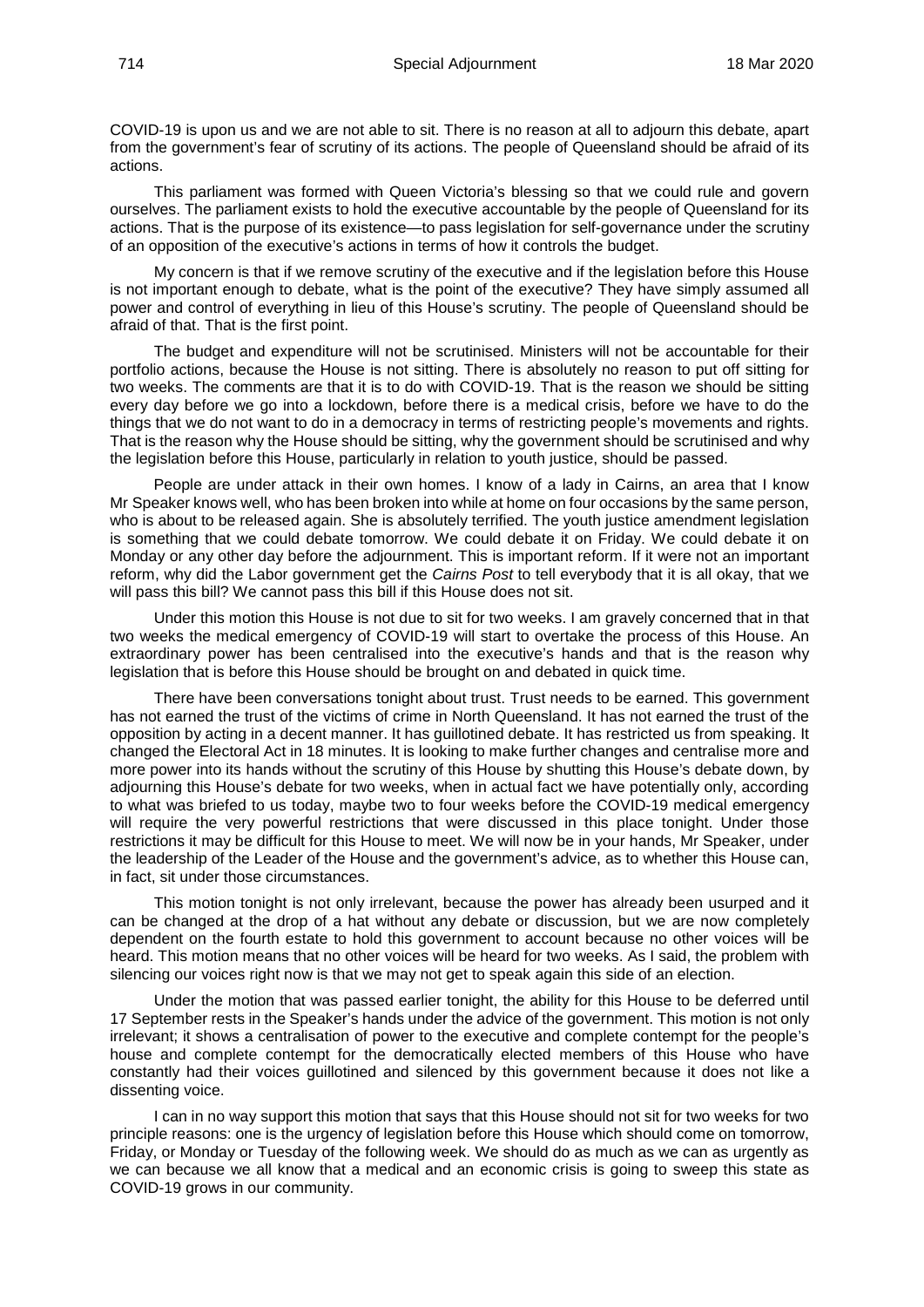COVID-19 is upon us and we are not able to sit. There is no reason at all to adjourn this debate, apart from the government's fear of scrutiny of its actions. The people of Queensland should be afraid of its actions.

This parliament was formed with Queen Victoria's blessing so that we could rule and govern ourselves. The parliament exists to hold the executive accountable by the people of Queensland for its actions. That is the purpose of its existence—to pass legislation for self-governance under the scrutiny of an opposition of the executive's actions in terms of how it controls the budget.

My concern is that if we remove scrutiny of the executive and if the legislation before this House is not important enough to debate, what is the point of the executive? They have simply assumed all power and control of everything in lieu of this House's scrutiny. The people of Queensland should be afraid of that. That is the first point.

The budget and expenditure will not be scrutinised. Ministers will not be accountable for their portfolio actions, because the House is not sitting. There is absolutely no reason to put off sitting for two weeks. The comments are that it is to do with COVID-19. That is the reason we should be sitting every day before we go into a lockdown, before there is a medical crisis, before we have to do the things that we do not want to do in a democracy in terms of restricting people's movements and rights. That is the reason why the House should be sitting, why the government should be scrutinised and why the legislation before this House, particularly in relation to youth justice, should be passed.

People are under attack in their own homes. I know of a lady in Cairns, an area that I know Mr Speaker knows well, who has been broken into while at home on four occasions by the same person, who is about to be released again. She is absolutely terrified. The youth justice amendment legislation is something that we could debate tomorrow. We could debate it on Friday. We could debate it on Monday or any other day before the adjournment. This is important reform. If it were not an important reform, why did the Labor government get the *Cairns Post* to tell everybody that it is all okay, that we will pass this bill? We cannot pass this bill if this House does not sit.

Under this motion this House is not due to sit for two weeks. I am gravely concerned that in that two weeks the medical emergency of COVID-19 will start to overtake the process of this House. An extraordinary power has been centralised into the executive's hands and that is the reason why legislation that is before this House should be brought on and debated in quick time.

There have been conversations tonight about trust. Trust needs to be earned. This government has not earned the trust of the victims of crime in North Queensland. It has not earned the trust of the opposition by acting in a decent manner. It has guillotined debate. It has restricted us from speaking. It changed the Electoral Act in 18 minutes. It is looking to make further changes and centralise more and more power into its hands without the scrutiny of this House by shutting this House's debate down, by adjourning this House's debate for two weeks, when in actual fact we have potentially only, according to what was briefed to us today, maybe two to four weeks before the COVID-19 medical emergency will require the very powerful restrictions that were discussed in this place tonight. Under those restrictions it may be difficult for this House to meet. We will now be in your hands, Mr Speaker, under the leadership of the Leader of the House and the government's advice, as to whether this House can, in fact, sit under those circumstances.

This motion tonight is not only irrelevant, because the power has already been usurped and it can be changed at the drop of a hat without any debate or discussion, but we are now completely dependent on the fourth estate to hold this government to account because no other voices will be heard. This motion means that no other voices will be heard for two weeks. As I said, the problem with silencing our voices right now is that we may not get to speak again this side of an election.

Under the motion that was passed earlier tonight, the ability for this House to be deferred until 17 September rests in the Speaker's hands under the advice of the government. This motion is not only irrelevant; it shows a centralisation of power to the executive and complete contempt for the people's house and complete contempt for the democratically elected members of this House who have constantly had their voices guillotined and silenced by this government because it does not like a dissenting voice.

I can in no way support this motion that says that this House should not sit for two weeks for two principle reasons: one is the urgency of legislation before this House which should come on tomorrow, Friday, or Monday or Tuesday of the following week. We should do as much as we can as urgently as we can because we all know that a medical and an economic crisis is going to sweep this state as COVID-19 grows in our community.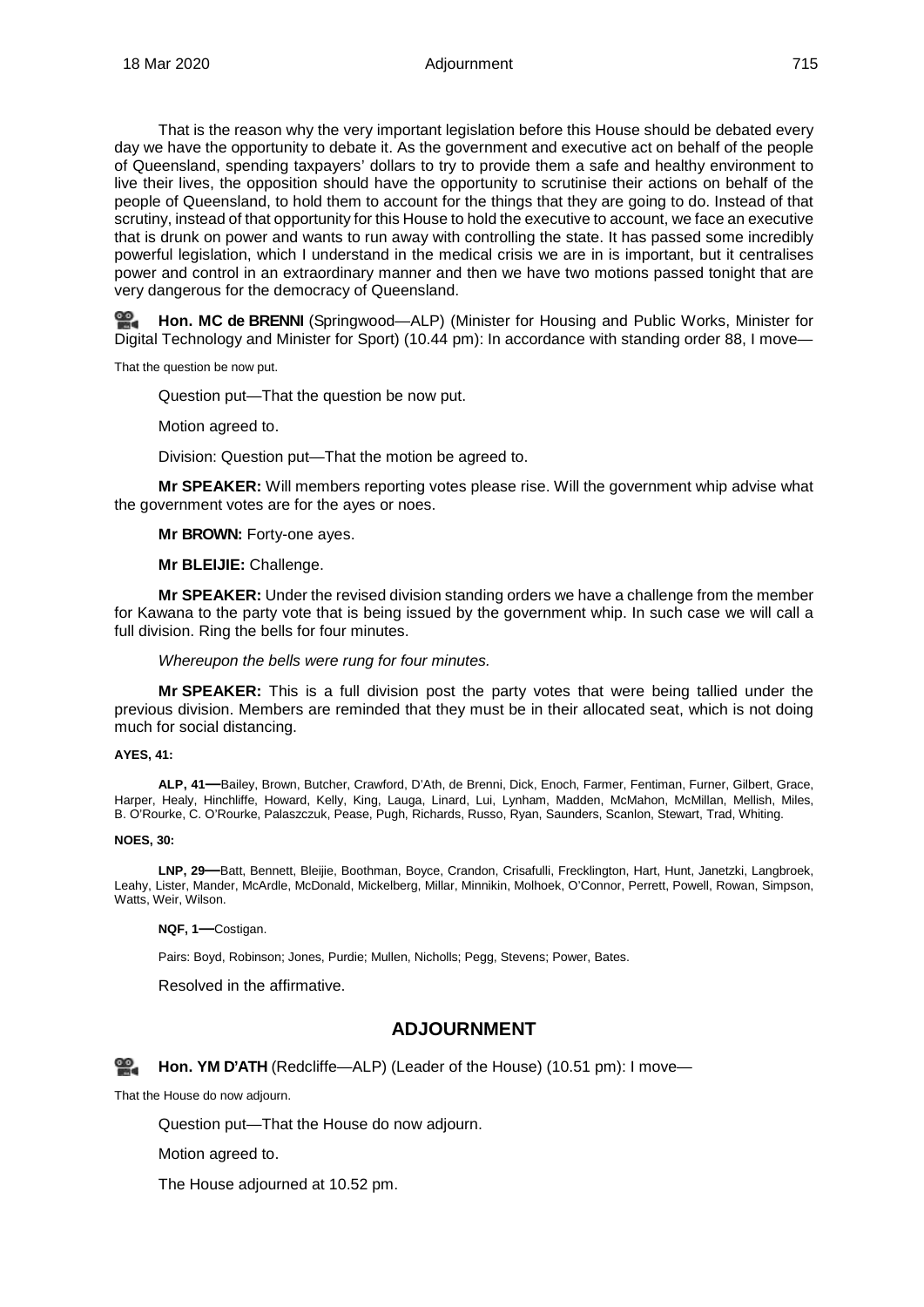That is the reason why the very important legislation before this House should be debated every day we have the opportunity to debate it. As the government and executive act on behalf of the people of Queensland, spending taxpayers' dollars to try to provide them a safe and healthy environment to live their lives, the opposition should have the opportunity to scrutinise their actions on behalf of the people of Queensland, to hold them to account for the things that they are going to do. Instead of that scrutiny, instead of that opportunity for this House to hold the executive to account, we face an executive that is drunk on power and wants to run away with controlling the state. It has passed some incredibly powerful legislation, which I understand in the medical crisis we are in is important, but it centralises power and control in an extraordinary manner and then we have two motions passed tonight that are very dangerous for the democracy of Queensland.

**Hon. MC de BRENNI** (Springwood—ALP) (Minister for Housing and Public Works, Minister for Digital Technology and Minister for Sport) (10.44 pm): In accordance with standing order 88, I move—

That the question be now put.

Question put—That the question be now put.

Motion agreed to.

Division: Question put—That the motion be agreed to.

**Mr SPEAKER:** Will members reporting votes please rise. Will the government whip advise what the government votes are for the ayes or noes.

**Mr BROWN:** Forty-one ayes.

**Mr BLEIJIE:** Challenge.

**Mr SPEAKER:** Under the revised division standing orders we have a challenge from the member for Kawana to the party vote that is being issued by the government whip. In such case we will call a full division. Ring the bells for four minutes.

*Whereupon the bells were rung for four minutes.*

**Mr SPEAKER:** This is a full division post the party votes that were being tallied under the previous division. Members are reminded that they must be in their allocated seat, which is not doing much for social distancing.

**AYES, 41:**

**ALP, 41—**Bailey, Brown, Butcher, Crawford, D'Ath, de Brenni, Dick, Enoch, Farmer, Fentiman, Furner, Gilbert, Grace, Harper, Healy, Hinchliffe, Howard, Kelly, King, Lauga, Linard, Lui, Lynham, Madden, McMahon, McMillan, Mellish, Miles, B. O'Rourke, C. O'Rourke, Palaszczuk, Pease, Pugh, Richards, Russo, Ryan, Saunders, Scanlon, Stewart, Trad, Whiting.

**NOES, 30:**

**LNP, 29—**Batt, Bennett, Bleijie, Boothman, Boyce, Crandon, Crisafulli, Frecklington, Hart, Hunt, Janetzki, Langbroek, Leahy, Lister, Mander, McArdle, McDonald, Mickelberg, Millar, Minnikin, Molhoek, O'Connor, Perrett, Powell, Rowan, Simpson, Watts, Weir, Wilson.

**NQF, 1—**Costigan.

Pairs: Boyd, Robinson; Jones, Purdie; Mullen, Nicholls; Pegg, Stevens; Power, Bates.

Resolved in the affirmative.

## ADJOURNMENT

**Hon. YM D'ATH** (Redcliffe—ALP) (Leader of the House) (10.51 pm): I move—

That the House do now adjourn.

Question put—That the House do now adjourn.

Motion agreed to.

The House adjourned at 10.52 pm.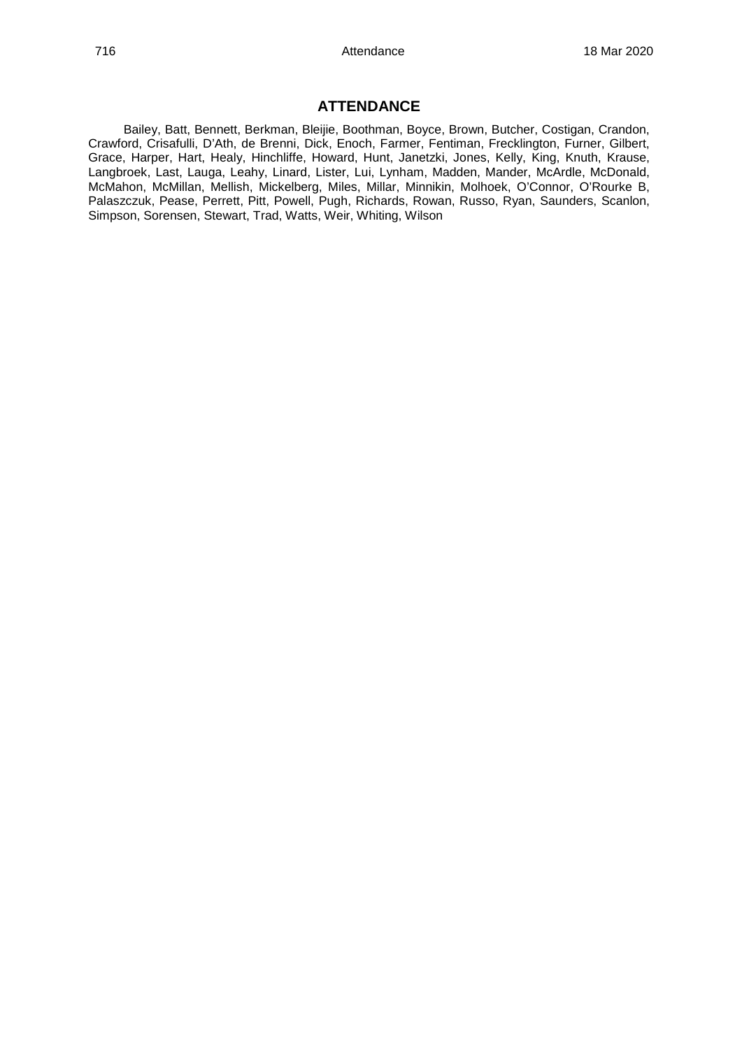# ATTENDANCE

Bailey, Batt, Bennett, Berkman, Bleijie, Boothman, Boyce, Brown, Butcher, Costigan, Crandon, Crawford, Crisafulli, D'Ath, de Brenni, Dick, Enoch, Farmer, Fentiman, Frecklington, Furner, Gilbert, Grace, Harper, Hart, Healy, Hinchliffe, Howard, Hunt, Janetzki, Jones, Kelly, King, Knuth, Krause, Langbroek, Last, Lauga, Leahy, Linard, Lister, Lui, Lynham, Madden, Mander, McArdle, McDonald, McMahon, McMillan, Mellish, Mickelberg, Miles, Millar, Minnikin, Molhoek, O'Connor, O'Rourke B, Palaszczuk, Pease, Perrett, Pitt, Powell, Pugh, Richards, Rowan, Russo, Ryan, Saunders, Scanlon, Simpson, Sorensen, Stewart, Trad, Watts, Weir, Whiting, Wilson